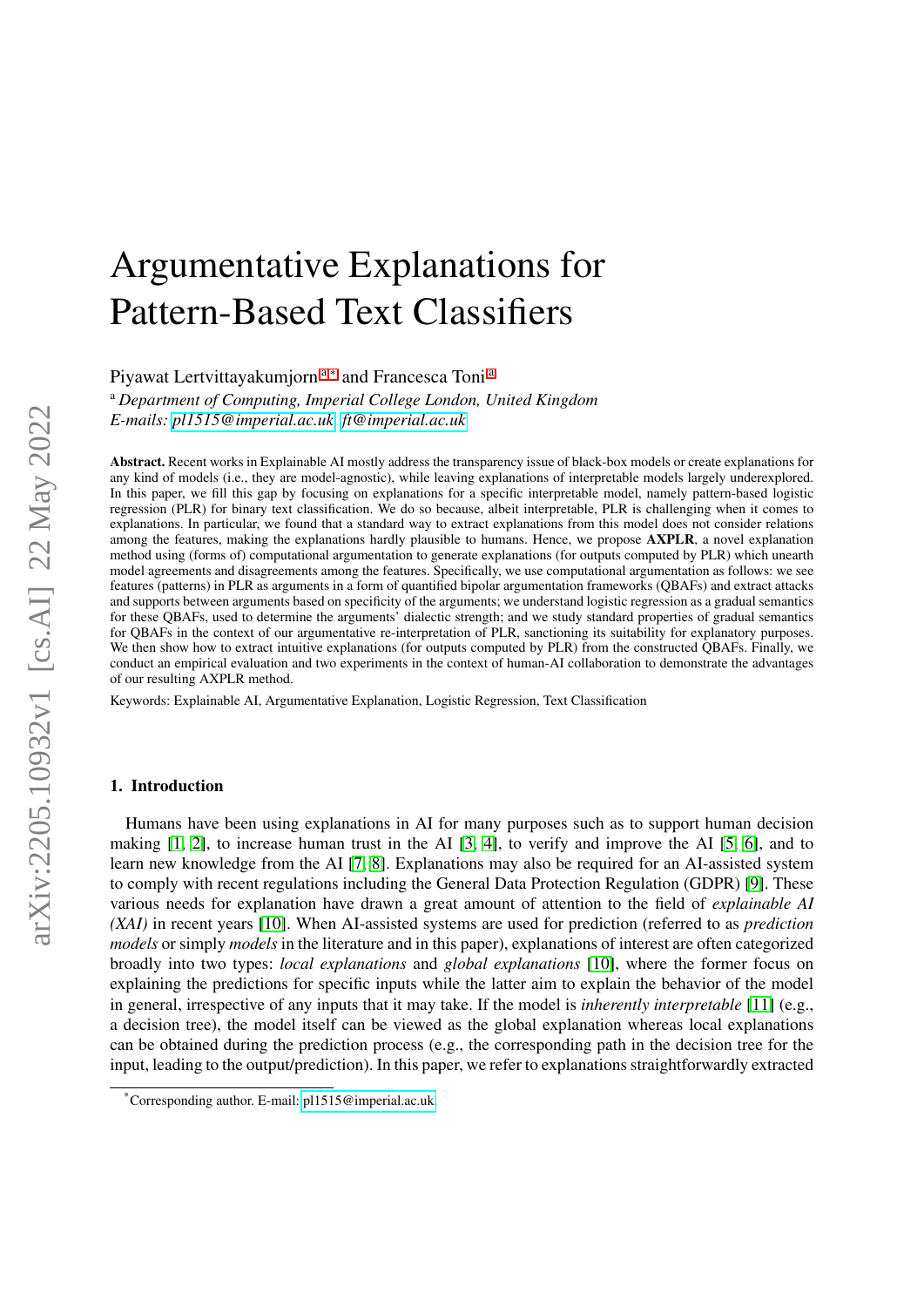# Argumentative Explanations for Pattern-Based Text Classifiers

Piyawat Lertvittayakumjorn[a,*] and Francesca Toni[a]

[a] *Department of Computing, Imperial College London, United Kingdom*
*E-mails: pl1515@imperial.ac.uk, ft@imperial.ac.uk*

**Abstract.** Recent works in Explainable AI mostly address the transparency issue of black-box models or create explanations for any kind of models (i.e., they are model-agnostic), while leaving explanations of interpretable models largely underexplored. In this paper, we fill this gap by focusing on explanations for a specific interpretable model, namely pattern-based logistic regression (PLR) for binary text classification. We do so because, albeit interpretable, PLR is challenging when it comes to explanations. In particular, we found that a standard way to extract explanations from this model does not consider relations among the features, making the explanations hardly plausible to humans. Hence, we propose **AXPLR**, a novel explanation method using (forms of) computational argumentation to generate explanations (for outputs computed by PLR) which unearth model agreements and disagreements among the features. Specifically, we use computational argumentation as follows: we see features (patterns) in PLR as arguments in a form of quantified bipolar argumentation frameworks (QBAFs) and extract attacks and supports between arguments based on specificity of the arguments; we understand logistic regression as a gradual semantics for these QBAFs, used to determine the arguments' dialectic strength; and we study standard properties of gradual semantics for QBAFs in the context of our argumentative re-interpretation of PLR, sanctioning its suitability for explanatory purposes. We then show how to extract intuitive explanations (for outputs computed by PLR) from the constructed QBAFs. Finally, we conduct an empirical evaluation and two experiments in the context of human-AI collaboration to demonstrate the advantages of our resulting AXPLR method.

Keywords: Explainable AI, Argumentative Explanation, Logistic Regression, Text Classification

## 1. Introduction

Humans have been using explanations in AI for many purposes such as to support human decision making [1, 2], to increase human trust in the AI [3, 4], to verify and improve the AI [5, 6], and to learn new knowledge from the AI [7, 8]. Explanations may also be required for an AI-assisted system to comply with recent regulations including the General Data Protection Regulation (GDPR) [9]. These various needs for explanation have drawn a great amount of attention to the field of *explainable AI (XAI)* in recent years [10]. When AI-assisted systems are used for prediction (referred to as *prediction models* or simply *models* in the literature and in this paper), explanations of interest are often categorized broadly into two types: *local explanations* and *global explanations* [10], where the former focus on explaining the predictions for specific inputs while the latter aim to explain the behavior of the model in general, irrespective of any inputs that it may take. If the model is *inherently interpretable* [11] (e.g., a decision tree), the model itself can be viewed as the global explanation whereas local explanations can be obtained during the prediction process (e.g., the corresponding path in the decision tree for the input, leading to the output/prediction). In this paper, we refer to explanations straightforwardly extracted

*Corresponding author. E-mail: pl1515@imperial.ac.uk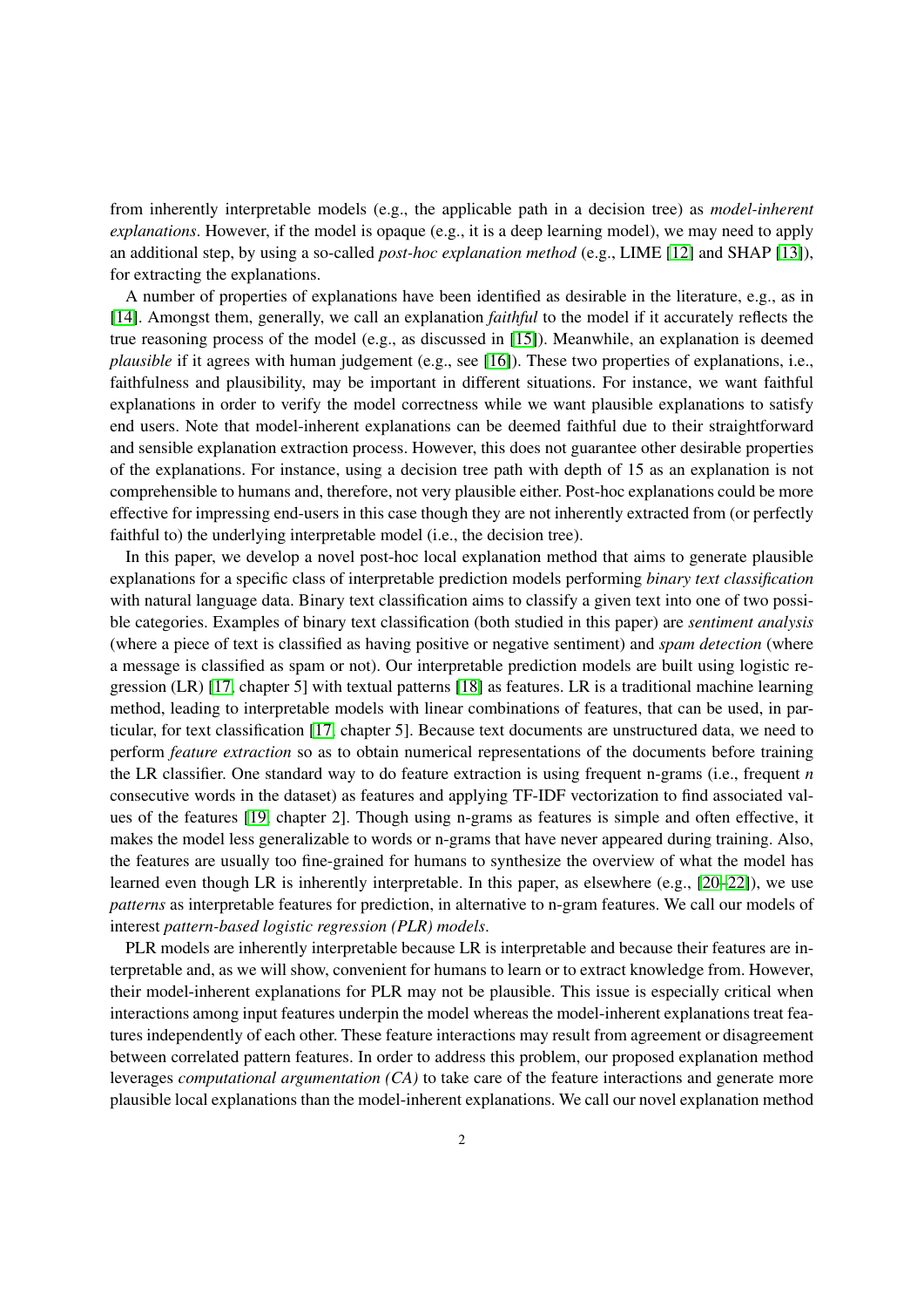from inherently interpretable models (e.g., the applicable path in a decision tree) as *model-inherent explanations*. However, if the model is opaque (e.g., it is a deep learning model), we may need to apply an additional step, by using a so-called *post-hoc explanation method* (e.g., LIME [12] and SHAP [13]), for extracting the explanations.

A number of properties of explanations have been identified as desirable in the literature, e.g., as in [14]. Amongst them, generally, we call an explanation *faithful* to the model if it accurately reflects the true reasoning process of the model (e.g., as discussed in [15]). Meanwhile, an explanation is deemed *plausible* if it agrees with human judgement (e.g., see [16]). These two properties of explanations, i.e., faithfulness and plausibility, may be important in different situations. For instance, we want faithful explanations in order to verify the model correctness while we want plausible explanations to satisfy end users. Note that model-inherent explanations can be deemed faithful due to their straightforward and sensible explanation extraction process. However, this does not guarantee other desirable properties of the explanations. For instance, using a decision tree path with depth of 15 as an explanation is not comprehensible to humans and, therefore, not very plausible either. Post-hoc explanations could be more effective for impressing end-users in this case though they are not inherently extracted from (or perfectly faithful to) the underlying interpretable model (i.e., the decision tree).

In this paper, we develop a novel post-hoc local explanation method that aims to generate plausible explanations for a specific class of interpretable prediction models performing *binary text classification* with natural language data. Binary text classification aims to classify a given text into one of two possible categories. Examples of binary text classification (both studied in this paper) are *sentiment analysis* (where a piece of text is classified as having positive or negative sentiment) and *spam detection* (where a message is classified as spam or not). Our interpretable prediction models are built using logistic regression (LR) [17, chapter 5] with textual patterns [18] as features. LR is a traditional machine learning method, leading to interpretable models with linear combinations of features, that can be used, in particular, for text classification [17, chapter 5]. Because text documents are unstructured data, we need to perform *feature extraction* so as to obtain numerical representations of the documents before training the LR classifier. One standard way to do feature extraction is using frequent n-grams (i.e., frequent *n* consecutive words in the dataset) as features and applying TF-IDF vectorization to find associated values of the features [19, chapter 2]. Though using n-grams as features is simple and often effective, it makes the model less generalizable to words or n-grams that have never appeared during training. Also, the features are usually too fine-grained for humans to synthesize the overview of what the model has learned even though LR is inherently interpretable. In this paper, as elsewhere (e.g., [20–22]), we use *patterns* as interpretable features for prediction, in alternative to n-gram features. We call our models of interest *pattern-based logistic regression (PLR) models*.

PLR models are inherently interpretable because LR is interpretable and because their features are interpretable and, as we will show, convenient for humans to learn or to extract knowledge from. However, their model-inherent explanations for PLR may not be plausible. This issue is especially critical when interactions among input features underpin the model whereas the model-inherent explanations treat features independently of each other. These feature interactions may result from agreement or disagreement between correlated pattern features. In order to address this problem, our proposed explanation method leverages *computational argumentation (CA)* to take care of the feature interactions and generate more plausible local explanations than the model-inherent explanations. We call our novel explanation method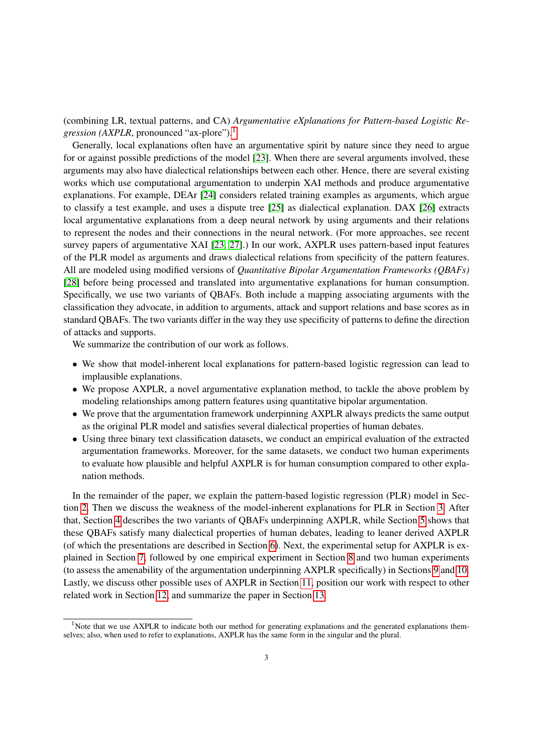(combining LR, textual patterns, and CA) *Argumentative eXplanations for Pattern-based Logistic Regression (AXPLR*, pronounced "ax-plore").[1]

Generally, local explanations often have an argumentative spirit by nature since they need to argue for or against possible predictions of the model [23]. When there are several arguments involved, these arguments may also have dialectical relationships between each other. Hence, there are several existing works which use computational argumentation to underpin XAI methods and produce argumentative explanations. For example, DEAr [24] considers related training examples as arguments, which argue to classify a test example, and uses a dispute tree [25] as dialectical explanation. DAX [26] extracts local argumentative explanations from a deep neural network by using arguments and their relations to represent the nodes and their connections in the neural network. (For more approaches, see recent survey papers of argumentative XAI [23, 27].) In our work, AXPLR uses pattern-based input features of the PLR model as arguments and draws dialectical relations from specificity of the pattern features. All are modeled using modified versions of *Quantitative Bipolar Argumentation Frameworks (QBAFs)* [28] before being processed and translated into argumentative explanations for human consumption. Specifically, we use two variants of QBAFs. Both include a mapping associating arguments with the classification they advocate, in addition to arguments, attack and support relations and base scores as in standard QBAFs. The two variants differ in the way they use specificity of patterns to define the direction of attacks and supports.

We summarize the contribution of our work as follows.

- We show that model-inherent local explanations for pattern-based logistic regression can lead to implausible explanations.
- We propose AXPLR, a novel argumentative explanation method, to tackle the above problem by modeling relationships among pattern features using quantitative bipolar argumentation.
- We prove that the argumentation framework underpinning AXPLR always predicts the same output as the original PLR model and satisfies several dialectical properties of human debates.
- Using three binary text classification datasets, we conduct an empirical evaluation of the extracted argumentation frameworks. Moreover, for the same datasets, we conduct two human experiments to evaluate how plausible and helpful AXPLR is for human consumption compared to other explanation methods.

In the remainder of the paper, we explain the pattern-based logistic regression (PLR) model in Section 2. Then we discuss the weakness of the model-inherent explanations for PLR in Section 3. After that, Section 4 describes the two variants of QBAFs underpinning AXPLR, while Section 5 shows that these QBAFs satisfy many dialectical properties of human debates, leading to leaner derived AXPLR (of which the presentations are described in Section 6). Next, the experimental setup for AXPLR is explained in Section 7, followed by one empirical experiment in Section 8 and two human experiments (to assess the amenability of the argumentation underpinning AXPLR specifically) in Sections 9 and 10. Lastly, we discuss other possible uses of AXPLR in Section 11, position our work with respect to other related work in Section 12, and summarize the paper in Section 13.

[1] Note that we use AXPLR to indicate both our method for generating explanations and the generated explanations themselves; also, when used to refer to explanations, AXPLR has the same form in the singular and the plural.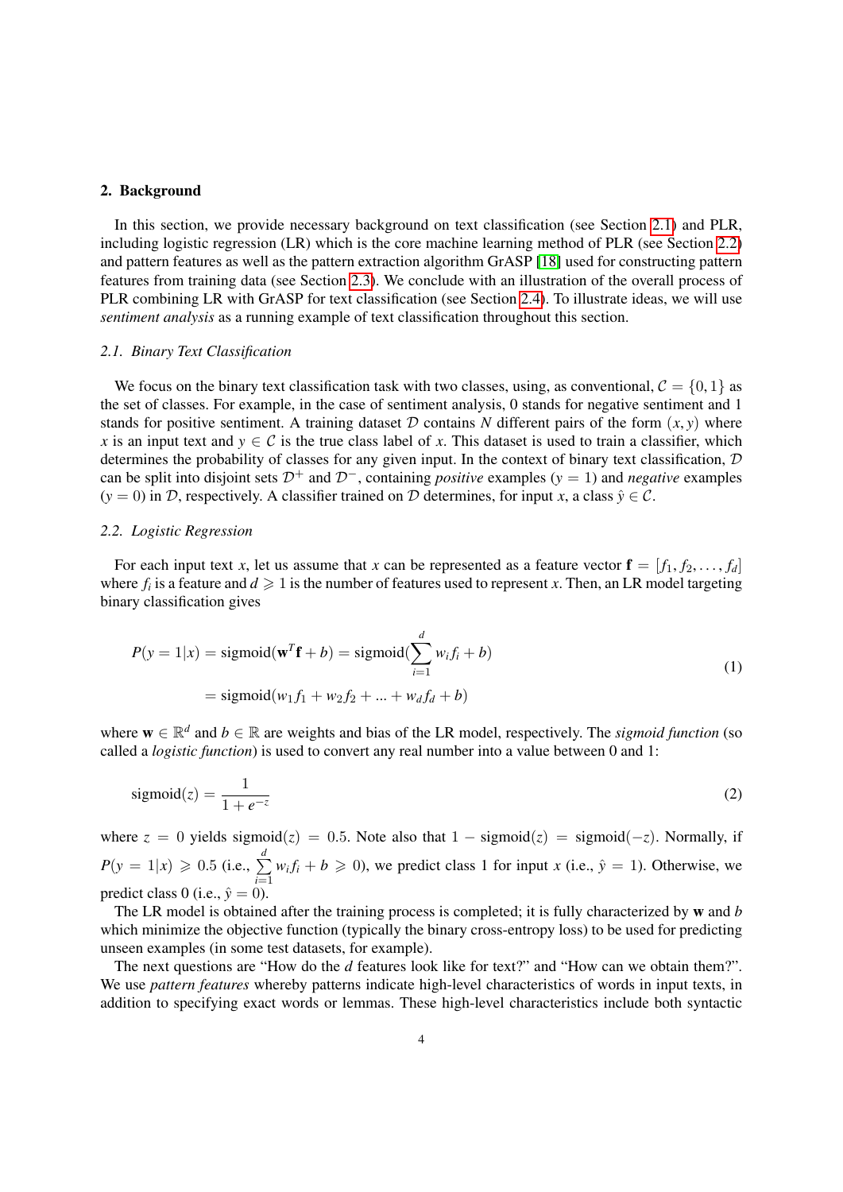## 2. Background

In this section, we provide necessary background on text classification (see Section 2.1) and PLR, including logistic regression (LR) which is the core machine learning method of PLR (see Section 2.2) and pattern features as well as the pattern extraction algorithm GrASP [18] used for constructing pattern features from training data (see Section 2.3). We conclude with an illustration of the overall process of PLR combining LR with GrASP for text classification (see Section 2.4). To illustrate ideas, we will use *sentiment analysis* as a running example of text classification throughout this section.

### 2.1. Binary Text Classification

We focus on the binary text classification task with two classes, using, as conventional, $\mathcal{C} = \{0, 1\}$ as the set of classes. For example, in the case of sentiment analysis, 0 stands for negative sentiment and 1 stands for positive sentiment. A training dataset $\mathcal{D}$ contains $N$ different pairs of the form $(x, y)$ where $x$ is an input text and $y \in \mathcal{C}$ is the true class label of $x$. This dataset is used to train a classifier, which determines the probability of classes for any given input. In the context of binary text classification, $\mathcal{D}$ can be split into disjoint sets $\mathcal{D}^+$ and $\mathcal{D}^-$, containing *positive* examples ($y = 1$) and *negative* examples ($y = 0$) in $\mathcal{D}$, respectively. A classifier trained on $\mathcal{D}$ determines, for input $x$, a class $\hat{y} \in \mathcal{C}$.

### 2.2. Logistic Regression

For each input text $x$, let us assume that $x$ can be represented as a feature vector $\mathbf{f} = [f_1, f_2, \ldots, f_d]$ where $f_i$ is a feature and $d \geqslant 1$ is the number of features used to represent $x$. Then, an LR model targeting binary classification gives

$$
\begin{aligned}
P(y = 1|x) &= \text{sigmoid}(\mathbf{w}^T\mathbf{f} + b) = \text{sigmoid}(\sum_{i=1}^{d} w_i f_i + b) \\
&= \text{sigmoid}(w_1 f_1 + w_2 f_2 + ... + w_d f_d + b)
\end{aligned}
\tag{1}
$$

where $\mathbf{w} \in \mathbb{R}^d$ and $b \in \mathbb{R}$ are weights and bias of the LR model, respectively. The *sigmoid function* (so called a *logistic function*) is used to convert any real number into a value between 0 and 1:

$$
\text{sigmoid}(z) = \frac{1}{1 + e^{-z}} \tag{2}
$$

where $z = 0$ yields $\text{sigmoid}(z) = 0.5$. Note also that $1 - \text{sigmoid}(z) = \text{sigmoid}(-z)$. Normally, if $P(y = 1|x) \geqslant 0.5$ (i.e., $\sum_{i=1}^{d} w_i f_i + b \geqslant 0$), we predict class 1 for input $x$ (i.e., $\hat{y} = 1$). Otherwise, we predict class 0 (i.e., $\hat{y} = 0$).

The LR model is obtained after the training process is completed; it is fully characterized by $\mathbf{w}$ and $b$ which minimize the objective function (typically the binary cross-entropy loss) to be used for predicting unseen examples (in some test datasets, for example).

The next questions are "How do the $d$ features look like for text?" and "How can we obtain them?". We use *pattern features* whereby patterns indicate high-level characteristics of words in input texts, in addition to specifying exact words or lemmas. These high-level characteristics include both syntactic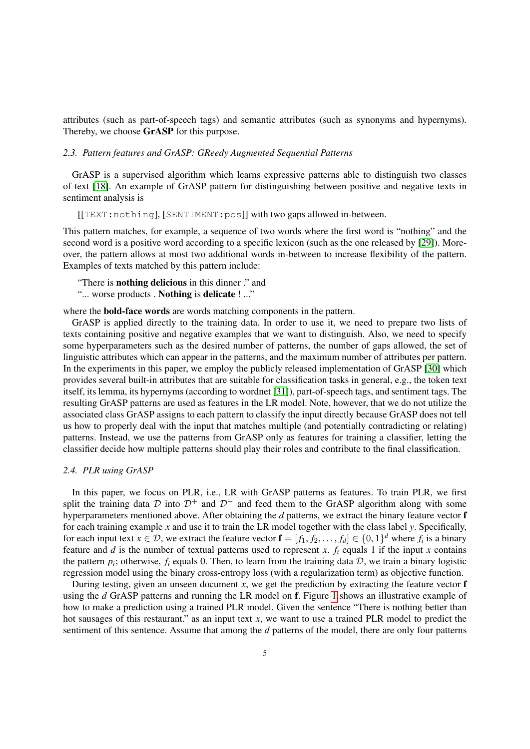attributes (such as part-of-speech tags) and semantic attributes (such as synonyms and hypernyms). Thereby, we choose **GrASP** for this purpose.

### *2.3. Pattern features and GrASP: GReedy Augmented Sequential Patterns*

GrASP is a supervised algorithm which learns expressive patterns able to distinguish two classes of text [18]. An example of GrASP pattern for distinguishing between positive and negative texts in sentiment analysis is

[[`TEXT:nothing`], [`SENTIMENT:pos`]] with two gaps allowed in-between.

This pattern matches, for example, a sequence of two words where the first word is "nothing" and the second word is a positive word according to a specific lexicon (such as the one released by [29]). Moreover, the pattern allows at most two additional words in-between to increase flexibility of the pattern. Examples of texts matched by this pattern include:

"There is **nothing delicious** in this dinner ." and
"... worse products . **Nothing** is **delicate** ! ..."

where the **bold-face words** are words matching components in the pattern.

GrASP is applied directly to the training data. In order to use it, we need to prepare two lists of texts containing positive and negative examples that we want to distinguish. Also, we need to specify some hyperparameters such as the desired number of patterns, the number of gaps allowed, the set of linguistic attributes which can appear in the patterns, and the maximum number of attributes per pattern. In the experiments in this paper, we employ the publicly released implementation of GrASP [30] which provides several built-in attributes that are suitable for classification tasks in general, e.g., the token text itself, its lemma, its hypernyms (according to wordnet [31]), part-of-speech tags, and sentiment tags. The resulting GrASP patterns are used as features in the LR model. Note, however, that we do not utilize the associated class GrASP assigns to each pattern to classify the input directly because GrASP does not tell us how to properly deal with the input that matches multiple (and potentially contradicting or relating) patterns. Instead, we use the patterns from GrASP only as features for training a classifier, letting the classifier decide how multiple patterns should play their roles and contribute to the final classification.

### *2.4. PLR using GrASP*

In this paper, we focus on PLR, i.e., LR with GrASP patterns as features. To train PLR, we first split the training data $\mathcal{D}$ into $\mathcal{D}^+$ and $\mathcal{D}^-$ and feed them to the GrASP algorithm along with some hyperparameters mentioned above. After obtaining the $d$ patterns, we extract the binary feature vector $\mathbf{f}$ for each training example $x$ and use it to train the LR model together with the class label $y$. Specifically, for each input text $x \in \mathcal{D}$, we extract the feature vector $\mathbf{f} = [f_1, f_2, \ldots, f_d] \in \{0, 1\}^d$ where $f_i$ is a binary feature and $d$ is the number of textual patterns used to represent $x$. $f_i$ equals 1 if the input $x$ contains the pattern $p_i$; otherwise, $f_i$ equals 0. Then, to learn from the training data $\mathcal{D}$, we train a binary logistic regression model using the binary cross-entropy loss (with a regularization term) as objective function.

During testing, given an unseen document $x$, we get the prediction by extracting the feature vector $\mathbf{f}$ using the $d$ GrASP patterns and running the LR model on $\mathbf{f}$. Figure 1 shows an illustrative example of how to make a prediction using a trained PLR model. Given the sentence "There is nothing better than hot sausages of this restaurant." as an input text $x$, we want to use a trained PLR model to predict the sentiment of this sentence. Assume that among the $d$ patterns of the model, there are only four patterns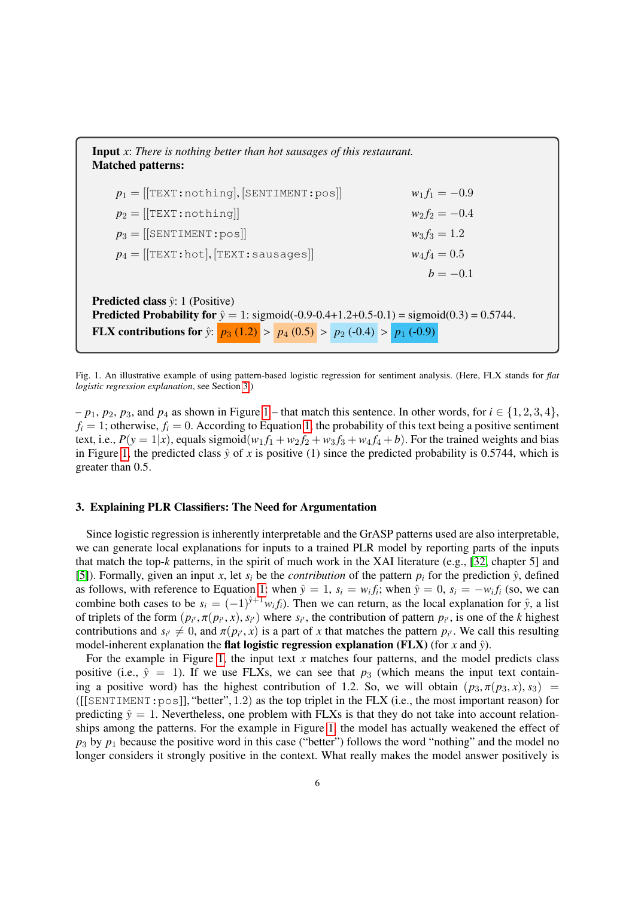**Input** $x$: *There is nothing better than hot sausages of this restaurant.*
**Matched patterns:**

$p_1 = [[\texttt{TEXT:nothing}], [\texttt{SENTIMENT:pos}]]$ $\quad w_1 f_1 = -0.9$

$p_2 = [[\texttt{TEXT:nothing}]]$ $\quad w_2 f_2 = -0.4$

$p_3 = [[\texttt{SENTIMENT:pos}]]$ $\quad w_3 f_3 = 1.2$

$p_4 = [[\texttt{TEXT:hot}], [\texttt{TEXT:sausages}]]$ $\quad w_4 f_4 = 0.5$

$b = -0.1$

**Predicted class** $\hat{y}$: 1 (Positive)
**Predicted Probability for** $\hat{y} = 1$: sigmoid(-0.9-0.4+1.2+0.5-0.1) = sigmoid(0.3) = 0.5744.
**FLX contributions for** $\hat{y}$: $p_3$ (1.2) > $p_4$ (0.5) > $p_2$ (-0.4) > $p_1$ (-0.9)

Fig. 1. An illustrative example of using pattern-based logistic regression for sentiment analysis. (Here, FLX stands for *flat logistic regression explanation*, see Section 3.)

– $p_1$, $p_2$, $p_3$, and $p_4$ as shown in Figure 1 – that match this sentence. In other words, for $i \in \{1,2,3,4\}$, $f_i = 1$; otherwise, $f_i = 0$. According to Equation 1, the probability of this text being a positive sentiment text, i.e., $P(y = 1|x)$, equals sigmoid$(w_1 f_1 + w_2 f_2 + w_3 f_3 + w_4 f_4 + b)$. For the trained weights and bias in Figure 1, the predicted class $\hat{y}$ of $x$ is positive (1) since the predicted probability is 0.5744, which is greater than 0.5.

## 3. Explaining PLR Classifiers: The Need for Argumentation

Since logistic regression is inherently interpretable and the GrASP patterns used are also interpretable, we can generate local explanations for inputs to a trained PLR model by reporting parts of the inputs that match the top-$k$ patterns, in the spirit of much work in the XAI literature (e.g., [32, chapter 5] and [5]). Formally, given an input $x$, let $s_i$ be the *contribution* of the pattern $p_i$ for the prediction $\hat{y}$, defined as follows, with reference to Equation 1: when $\hat{y} = 1$, $s_i = w_i f_i$; when $\hat{y} = 0$, $s_i = -w_i f_i$ (so, we can combine both cases to be $s_i = (-1)^{\hat{y}+1} w_i f_i$). Then we can return, as the local explanation for $\hat{y}$, a list of triplets of the form $(p_{i'}, \pi(p_{i'}, x), s_{i'})$ where $s_{i'}$, the contribution of pattern $p_{i'}$, is one of the $k$ highest contributions and $s_{i'} \neq 0$, and $\pi(p_{i'}, x)$ is a part of $x$ that matches the pattern $p_{i'}$. We call this resulting model-inherent explanation the **flat logistic regression explanation (FLX)** (for $x$ and $\hat{y}$).

For the example in Figure 1, the input text $x$ matches four patterns, and the model predicts class positive (i.e., $\hat{y} = 1$). If we use FLXs, we can see that $p_3$ (which means the input text containing a positive word) has the highest contribution of 1.2. So, we will obtain $(p_3, \pi(p_3, x), s_3) =$ ([[SENTIMENT:pos]], "better", 1.2) as the top triplet in the FLX (i.e., the most important reason) for predicting $\hat{y} = 1$. Nevertheless, one problem with FLXs is that they do not take into account relationships among the patterns. For the example in Figure 1, the model has actually weakened the effect of $p_3$ by $p_1$ because the positive word in this case ("better") follows the word "nothing" and the model no longer considers it strongly positive in the context. What really makes the model answer positively is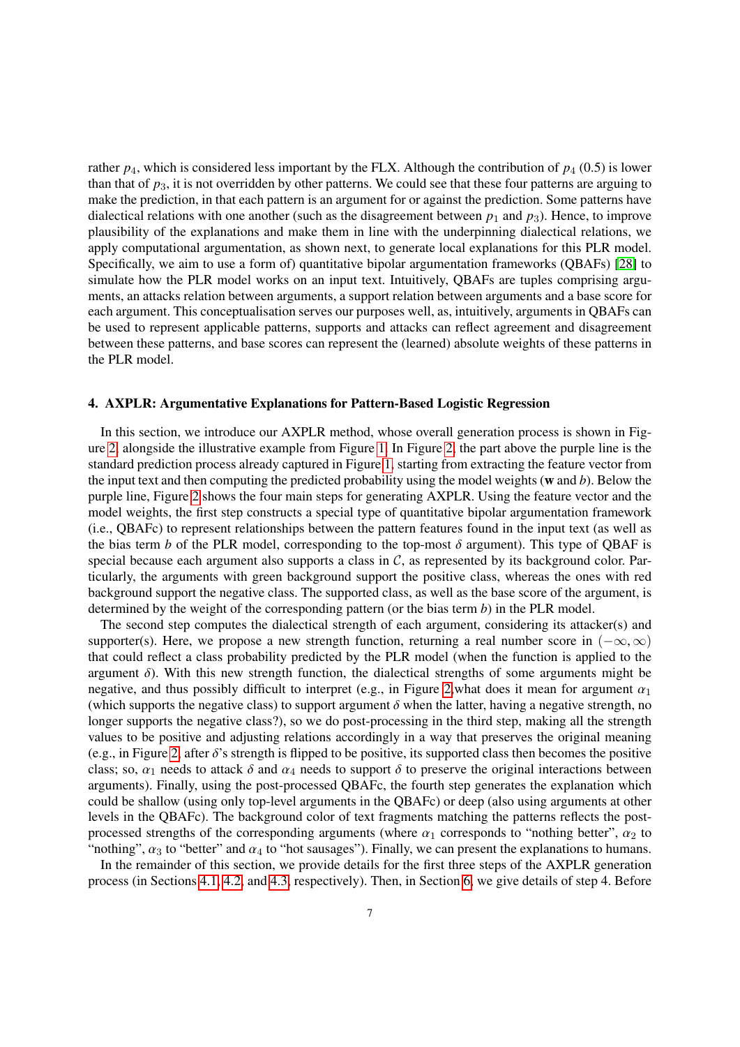rather $p_4$, which is considered less important by the FLX. Although the contribution of $p_4$ (0.5) is lower than that of $p_3$, it is not overridden by other patterns. We could see that these four patterns are arguing to make the prediction, in that each pattern is an argument for or against the prediction. Some patterns have dialectical relations with one another (such as the disagreement between $p_1$ and $p_3$). Hence, to improve plausibility of the explanations and make them in line with the underpinning dialectical relations, we apply computational argumentation, as shown next, to generate local explanations for this PLR model. Specifically, we aim to use a form of) quantitative bipolar argumentation frameworks (QBAFs) [28] to simulate how the PLR model works on an input text. Intuitively, QBAFs are tuples comprising arguments, an attacks relation between arguments, a support relation between arguments and a base score for each argument. This conceptualisation serves our purposes well, as, intuitively, arguments in QBAFs can be used to represent applicable patterns, supports and attacks can reflect agreement and disagreement between these patterns, and base scores can represent the (learned) absolute weights of these patterns in the PLR model.

## 4. AXPLR: Argumentative Explanations for Pattern-Based Logistic Regression

In this section, we introduce our AXPLR method, whose overall generation process is shown in Figure 2 alongside the illustrative example from Figure 1. In Figure 2, the part above the purple line is the standard prediction process already captured in Figure 1, starting from extracting the feature vector from the input text and then computing the predicted probability using the model weights (**w** and $b$). Below the purple line, Figure 2 shows the four main steps for generating AXPLR. Using the feature vector and the model weights, the first step constructs a special type of quantitative bipolar argumentation framework (i.e., QBAFc) to represent relationships between the pattern features found in the input text (as well as the bias term $b$ of the PLR model, corresponding to the top-most $\delta$ argument). This type of QBAF is special because each argument also supports a class in $\mathcal{C}$, as represented by its background color. Particularly, the arguments with green background support the positive class, whereas the ones with red background support the negative class. The supported class, as well as the base score of the argument, is determined by the weight of the corresponding pattern (or the bias term $b$) in the PLR model.

The second step computes the dialectical strength of each argument, considering its attacker(s) and supporter(s). Here, we propose a new strength function, returning a real number score in $(-\infty, \infty)$ that could reflect a class probability predicted by the PLR model (when the function is applied to the argument $\delta$). With this new strength function, the dialectical strengths of some arguments might be negative, and thus possibly difficult to interpret (e.g., in Figure 2 what does it mean for argument $\alpha_1$ (which supports the negative class) to support argument $\delta$ when the latter, having a negative strength, no longer supports the negative class?), so we do post-processing in the third step, making all the strength values to be positive and adjusting relations accordingly in a way that preserves the original meaning (e.g., in Figure 2, after $\delta$'s strength is flipped to be positive, its supported class then becomes the positive class; so, $\alpha_1$ needs to attack $\delta$ and $\alpha_4$ needs to support $\delta$ to preserve the original interactions between arguments). Finally, using the post-processed QBAFc, the fourth step generates the explanation which could be shallow (using only top-level arguments in the QBAFc) or deep (also using arguments at other levels in the QBAFc). The background color of text fragments matching the patterns reflects the post-processed strengths of the corresponding arguments (where $\alpha_1$ corresponds to "nothing better", $\alpha_2$ to "nothing", $\alpha_3$ to "better" and $\alpha_4$ to "hot sausages"). Finally, we can present the explanations to humans.

In the remainder of this section, we provide details for the first three steps of the AXPLR generation process (in Sections 4.1, 4.2, and 4.3, respectively). Then, in Section 6, we give details of step 4. Before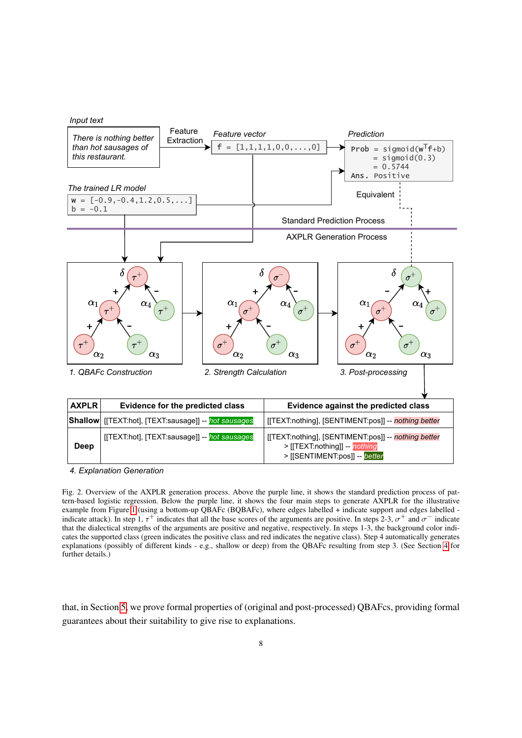Input text

There is nothing better than hot sausages of this restaurant.

Feature Extraction

Feature vector

```
f = [1,1,1,1,0,0,...,0]
```

Prediction

```
Prob = sigmoid(wTf+b)
     = sigmoid(0.3)
     = 0.5744
Ans. Positive
```

The trained LR model

```
w = [-0.9,-0.4,1.2,0.5,...]
b = -0.1
```

Equivalent

Standard Prediction Process

AXPLR Generation Process

$\delta$ $\tau^+$ $\alpha_1$ $\tau^+$ $\alpha_4$ $\tau^+$ $\tau^+$ $\alpha_2$ $\tau^+$ $\alpha_3$

1. QBAFc Construction

$\delta$ $\sigma^-$ $\alpha_1$ $\sigma^+$ $\alpha_4$ $\sigma^+$ $\sigma^+$ $\alpha_2$ $\sigma^+$ $\alpha_3$

2. Strength Calculation

$\delta$ $\sigma^+$ $\alpha_1$ $\sigma^+$ $\alpha_4$ $\sigma^+$ $\sigma^+$ $\alpha_2$ $\sigma^+$ $\alpha_3$

3. Post-processing

| AXPLR | Evidence for the predicted class | Evidence against the predicted class |
|---|---|---|
| Shallow | [[TEXT:hot], [TEXT:sausage]] -- *hot sausages* | [[TEXT:nothing], [SENTIMENT:pos]] -- *nothing better* |
| Deep | [[TEXT:hot], [TEXT:sausage]] -- *hot sausages* | [[TEXT:nothing], [SENTIMENT:pos]] -- *nothing better*<br>> [[TEXT:nothing]] -- *nothing*<br>> [[SENTIMENT:pos]] -- *better* |

4. Explanation Generation

Fig. 2. Overview of the AXPLR generation process. Above the purple line, it shows the standard prediction process of pattern-based logistic regression. Below the purple line, it shows the four main steps to generate AXPLR for the illustrative example from Figure 1 (using a bottom-up QBAFc (BQBAFc), where edges labelled + indicate support and edges labelled - indicate attack). In step 1, $\tau^+$ indicates that all the base scores of the arguments are positive. In steps 2-3, $\sigma^+$ and $\sigma^-$ indicate that the dialectical strengths of the arguments are positive and negative, respectively. In steps 1-3, the background color indicates the supported class (green indicates the positive class and red indicates the negative class). Step 4 automatically generates explanations (possibly of different kinds - e.g., shallow or deep) from the QBAFc resulting from step 3. (See Section 4 for further details.)

that, in Section 5, we prove formal properties of (original and post-processed) QBAFcs, providing formal guarantees about their suitability to give rise to explanations.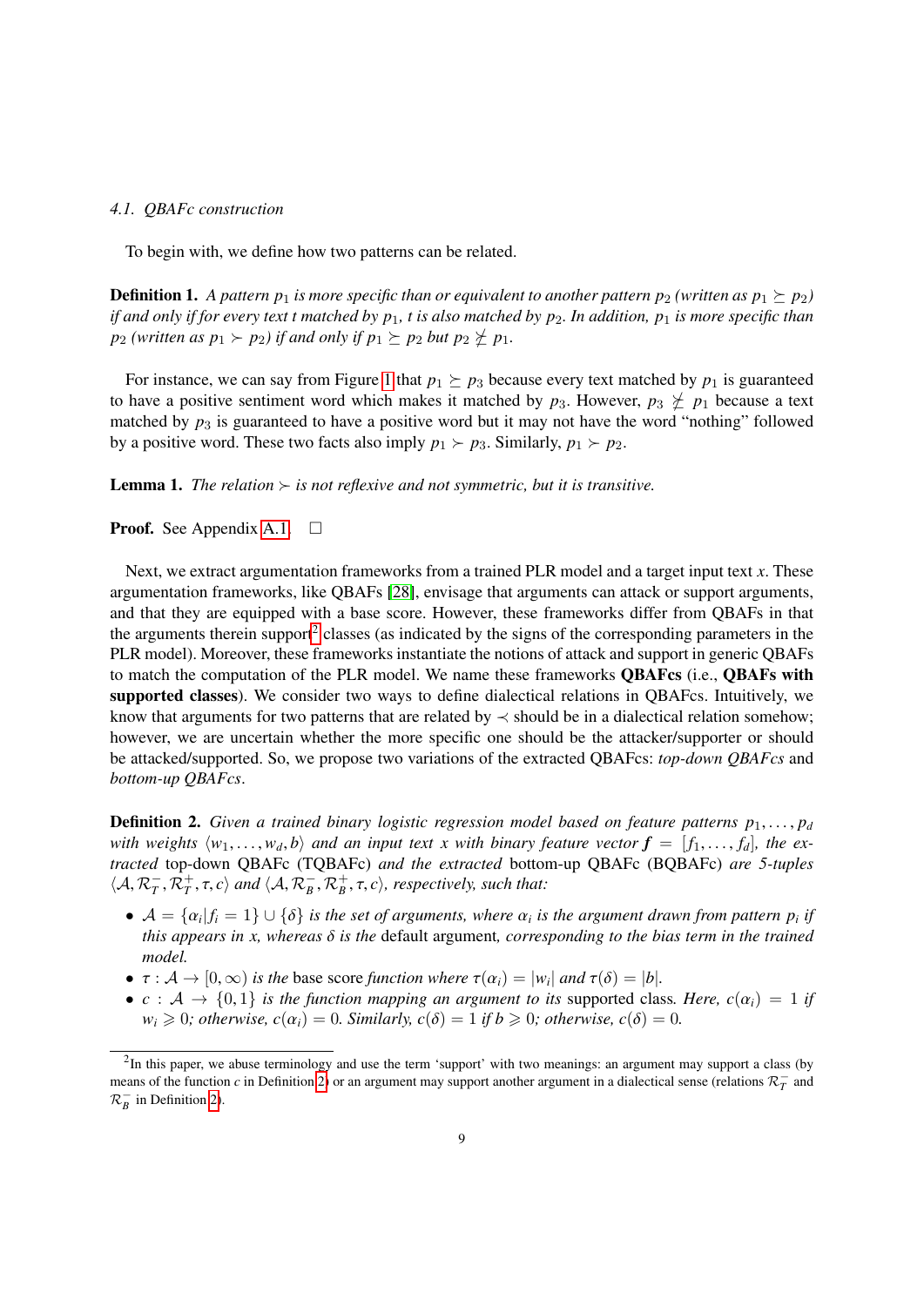### 4.1. QBAFc construction

To begin with, we define how two patterns can be related.

**Definition 1.** *A pattern $p_1$ is more specific than or equivalent to another pattern $p_2$ (written as $p_1 \succeq p_2$) if and only if for every text $t$ matched by $p_1$, $t$ is also matched by $p_2$. In addition, $p_1$ is more specific than $p_2$ (written as $p_1 \succ p_2$) if and only if $p_1 \succeq p_2$ but $p_2 \not\succeq p_1$.*

For instance, we can say from Figure 1 that $p_1 \succeq p_3$ because every text matched by $p_1$ is guaranteed to have a positive sentiment word which makes it matched by $p_3$. However, $p_3 \not\succeq p_1$ because a text matched by $p_3$ is guaranteed to have a positive word but it may not have the word "nothing" followed by a positive word. These two facts also imply $p_1 \succ p_3$. Similarly, $p_1 \succ p_2$.

**Lemma 1.** *The relation $\succ$ is not reflexive and not symmetric, but it is transitive.*

**Proof.** See Appendix A.1. □

Next, we extract argumentation frameworks from a trained PLR model and a target input text $x$. These argumentation frameworks, like QBAFs [28], envisage that arguments can attack or support arguments, and that they are equipped with a base score. However, these frameworks differ from QBAFs in that the arguments therein support[2] classes (as indicated by the signs of the corresponding parameters in the PLR model). Moreover, these frameworks instantiate the notions of attack and support in generic QBAFs to match the computation of the PLR model. We name these frameworks **QBAFcs** (i.e., **QBAFs with supported classes**). We consider two ways to define dialectical relations in QBAFcs. Intuitively, we know that arguments for two patterns that are related by $\prec$ should be in a dialectical relation somehow; however, we are uncertain whether the more specific one should be the attacker/supporter or should be attacked/supported. So, we propose two variations of the extracted QBAFcs: *top-down QBAFcs* and *bottom-up QBAFcs*.

**Definition 2.** *Given a trained binary logistic regression model based on feature patterns $p_1, \ldots, p_d$ with weights $\langle w_1, \ldots, w_d, b\rangle$ and an input text $x$ with binary feature vector $\boldsymbol{f} = [f_1, \ldots, f_d]$, the extracted* top-down QBAFc (TQBAFc) *and the extracted* bottom-up QBAFc (BQBAFc) *are 5-tuples $\langle \mathcal{A}, \mathcal{R}_T^-, \mathcal{R}_T^+, \tau, c\rangle$ and $\langle \mathcal{A}, \mathcal{R}_B^-, \mathcal{R}_B^+, \tau, c\rangle$, respectively, such that:*

- *$\mathcal{A} = \{\alpha_i | f_i = 1\} \cup \{\delta\}$ is the set of arguments, where $\alpha_i$ is the argument drawn from pattern $p_i$ if this appears in $x$, whereas $\delta$ is the* default argument*, corresponding to the bias term in the trained model.*
- *$\tau : \mathcal{A} \to [0, \infty)$ is the* base score *function where $\tau(\alpha_i) = |w_i|$ and $\tau(\delta) = |b|$.*
- *$c : \mathcal{A} \to \{0, 1\}$ is the function mapping an argument to its* supported class*. Here, $c(\alpha_i) = 1$ if $w_i \geqslant 0$; otherwise, $c(\alpha_i) = 0$. Similarly, $c(\delta) = 1$ if $b \geqslant 0$; otherwise, $c(\delta) = 0$.*

[2] In this paper, we abuse terminology and use the term 'support' with two meanings: an argument may support a class (by means of the function $c$ in Definition 2) or an argument may support another argument in a dialectical sense (relations $\mathcal{R}_T^-$ and $\mathcal{R}_B^-$ in Definition 2).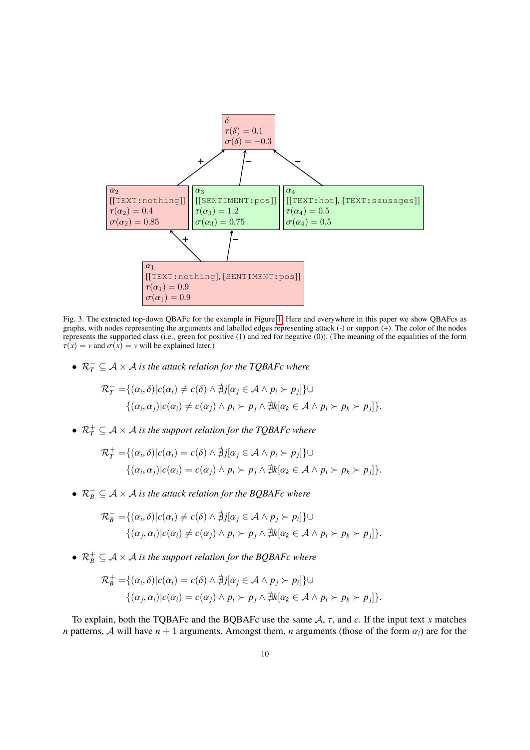δ
$\tau(\delta) = 0.1$
$\sigma(\delta) = -0.3$

+ − −

$\alpha_2$
[[TEXT:nothing]]
$\tau(\alpha_2) = 0.4$
$\sigma(\alpha_2) = 0.85$

$\alpha_3$
[[SENTIMENT:pos]]
$\tau(\alpha_3) = 1.2$
$\sigma(\alpha_3) = 0.75$

$\alpha_4$
[[TEXT:hot], [TEXT:sausages]]
$\tau(\alpha_4) = 0.5$
$\sigma(\alpha_4) = 0.5$

+ −

$\alpha_1$
[[TEXT:nothing], [SENTIMENT:pos]]
$\tau(\alpha_1) = 0.9$
$\sigma(\alpha_1) = 0.9$

Fig. 3. The extracted top-down QBAFc for the example in Figure 1. Here and everywhere in this paper we show QBAFcs as graphs, with nodes representing the arguments and labelled edges representing attack (-) or support (+). The color of the nodes represents the supported class (i.e., green for positive (1) and red for negative (0)). (The meaning of the equalities of the form $\tau(x) = v$ and $\sigma(x) = v$ will be explained later.)

- $\mathcal{R}_T^- \subseteq \mathcal{A} \times \mathcal{A}$ *is the attack relation for the TQBAFc where*

$$\mathcal{R}_T^- = \{(\alpha_i, \delta) | c(\alpha_i) \neq c(\delta) \wedge \nexists j[\alpha_j \in \mathcal{A} \wedge p_i \succ p_j]\} \cup \{(\alpha_i, \alpha_j) | c(\alpha_i) \neq c(\alpha_j) \wedge p_i \succ p_j \wedge \nexists k[\alpha_k \in \mathcal{A} \wedge p_i \succ p_k \succ p_j]\}.$$

- $\mathcal{R}_T^+ \subseteq \mathcal{A} \times \mathcal{A}$ *is the support relation for the TQBAFc where*

$$\mathcal{R}_T^+ = \{(\alpha_i, \delta) | c(\alpha_i) = c(\delta) \wedge \nexists j[\alpha_j \in \mathcal{A} \wedge p_i \succ p_j]\} \cup \{(\alpha_i, \alpha_j) | c(\alpha_i) = c(\alpha_j) \wedge p_i \succ p_j \wedge \nexists k[\alpha_k \in \mathcal{A} \wedge p_i \succ p_k \succ p_j]\}.$$

- $\mathcal{R}_B^- \subseteq \mathcal{A} \times \mathcal{A}$ *is the attack relation for the BQBAFc where*

$$\mathcal{R}_B^- = \{(\alpha_i, \delta) | c(\alpha_i) \neq c(\delta) \wedge \nexists j[\alpha_j \in \mathcal{A} \wedge p_j \succ p_i]\} \cup \{(\alpha_j, \alpha_i) | c(\alpha_i) \neq c(\alpha_j) \wedge p_i \succ p_j \wedge \nexists k[\alpha_k \in \mathcal{A} \wedge p_i \succ p_k \succ p_j]\}.$$

- $\mathcal{R}_B^+ \subseteq \mathcal{A} \times \mathcal{A}$ *is the support relation for the BQBAFc where*

$$\mathcal{R}_B^+ = \{(\alpha_i, \delta) | c(\alpha_i) = c(\delta) \wedge \nexists j[\alpha_j \in \mathcal{A} \wedge p_j \succ p_i]\} \cup \{(\alpha_j, \alpha_i) | c(\alpha_i) = c(\alpha_j) \wedge p_i \succ p_j \wedge \nexists k[\alpha_k \in \mathcal{A} \wedge p_i \succ p_k \succ p_j]\}.$$

To explain, both the TQBAFc and the BQBAFc use the same $\mathcal{A}$, $\tau$, and $c$. If the input text $x$ matches $n$ patterns, $\mathcal{A}$ will have $n+1$ arguments. Amongst them, $n$ arguments (those of the form $\alpha_i$) are for the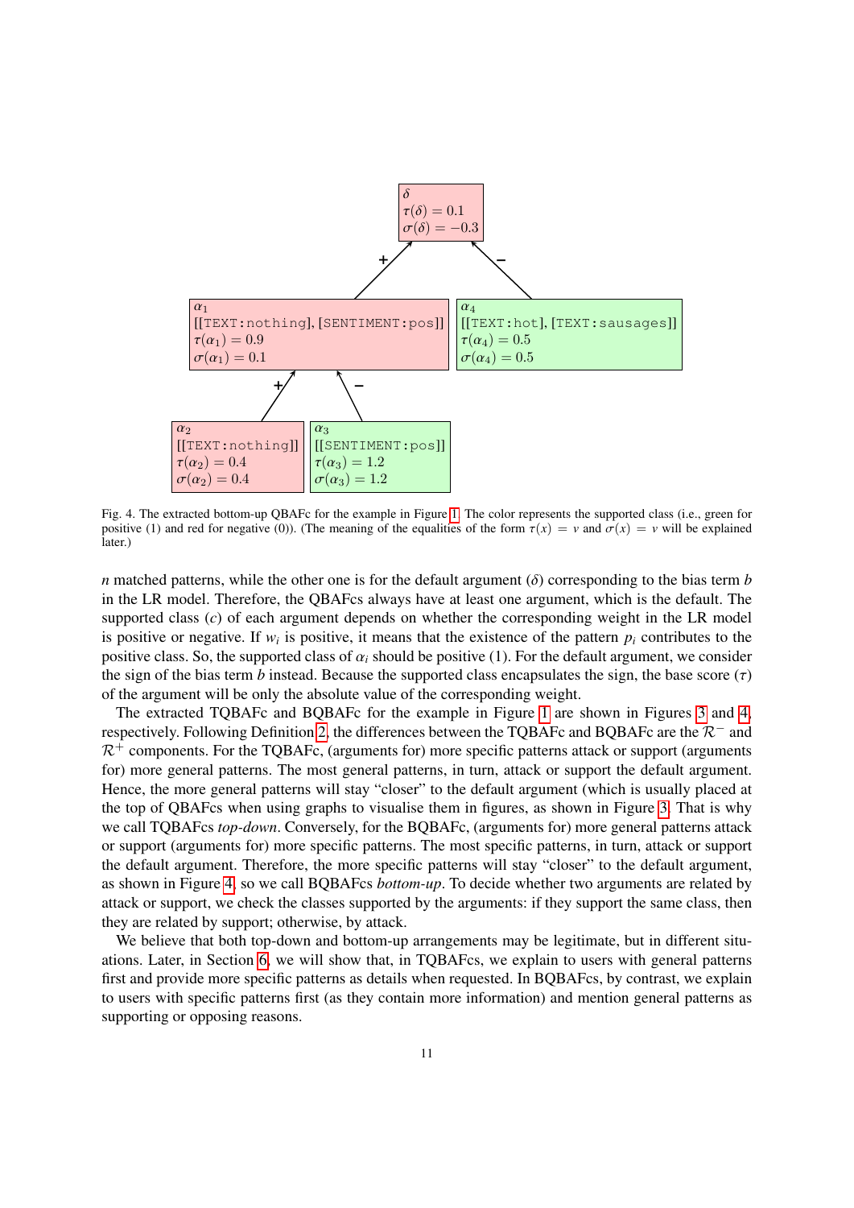δ
τ(δ) = 0.1
σ(δ) = −0.3

α1
[[TEXT:nothing], [SENTIMENT:pos]]
τ(α1) = 0.9
σ(α1) = 0.1

α4
[[TEXT:hot], [TEXT:sausages]]
τ(α4) = 0.5
σ(α4) = 0.5

α2
[[TEXT:nothing]]
τ(α2) = 0.4
σ(α2) = 0.4

α3
[[SENTIMENT:pos]]
τ(α3) = 1.2
σ(α3) = 1.2

+
−
+
−

Fig. 4. The extracted bottom-up QBAFc for the example in Figure 1. The color represents the supported class (i.e., green for positive (1) and red for negative (0)). (The meaning of the equalities of the form $\tau(x) = v$ and $\sigma(x) = v$ will be explained later.)

$n$ matched patterns, while the other one is for the default argument ($\delta$) corresponding to the bias term $b$ in the LR model. Therefore, the QBAFcs always have at least one argument, which is the default. The supported class ($c$) of each argument depends on whether the corresponding weight in the LR model is positive or negative. If $w_i$ is positive, it means that the existence of the pattern $p_i$ contributes to the positive class. So, the supported class of $\alpha_i$ should be positive (1). For the default argument, we consider the sign of the bias term $b$ instead. Because the supported class encapsulates the sign, the base score ($\tau$) of the argument will be only the absolute value of the corresponding weight.

The extracted TQBAFc and BQBAFc for the example in Figure 1 are shown in Figures 3 and 4, respectively. Following Definition 2, the differences between the TQBAFc and BQBAFc are the $\mathcal{R}^-$ and $\mathcal{R}^+$ components. For the TQBAFc, (arguments for) more specific patterns attack or support (arguments for) more general patterns. The most general patterns, in turn, attack or support the default argument. Hence, the more general patterns will stay "closer" to the default argument (which is usually placed at the top of QBAFcs when using graphs to visualise them in figures, as shown in Figure 3. That is why we call TQBAFcs *top-down*. Conversely, for the BQBAFc, (arguments for) more general patterns attack or support (arguments for) more specific patterns. The most specific patterns, in turn, attack or support the default argument. Therefore, the more specific patterns will stay "closer" to the default argument, as shown in Figure 4, so we call BQBAFcs *bottom-up*. To decide whether two arguments are related by attack or support, we check the classes supported by the arguments: if they support the same class, then they are related by support; otherwise, by attack.

We believe that both top-down and bottom-up arrangements may be legitimate, but in different situations. Later, in Section 6, we will show that, in TQBAFcs, we explain to users with general patterns first and provide more specific patterns as details when requested. In BQBAFcs, by contrast, we explain to users with specific patterns first (as they contain more information) and mention general patterns as supporting or opposing reasons.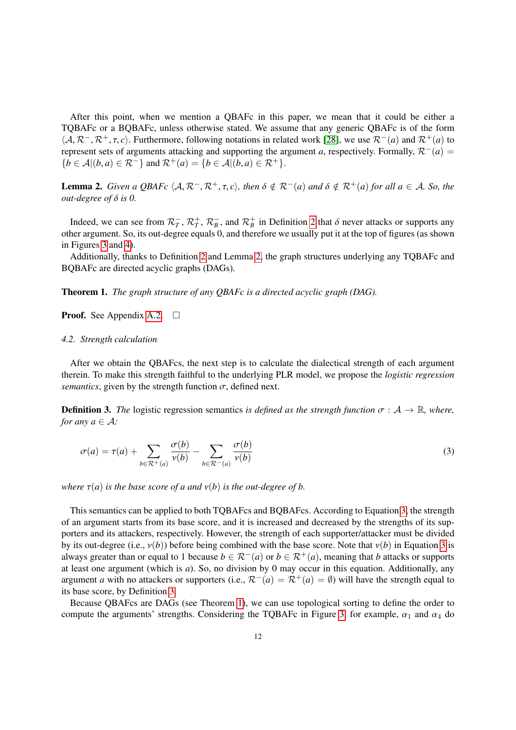After this point, when we mention a QBAFc in this paper, we mean that it could be either a TQBAFc or a BQBAFc, unless otherwise stated. We assume that any generic QBAFc is of the form $\langle \mathcal{A}, \mathcal{R}^-, \mathcal{R}^+, \tau, c \rangle$. Furthermore, following notations in related work [28], we use $\mathcal{R}^-(a)$ and $\mathcal{R}^+(a)$ to represent sets of arguments attacking and supporting the argument $a$, respectively. Formally, $\mathcal{R}^-(a) = \{b \in \mathcal{A} | (b, a) \in \mathcal{R}^-\}$ and $\mathcal{R}^+(a) = \{b \in \mathcal{A} | (b, a) \in \mathcal{R}^+\}$.

**Lemma 2.** *Given a QBAFc $\langle \mathcal{A}, \mathcal{R}^-, \mathcal{R}^+, \tau, c \rangle$, then $\delta \notin \mathcal{R}^-(a)$ and $\delta \notin \mathcal{R}^+(a)$ for all $a \in \mathcal{A}$. So, the out-degree of $\delta$ is 0.*

Indeed, we can see from $\mathcal{R}_T^-$, $\mathcal{R}_T^+$, $\mathcal{R}_B^-$, and $\mathcal{R}_B^+$ in Definition 2 that $\delta$ never attacks or supports any other argument. So, its out-degree equals 0, and therefore we usually put it at the top of figures (as shown in Figures 3 and 4).

Additionally, thanks to Definition 2 and Lemma 2, the graph structures underlying any TQBAFc and BQBAFc are directed acyclic graphs (DAGs).

**Theorem 1.** *The graph structure of any QBAFc is a directed acyclic graph (DAG).*

**Proof.** See Appendix A.2. $\square$

*4.2. Strength calculation*

After we obtain the QBAFcs, the next step is to calculate the dialectical strength of each argument therein. To make this strength faithful to the underlying PLR model, we propose the *logistic regression semantics*, given by the strength function $\sigma$, defined next.

**Definition 3.** *The* logistic regression semantics *is defined as the strength function $\sigma : \mathcal{A} \to \mathbb{R}$, where, for any $a \in \mathcal{A}$:*

$$\sigma(a) = \tau(a) + \sum_{b \in \mathcal{R}^+(a)} \frac{\sigma(b)}{\nu(b)} - \sum_{b \in \mathcal{R}^-(a)} \frac{\sigma(b)}{\nu(b)} \tag{3}$$

*where $\tau(a)$ is the base score of $a$ and $\nu(b)$ is the out-degree of $b$.*

This semantics can be applied to both TQBAFcs and BQBAFcs. According to Equation 3, the strength of an argument starts from its base score, and it is increased and decreased by the strengths of its supporters and its attackers, respectively. However, the strength of each supporter/attacker must be divided by its out-degree (i.e., $\nu(b)$) before being combined with the base score. Note that $\nu(b)$ in Equation 3 is always greater than or equal to 1 because $b \in \mathcal{R}^-(a)$ or $b \in \mathcal{R}^+(a)$, meaning that $b$ attacks or supports at least one argument (which is $a$). So, no division by 0 may occur in this equation. Additionally, any argument $a$ with no attackers or supporters (i.e., $\mathcal{R}^-(a) = \mathcal{R}^+(a) = \emptyset$) will have the strength equal to its base score, by Definition 3.

Because QBAFcs are DAGs (see Theorem 1), we can use topological sorting to define the order to compute the arguments' strengths. Considering the TQBAFc in Figure 3, for example, $\alpha_1$ and $\alpha_4$ do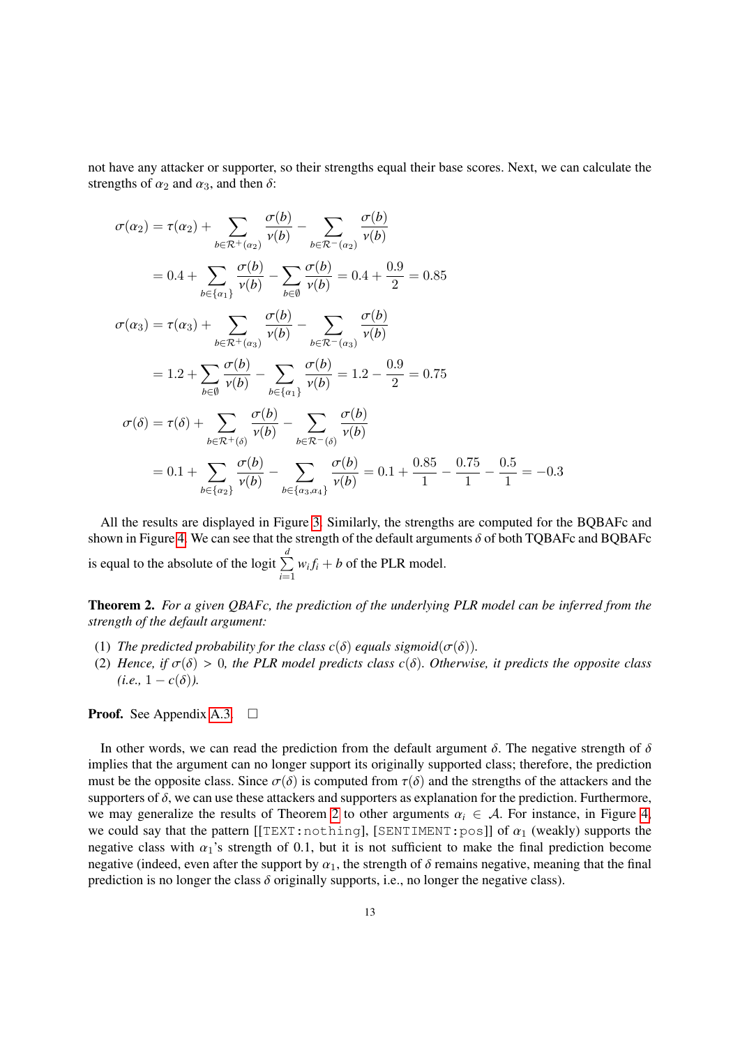not have any attacker or supporter, so their strengths equal their base scores. Next, we can calculate the strengths of $\alpha_2$ and $\alpha_3$, and then $\delta$:

$$
\begin{aligned}
\sigma(\alpha_2) &= \tau(\alpha_2) + \sum_{b \in \mathcal{R}^+(\alpha_2)} \frac{\sigma(b)}{\nu(b)} - \sum_{b \in \mathcal{R}^-(\alpha_2)} \frac{\sigma(b)}{\nu(b)} \\
&= 0.4 + \sum_{b \in \{\alpha_1\}} \frac{\sigma(b)}{\nu(b)} - \sum_{b \in \emptyset} \frac{\sigma(b)}{\nu(b)} = 0.4 + \frac{0.9}{2} = 0.85 \\
\sigma(\alpha_3) &= \tau(\alpha_3) + \sum_{b \in \mathcal{R}^+(\alpha_3)} \frac{\sigma(b)}{\nu(b)} - \sum_{b \in \mathcal{R}^-(\alpha_3)} \frac{\sigma(b)}{\nu(b)} \\
&= 1.2 + \sum_{b \in \emptyset} \frac{\sigma(b)}{\nu(b)} - \sum_{b \in \{\alpha_1\}} \frac{\sigma(b)}{\nu(b)} = 1.2 - \frac{0.9}{2} = 0.75 \\
\sigma(\delta) &= \tau(\delta) + \sum_{b \in \mathcal{R}^+(\delta)} \frac{\sigma(b)}{\nu(b)} - \sum_{b \in \mathcal{R}^-(\delta)} \frac{\sigma(b)}{\nu(b)} \\
&= 0.1 + \sum_{b \in \{\alpha_2\}} \frac{\sigma(b)}{\nu(b)} - \sum_{b \in \{\alpha_3, \alpha_4\}} \frac{\sigma(b)}{\nu(b)} = 0.1 + \frac{0.85}{1} - \frac{0.75}{1} - \frac{0.5}{1} = -0.3
\end{aligned}
$$

All the results are displayed in Figure 3. Similarly, the strengths are computed for the BQBAFc and shown in Figure 4. We can see that the strength of the default arguments $\delta$ of both TQBAFc and BQBAFc is equal to the absolute of the logit $\sum_{i=1}^{d} w_i f_i + b$ of the PLR model.

**Theorem 2.** *For a given QBAFc, the prediction of the underlying PLR model can be inferred from the strength of the default argument:*

1. *The predicted probability for the class $c(\delta)$ equals sigmoid$(\sigma(\delta))$.*
2. *Hence, if $\sigma(\delta) > 0$, the PLR model predicts class $c(\delta)$. Otherwise, it predicts the opposite class (i.e., $1 - c(\delta)$).*

**Proof.** See Appendix A.3. □

In other words, we can read the prediction from the default argument $\delta$. The negative strength of $\delta$ implies that the argument can no longer support its originally supported class; therefore, the prediction must be the opposite class. Since $\sigma(\delta)$ is computed from $\tau(\delta)$ and the strengths of the attackers and the supporters of $\delta$, we can use these attackers and supporters as explanation for the prediction. Furthermore, we may generalize the results of Theorem 2 to other arguments $\alpha_i \in \mathcal{A}$. For instance, in Figure 4, we could say that the pattern [[TEXT:nothing], [SENTIMENT:pos]] of $\alpha_1$ (weakly) supports the negative class with $\alpha_1$'s strength of 0.1, but it is not sufficient to make the final prediction become negative (indeed, even after the support by $\alpha_1$, the strength of $\delta$ remains negative, meaning that the final prediction is no longer the class $\delta$ originally supports, i.e., no longer the negative class).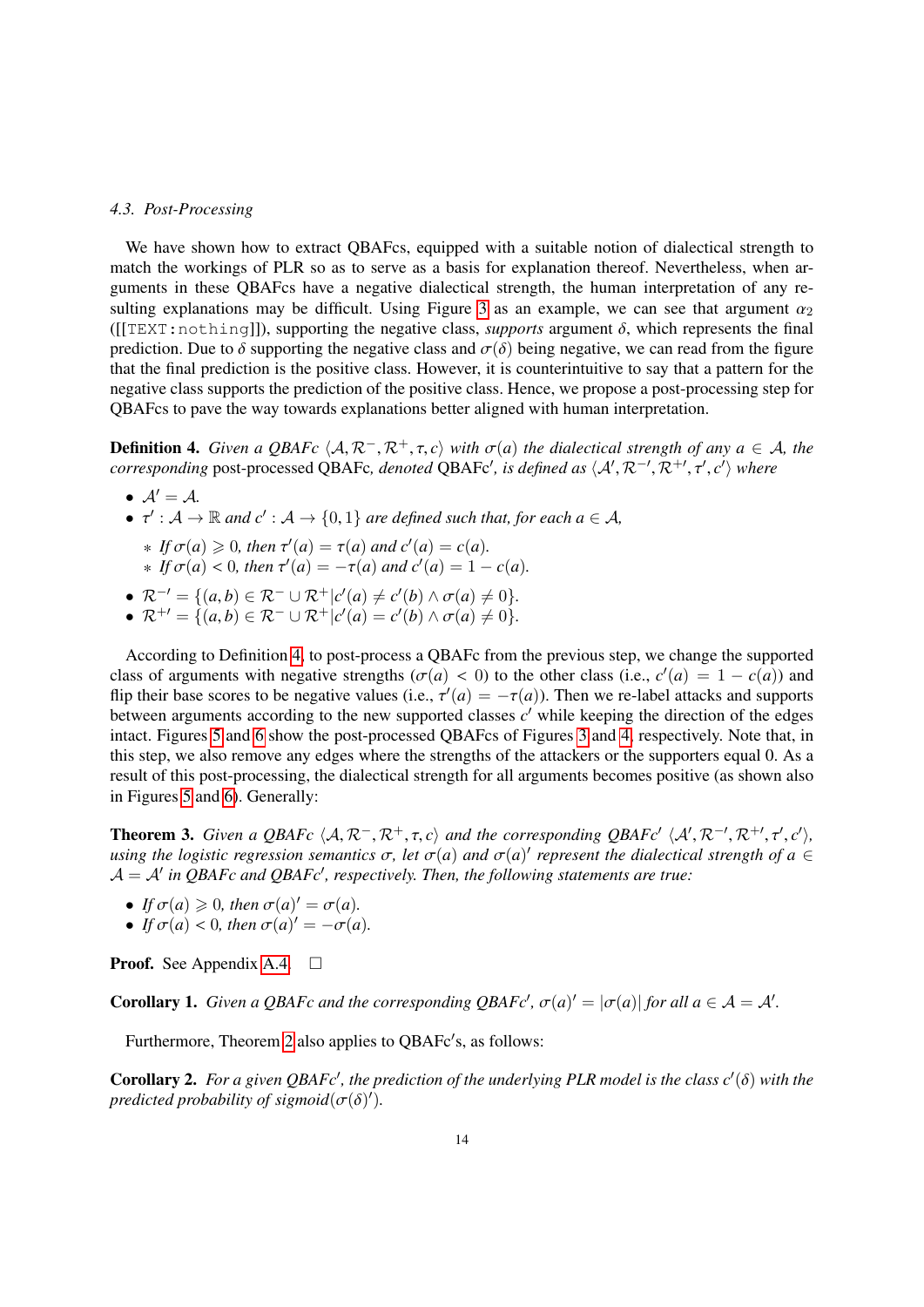### 4.3. Post-Processing

We have shown how to extract QBAFcs, equipped with a suitable notion of dialectical strength to match the workings of PLR so as to serve as a basis for explanation thereof. Nevertheless, when arguments in these QBAFcs have a negative dialectical strength, the human interpretation of any resulting explanations may be difficult. Using Figure 3 as an example, we can see that argument $\alpha_2$ ([[TEXT:nothing]]), supporting the negative class, *supports* argument $\delta$, which represents the final prediction. Due to $\delta$ supporting the negative class and $\sigma(\delta)$ being negative, we can read from the figure that the final prediction is the positive class. However, it is counterintuitive to say that a pattern for the negative class supports the prediction of the positive class. Hence, we propose a post-processing step for QBAFcs to pave the way towards explanations better aligned with human interpretation.

**Definition 4.** *Given a QBAFc $\langle \mathcal{A}, \mathcal{R}^-, \mathcal{R}^+, \tau, c \rangle$ with $\sigma(a)$ the dialectical strength of any $a \in \mathcal{A}$, the corresponding* post-processed QBAFc*, denoted* QBAFc$'$*, is defined as $\langle \mathcal{A}', \mathcal{R}^{-\prime}, \mathcal{R}^{+\prime}, \tau', c' \rangle$ where*

- $\mathcal{A}' = \mathcal{A}$.
- $\tau' : \mathcal{A} \to \mathbb{R}$ *and* $c' : \mathcal{A} \to \{0, 1\}$ *are defined such that, for each $a \in \mathcal{A}$,*
  - *If $\sigma(a) \geqslant 0$, then $\tau'(a) = \tau(a)$ and $c'(a) = c(a)$.*
  - *If $\sigma(a) < 0$, then $\tau'(a) = -\tau(a)$ and $c'(a) = 1 - c(a)$.*
- $\mathcal{R}^{-\prime} = \{(a, b) \in \mathcal{R}^- \cup \mathcal{R}^+ | c'(a) \neq c'(b) \wedge \sigma(a) \neq 0\}$.
- $\mathcal{R}^{+\prime} = \{(a, b) \in \mathcal{R}^- \cup \mathcal{R}^+ | c'(a) = c'(b) \wedge \sigma(a) \neq 0\}$.

According to Definition 4, to post-process a QBAFc from the previous step, we change the supported class of arguments with negative strengths ($\sigma(a) < 0$) to the other class (i.e., $c'(a) = 1 - c(a)$) and flip their base scores to be negative values (i.e., $\tau'(a) = -\tau(a)$). Then we re-label attacks and supports between arguments according to the new supported classes $c'$ while keeping the direction of the edges intact. Figures 5 and 6 show the post-processed QBAFcs of Figures 3 and 4, respectively. Note that, in this step, we also remove any edges where the strengths of the attackers or the supporters equal 0. As a result of this post-processing, the dialectical strength for all arguments becomes positive (as shown also in Figures 5 and 6). Generally:

**Theorem 3.** *Given a QBAFc $\langle \mathcal{A}, \mathcal{R}^-, \mathcal{R}^+, \tau, c \rangle$ and the corresponding QBAFc$'$ $\langle \mathcal{A}', \mathcal{R}^{-\prime}, \mathcal{R}^{+\prime}, \tau', c' \rangle$, using the logistic regression semantics $\sigma$, let $\sigma(a)$ and $\sigma(a)'$ represent the dialectical strength of $a \in \mathcal{A} = \mathcal{A}'$ in QBAFc and QBAFc$'$, respectively. Then, the following statements are true:*

- *If $\sigma(a) \geqslant 0$, then $\sigma(a)' = \sigma(a)$.*
- *If $\sigma(a) < 0$, then $\sigma(a)' = -\sigma(a)$.*

**Proof.** See Appendix A.4. □

**Corollary 1.** *Given a QBAFc and the corresponding QBAFc$'$, $\sigma(a)' = |\sigma(a)|$ for all $a \in \mathcal{A} = \mathcal{A}'$.*

Furthermore, Theorem 2 also applies to QBAFc$'$s, as follows:

**Corollary 2.** *For a given QBAFc$'$, the prediction of the underlying PLR model is the class $c'(\delta)$ with the predicted probability of sigmoid$(\sigma(\delta)')$.*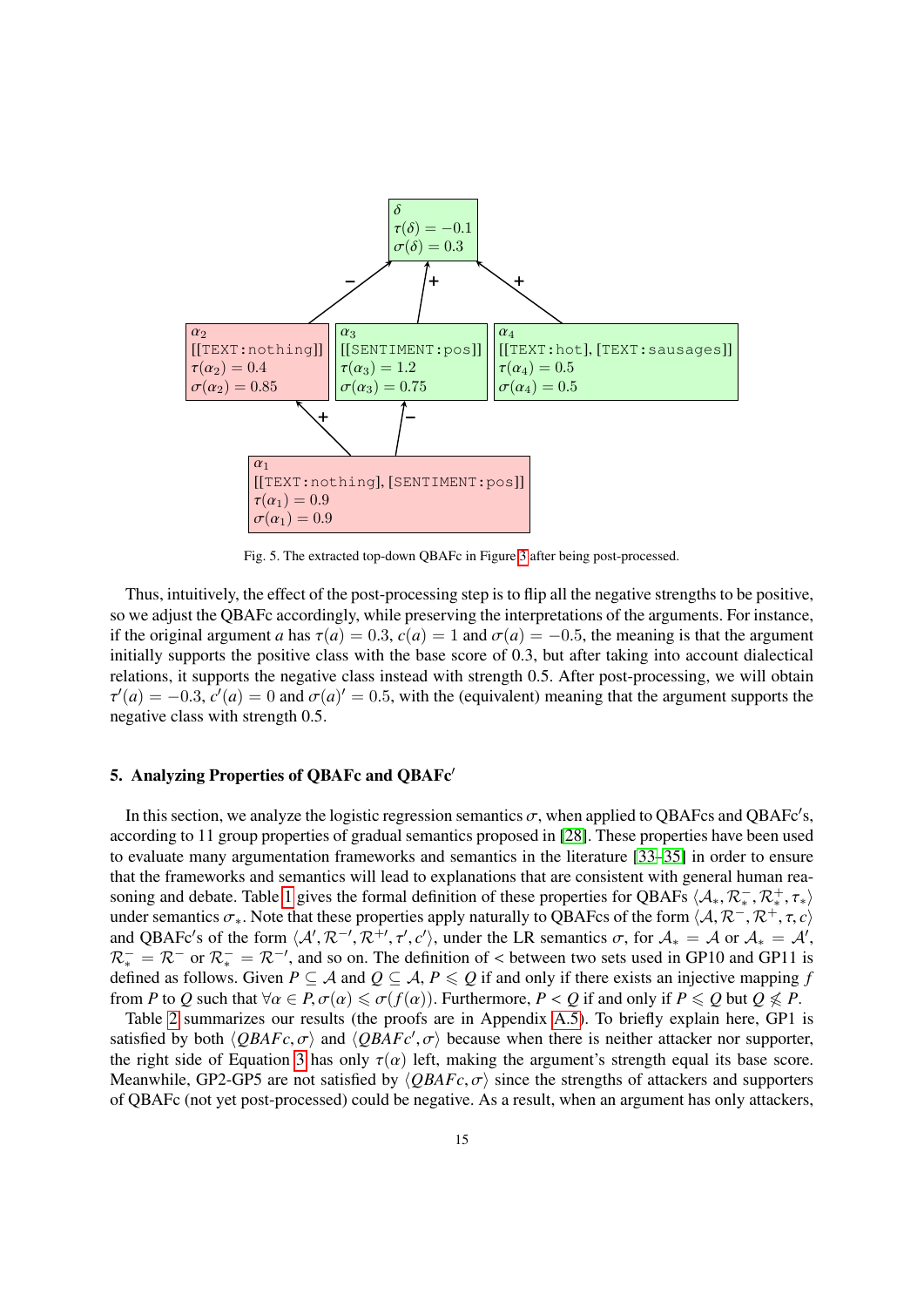δ
$\tau(\delta) = -0.1$
$\sigma(\delta) = 0.3$

$\alpha_2$
[[TEXT:nothing]]
$\tau(\alpha_2) = 0.4$
$\sigma(\alpha_2) = 0.85$

$\alpha_3$
[[SENTIMENT:pos]]
$\tau(\alpha_3) = 1.2$
$\sigma(\alpha_3) = 0.75$

$\alpha_4$
[[TEXT:hot], [TEXT:sausages]]
$\tau(\alpha_4) = 0.5$
$\sigma(\alpha_4) = 0.5$

$\alpha_1$
[[TEXT:nothing], [SENTIMENT:pos]]
$\tau(\alpha_1) = 0.9$
$\sigma(\alpha_1) = 0.9$

−
+
+
+
−

Fig. 5. The extracted top-down QBAFc in Figure 3 after being post-processed.

Thus, intuitively, the effect of the post-processing step is to flip all the negative strengths to be positive, so we adjust the QBAFc accordingly, while preserving the interpretations of the arguments. For instance, if the original argument $a$ has $\tau(a) = 0.3$, $c(a) = 1$ and $\sigma(a) = -0.5$, the meaning is that the argument initially supports the positive class with the base score of 0.3, but after taking into account dialectical relations, it supports the negative class instead with strength 0.5. After post-processing, we will obtain $\tau'(a) = -0.3$, $c'(a) = 0$ and $\sigma(a)' = 0.5$, with the (equivalent) meaning that the argument supports the negative class with strength 0.5.

## 5. Analyzing Properties of QBAFc and QBAFc′

In this section, we analyze the logistic regression semantics $\sigma$, when applied to QBAFcs and QBAFc′s, according to 11 group properties of gradual semantics proposed in [28]. These properties have been used to evaluate many argumentation frameworks and semantics in the literature [33–35] in order to ensure that the frameworks and semantics will lead to explanations that are consistent with general human reasoning and debate. Table 1 gives the formal definition of these properties for QBAFs $\langle \mathcal{A}_*, \mathcal{R}^-_*, \mathcal{R}^+_*, \tau_* \rangle$ under semantics $\sigma_*$. Note that these properties apply naturally to QBAFcs of the form $\langle \mathcal{A}, \mathcal{R}^-, \mathcal{R}^+, \tau, c \rangle$ and QBAFc′s of the form $\langle \mathcal{A}', \mathcal{R}^{-\prime}, \mathcal{R}^{+\prime}, \tau', c' \rangle$, under the LR semantics $\sigma$, for $\mathcal{A}_* = \mathcal{A}$ or $\mathcal{A}_* = \mathcal{A}'$, $\mathcal{R}^-_* = \mathcal{R}^-$ or $\mathcal{R}^-_* = \mathcal{R}^{-\prime}$, and so on. The definition of $<$ between two sets used in GP10 and GP11 is defined as follows. Given $P \subseteq \mathcal{A}$ and $Q \subseteq \mathcal{A}$, $P \leqslant Q$ if and only if there exists an injective mapping $f$ from $P$ to $Q$ such that $\forall \alpha \in P, \sigma(\alpha) \leqslant \sigma(f(\alpha))$. Furthermore, $P < Q$ if and only if $P \leqslant Q$ but $Q \nleqslant P$.

Table 2 summarizes our results (the proofs are in Appendix A.5). To briefly explain here, GP1 is satisfied by both $\langle QBAFc, \sigma \rangle$ and $\langle QBAFc', \sigma \rangle$ because when there is neither attacker nor supporter, the right side of Equation 3 has only $\tau(\alpha)$ left, making the argument's strength equal its base score. Meanwhile, GP2-GP5 are not satisfied by $\langle QBAFc, \sigma \rangle$ since the strengths of attackers and supporters of QBAFc (not yet post-processed) could be negative. As a result, when an argument has only attackers,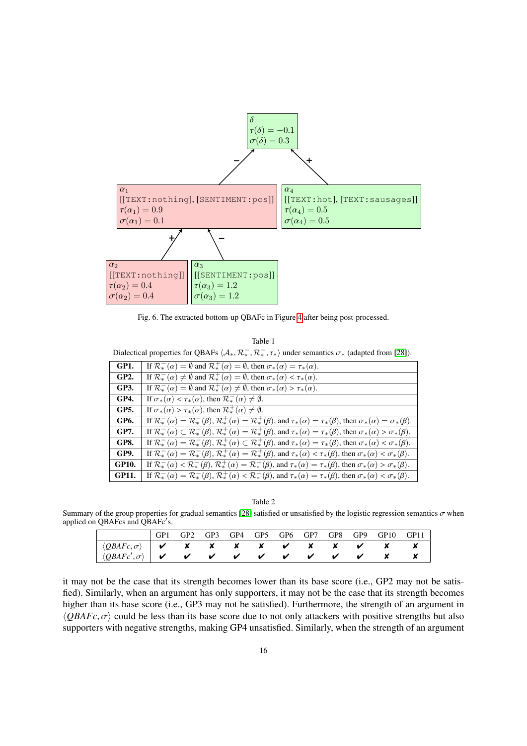δ
$\tau(\delta) = -0.1$
$\sigma(\delta) = 0.3$

−
+

$\alpha_1$
[[TEXT:nothing], [SENTIMENT:pos]]
$\tau(\alpha_1) = 0.9$
$\sigma(\alpha_1) = 0.1$

$\alpha_4$
[[TEXT:hot], [TEXT:sausages]]
$\tau(\alpha_4) = 0.5$
$\sigma(\alpha_4) = 0.5$

+
−

$\alpha_2$
[[TEXT:nothing]]
$\tau(\alpha_2) = 0.4$
$\sigma(\alpha_2) = 0.4$

$\alpha_3$
[[SENTIMENT:pos]]
$\tau(\alpha_3) = 1.2$
$\sigma(\alpha_3) = 1.2$

Fig. 6. The extracted bottom-up QBAFc in Figure 4 after being post-processed.

Table 1

Dialectical properties for QBAFs $\langle \mathcal{A}_*, \mathcal{R}^-_*, \mathcal{R}^+_*, \tau_* \rangle$ under semantics $\sigma_*$ (adapted from [28]).

| | |
|---|---|
| **GP1.** | If $\mathcal{R}^-_*(\alpha) = \emptyset$ and $\mathcal{R}^+_*(\alpha) = \emptyset$, then $\sigma_*(\alpha) = \tau_*(\alpha)$. |
| **GP2.** | If $\mathcal{R}^-_*(\alpha) \neq \emptyset$ and $\mathcal{R}^+_*(\alpha) = \emptyset$, then $\sigma_*(\alpha) < \tau_*(\alpha)$. |
| **GP3.** | If $\mathcal{R}^-_*(\alpha) = \emptyset$ and $\mathcal{R}^+_*(\alpha) \neq \emptyset$, then $\sigma_*(\alpha) > \tau_*(\alpha)$. |
| **GP4.** | If $\sigma_*(\alpha) < \tau_*(\alpha)$, then $\mathcal{R}^-_*(\alpha) \neq \emptyset$. |
| **GP5.** | If $\sigma_*(\alpha) > \tau_*(\alpha)$, then $\mathcal{R}^+_*(\alpha) \neq \emptyset$. |
| **GP6.** | If $\mathcal{R}^-_*(\alpha) = \mathcal{R}^-_*(\beta)$, $\mathcal{R}^+_*(\alpha) = \mathcal{R}^+_*(\beta)$, and $\tau_*(\alpha) = \tau_*(\beta)$, then $\sigma_*(\alpha) = \sigma_*(\beta)$. |
| **GP7.** | If $\mathcal{R}^-_*(\alpha) \subset \mathcal{R}^-_*(\beta)$, $\mathcal{R}^+_*(\alpha) = \mathcal{R}^+_*(\beta)$, and $\tau_*(\alpha) = \tau_*(\beta)$, then $\sigma_*(\alpha) > \sigma_*(\beta)$. |
| **GP8.** | If $\mathcal{R}^-_*(\alpha) = \mathcal{R}^-_*(\beta)$, $\mathcal{R}^+_*(\alpha) \subset \mathcal{R}^+_*(\beta)$, and $\tau_*(\alpha) = \tau_*(\beta)$, then $\sigma_*(\alpha) < \sigma_*(\beta)$. |
| **GP9.** | If $\mathcal{R}^-_*(\alpha) = \mathcal{R}^-_*(\beta)$, $\mathcal{R}^+_*(\alpha) = \mathcal{R}^+_*(\beta)$, and $\tau_*(\alpha) < \tau_*(\beta)$, then $\sigma_*(\alpha) < \sigma_*(\beta)$. |
| **GP10.** | If $\mathcal{R}^-_*(\alpha) < \mathcal{R}^-_*(\beta)$, $\mathcal{R}^+_*(\alpha) = \mathcal{R}^+_*(\beta)$, and $\tau_*(\alpha) = \tau_*(\beta)$, then $\sigma_*(\alpha) > \sigma_*(\beta)$. |
| **GP11.** | If $\mathcal{R}^-_*(\alpha) = \mathcal{R}^-_*(\beta)$, $\mathcal{R}^+_*(\alpha) < \mathcal{R}^+_*(\beta)$, and $\tau_*(\alpha) = \tau_*(\beta)$, then $\sigma_*(\alpha) < \sigma_*(\beta)$. |

Table 2

Summary of the group properties for gradual semantics [28] satisfied or unsatisfied by the logistic regression semantics $\sigma$ when applied on QBAFcs and QBAFc′s.

| | GP1 | GP2 | GP3 | GP4 | GP5 | GP6 | GP7 | GP8 | GP9 | GP10 | GP11 |
|---|---|---|---|---|---|---|---|---|---|---|---|
| $\langle QBAFc, \sigma \rangle$ | ✔ | ✘ | ✘ | ✘ | ✘ | ✔ | ✘ | ✘ | ✔ | ✘ | ✘ |
| $\langle QBAFc', \sigma \rangle$ | ✔ | ✔ | ✔ | ✔ | ✔ | ✔ | ✔ | ✔ | ✔ | ✘ | ✘ |

it may not be the case that its strength becomes lower than its base score (i.e., GP2 may not be satisfied). Similarly, when an argument has only supporters, it may not be the case that its strength becomes higher than its base score (i.e., GP3 may not be satisfied). Furthermore, the strength of an argument in $\langle QBAFc, \sigma \rangle$ could be less than its base score due to not only attackers with positive strengths but also supporters with negative strengths, making GP4 unsatisfied. Similarly, when the strength of an argument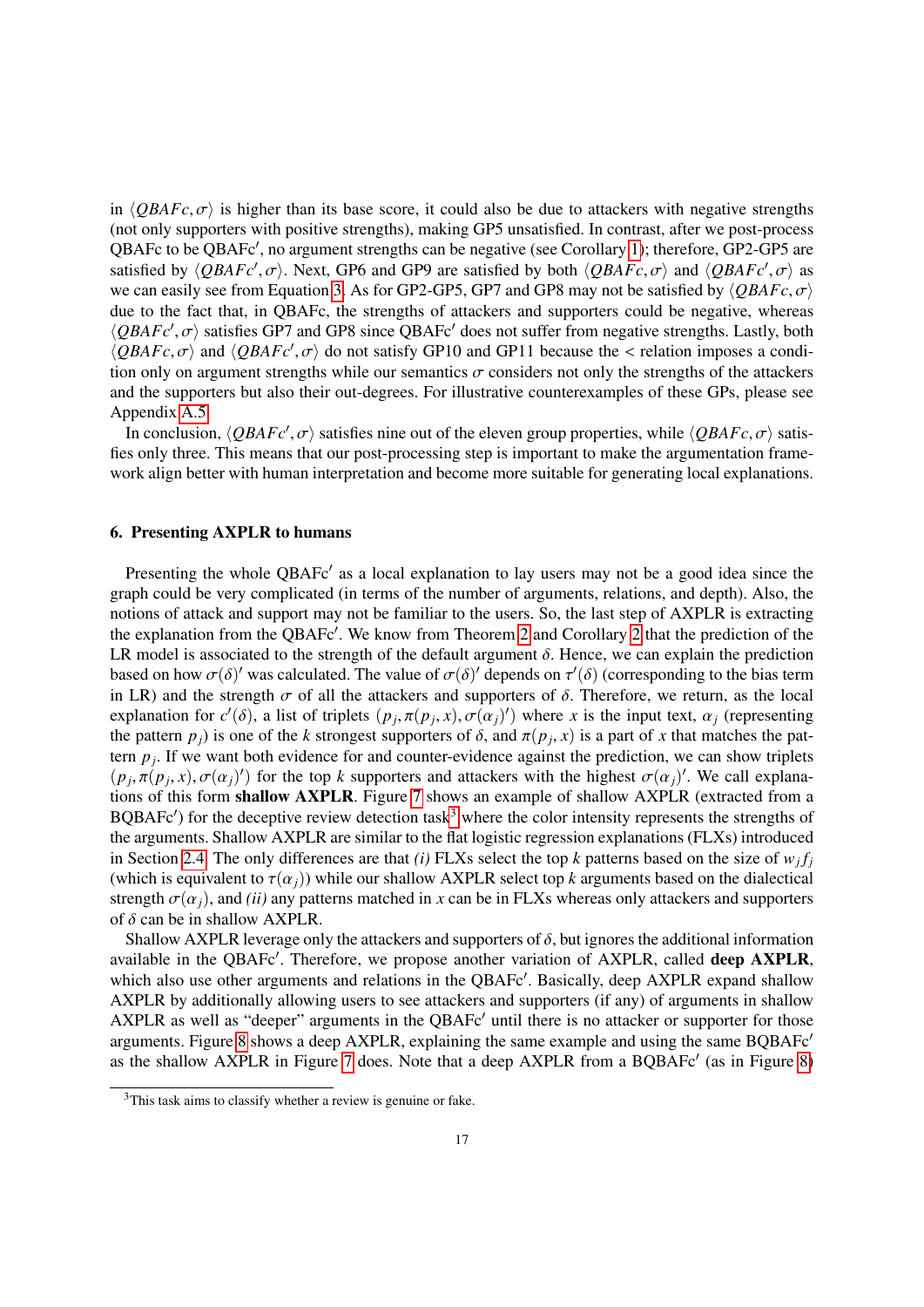in $\langle QBAFc, \sigma \rangle$ is higher than its base score, it could also be due to attackers with negative strengths (not only supporters with positive strengths), making GP5 unsatisfied. In contrast, after we post-process QBAFc to be QBAFc$'$, no argument strengths can be negative (see Corollary 1); therefore, GP2-GP5 are satisfied by $\langle QBAFc', \sigma \rangle$. Next, GP6 and GP9 are satisfied by both $\langle QBAFc, \sigma \rangle$ and $\langle QBAFc', \sigma \rangle$ as we can easily see from Equation 3. As for GP2-GP5, GP7 and GP8 may not be satisfied by $\langle QBAFc, \sigma \rangle$ due to the fact that, in QBAFc, the strengths of attackers and supporters could be negative, whereas $\langle QBAFc', \sigma \rangle$ satisfies GP7 and GP8 since QBAFc$'$ does not suffer from negative strengths. Lastly, both $\langle QBAFc, \sigma \rangle$ and $\langle QBAFc', \sigma \rangle$ do not satisfy GP10 and GP11 because the $<$ relation imposes a condition only on argument strengths while our semantics $\sigma$ considers not only the strengths of the attackers and the supporters but also their out-degrees. For illustrative counterexamples of these GPs, please see Appendix A.5.

In conclusion, $\langle QBAFc', \sigma \rangle$ satisfies nine out of the eleven group properties, while $\langle QBAFc, \sigma \rangle$ satisfies only three. This means that our post-processing step is important to make the argumentation framework align better with human interpretation and become more suitable for generating local explanations.

## 6. Presenting AXPLR to humans

Presenting the whole QBAFc$'$ as a local explanation to lay users may not be a good idea since the graph could be very complicated (in terms of the number of arguments, relations, and depth). Also, the notions of attack and support may not be familiar to the users. So, the last step of AXPLR is extracting the explanation from the QBAFc$'$. We know from Theorem 2 and Corollary 2 that the prediction of the LR model is associated to the strength of the default argument $\delta$. Hence, we can explain the prediction based on how $\sigma(\delta)'$ was calculated. The value of $\sigma(\delta)'$ depends on $\tau'(\delta)$ (corresponding to the bias term in LR) and the strength $\sigma$ of all the attackers and supporters of $\delta$. Therefore, we return, as the local explanation for $c'(\delta)$, a list of triplets $(p_j, \pi(p_j, x), \sigma(\alpha_j)')$ where $x$ is the input text, $\alpha_j$ (representing the pattern $p_j$) is one of the $k$ strongest supporters of $\delta$, and $\pi(p_j, x)$ is a part of $x$ that matches the pattern $p_j$. If we want both evidence for and counter-evidence against the prediction, we can show triplets $(p_j, \pi(p_j, x), \sigma(\alpha_j)')$ for the top $k$ supporters and attackers with the highest $\sigma(\alpha_j)'$. We call explanations of this form **shallow AXPLR**. Figure 7 shows an example of shallow AXPLR (extracted from a BQBAFc$'$) for the deceptive review detection task[3] where the color intensity represents the strengths of the arguments. Shallow AXPLR are similar to the flat logistic regression explanations (FLXs) introduced in Section 2.4. The only differences are that *(i)* FLXs select the top $k$ patterns based on the size of $w_j f_j$ (which is equivalent to $\tau(\alpha_j)$) while our shallow AXPLR select top $k$ arguments based on the dialectical strength $\sigma(\alpha_j)$, and *(ii)* any patterns matched in $x$ can be in FLXs whereas only attackers and supporters of $\delta$ can be in shallow AXPLR.

Shallow AXPLR leverage only the attackers and supporters of $\delta$, but ignores the additional information available in the QBAFc$'$. Therefore, we propose another variation of AXPLR, called **deep AXPLR**, which also use other arguments and relations in the QBAFc$'$. Basically, deep AXPLR expand shallow AXPLR by additionally allowing users to see attackers and supporters (if any) of arguments in shallow AXPLR as well as "deeper" arguments in the QBAFc$'$ until there is no attacker or supporter for those arguments. Figure 8 shows a deep AXPLR, explaining the same example and using the same BQBAFc$'$ as the shallow AXPLR in Figure 7 does. Note that a deep AXPLR from a BQBAFc$'$ (as in Figure 8)

[3] This task aims to classify whether a review is genuine or fake.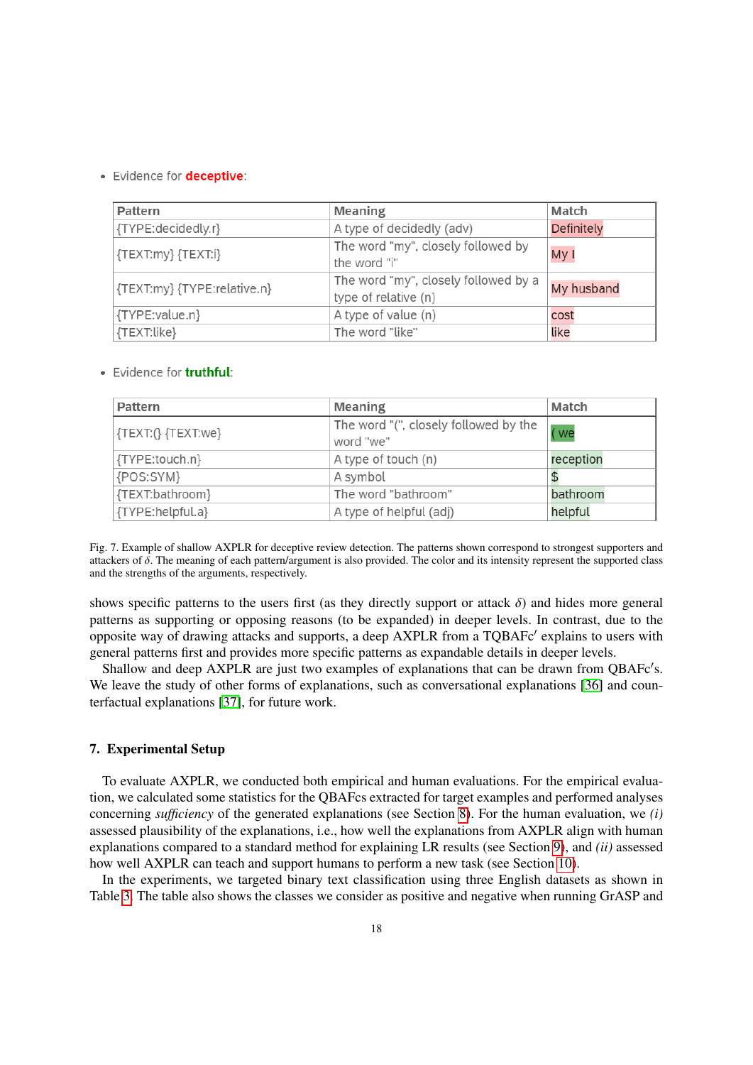- Evidence for **deceptive**:

| Pattern | Meaning | Match |
| --- | --- | --- |
| {TYPE:decidedly.r} | A type of decidedly (adv) | Definitely |
| {TEXT:my} {TEXT:i} | The word "my", closely followed by the word "i" | My I |
| {TEXT:my} {TYPE:relative.n} | The word "my", closely followed by a type of relative (n) | My husband |
| {TYPE:value.n} | A type of value (n) | cost |
| {TEXT:like} | The word "like" | like |

- Evidence for **truthful**:

| Pattern | Meaning | Match |
| --- | --- | --- |
| {TEXT:(} {TEXT:we} | The word "(", closely followed by the word "we" | ( we |
| {TYPE:touch.n} | A type of touch (n) | reception |
| {POS:SYM} | A symbol | $ |
| {TEXT:bathroom} | The word "bathroom" | bathroom |
| {TYPE:helpful.a} | A type of helpful (adj) | helpful |

Fig. 7. Example of shallow AXPLR for deceptive review detection. The patterns shown correspond to strongest supporters and attackers of $\delta$. The meaning of each pattern/argument is also provided. The color and its intensity represent the supported class and the strengths of the arguments, respectively.

shows specific patterns to the users first (as they directly support or attack $\delta$) and hides more general patterns as supporting or opposing reasons (to be expanded) in deeper levels. In contrast, due to the opposite way of drawing attacks and supports, a deep AXPLR from a TQBAFc$'$ explains to users with general patterns first and provides more specific patterns as expandable details in deeper levels.

Shallow and deep AXPLR are just two examples of explanations that can be drawn from QBAFc$'$s. We leave the study of other forms of explanations, such as conversational explanations [36] and counterfactual explanations [37], for future work.

## 7. Experimental Setup

To evaluate AXPLR, we conducted both empirical and human evaluations. For the empirical evaluation, we calculated some statistics for the QBAFcs extracted for target examples and performed analyses concerning *sufficiency* of the generated explanations (see Section 8). For the human evaluation, we *(i)* assessed plausibility of the explanations, i.e., how well the explanations from AXPLR align with human explanations compared to a standard method for explaining LR results (see Section 9), and *(ii)* assessed how well AXPLR can teach and support humans to perform a new task (see Section 10).

In the experiments, we targeted binary text classification using three English datasets as shown in Table 3. The table also shows the classes we consider as positive and negative when running GrASP and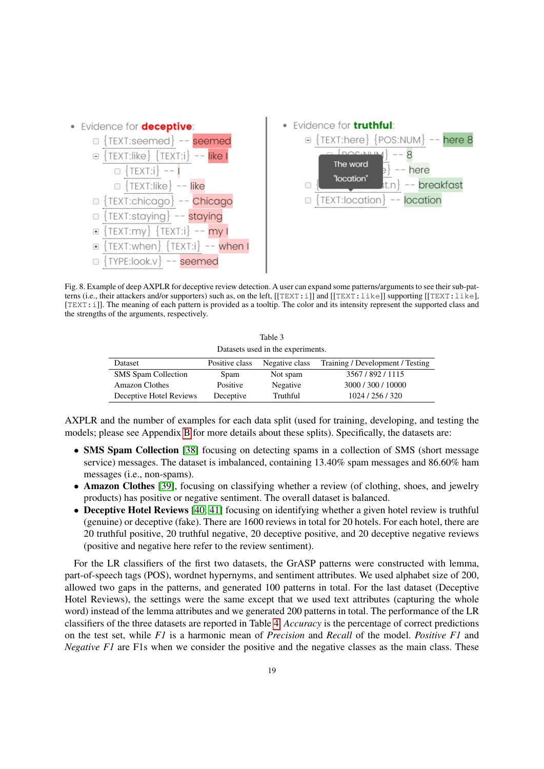Fig. 8. Example of deep AXPLR for deceptive review detection. A user can expand some patterns/arguments to see their sub-patterns (i.e., their attackers and/or supporters) such as, on the left, [[TEXT:i]] and [[TEXT:like]] supporting [[TEXT:like], [TEXT:i]]. The meaning of each pattern is provided as a tooltip. The color and its intensity represent the supported class and the strengths of the arguments, respectively.

Table 3

Datasets used in the experiments.

| Dataset | Positive class | Negative class | Training / Development / Testing |
|---|---|---|---|
| SMS Spam Collection | Spam | Not spam | 3567 / 892 / 1115 |
| Amazon Clothes | Positive | Negative | 3000 / 300 / 10000 |
| Deceptive Hotel Reviews | Deceptive | Truthful | 1024 / 256 / 320 |

AXPLR and the number of examples for each data split (used for training, developing, and testing the models; please see Appendix B for more details about these splits). Specifically, the datasets are:

- **SMS Spam Collection** [38] focusing on detecting spams in a collection of SMS (short message service) messages. The dataset is imbalanced, containing 13.40% spam messages and 86.60% ham messages (i.e., non-spams).
- **Amazon Clothes** [39], focusing on classifying whether a review (of clothing, shoes, and jewelry products) has positive or negative sentiment. The overall dataset is balanced.
- **Deceptive Hotel Reviews** [40, 41] focusing on identifying whether a given hotel review is truthful (genuine) or deceptive (fake). There are 1600 reviews in total for 20 hotels. For each hotel, there are 20 truthful positive, 20 truthful negative, 20 deceptive positive, and 20 deceptive negative reviews (positive and negative here refer to the review sentiment).

For the LR classifiers of the first two datasets, the GrASP patterns were constructed with lemma, part-of-speech tags (POS), wordnet hypernyms, and sentiment attributes. We used alphabet size of 200, allowed two gaps in the patterns, and generated 100 patterns in total. For the last dataset (Deceptive Hotel Reviews), the settings were the same except that we used text attributes (capturing the whole word) instead of the lemma attributes and we generated 200 patterns in total. The performance of the LR classifiers of the three datasets are reported in Table 4. *Accuracy* is the percentage of correct predictions on the test set, while *F1* is a harmonic mean of *Precision* and *Recall* of the model. *Positive F1* and *Negative F1* are F1s when we consider the positive and the negative classes as the main class. These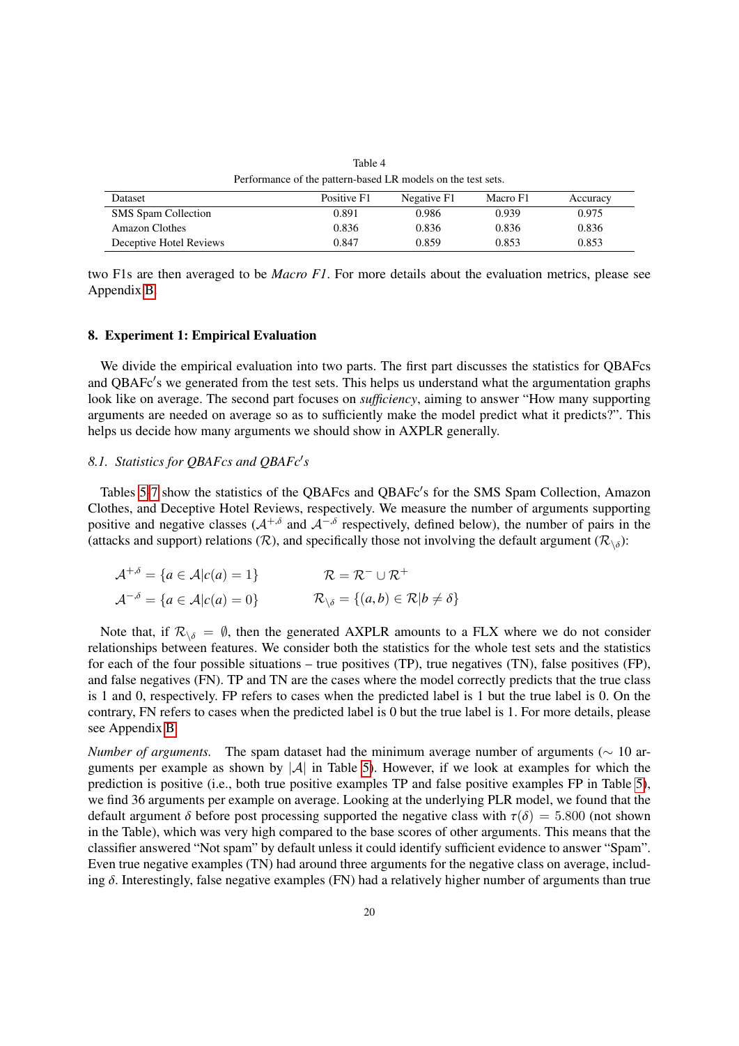Table 4
Performance of the pattern-based LR models on the test sets.

| Dataset | Positive F1 | Negative F1 | Macro F1 | Accuracy |
|---|---|---|---|---|
| SMS Spam Collection | 0.891 | 0.986 | 0.939 | 0.975 |
| Amazon Clothes | 0.836 | 0.836 | 0.836 | 0.836 |
| Deceptive Hotel Reviews | 0.847 | 0.859 | 0.853 | 0.853 |

two F1s are then averaged to be *Macro F1*. For more details about the evaluation metrics, please see Appendix B.

## 8. Experiment 1: Empirical Evaluation

We divide the empirical evaluation into two parts. The first part discusses the statistics for QBAFcs and QBAFc′s we generated from the test sets. This helps us understand what the argumentation graphs look like on average. The second part focuses on *sufficiency*, aiming to answer "How many supporting arguments are needed on average so as to sufficiently make the model predict what it predicts?". This helps us decide how many arguments we should show in AXPLR generally.

### 8.1. Statistics for QBAFcs and QBAFc′s

Tables 5-7 show the statistics of the QBAFcs and QBAFc′s for the SMS Spam Collection, Amazon Clothes, and Deceptive Hotel Reviews, respectively. We measure the number of arguments supporting positive and negative classes ($\mathcal{A}^{+,\delta}$ and $\mathcal{A}^{-,\delta}$ respectively, defined below), the number of pairs in the (attacks and support) relations ($\mathcal{R}$), and specifically those not involving the default argument ($\mathcal{R}_{\setminus\delta}$):

$$\mathcal{A}^{+,\delta} = \{a \in \mathcal{A} | c(a) = 1\} \qquad \mathcal{R} = \mathcal{R}^{-} \cup \mathcal{R}^{+}$$

$$\mathcal{A}^{-,\delta} = \{a \in \mathcal{A} | c(a) = 0\} \qquad \mathcal{R}_{\setminus\delta} = \{(a, b) \in \mathcal{R} | b \neq \delta\}$$

Note that, if $\mathcal{R}_{\setminus\delta} = \emptyset$, then the generated AXPLR amounts to a FLX where we do not consider relationships between features. We consider both the statistics for the whole test sets and the statistics for each of the four possible situations – true positives (TP), true negatives (TN), false positives (FP), and false negatives (FN). TP and TN are the cases where the model correctly predicts that the true class is 1 and 0, respectively. FP refers to cases when the predicted label is 1 but the true label is 0. On the contrary, FN refers to cases when the predicted label is 0 but the true label is 1. For more details, please see Appendix B.

*Number of arguments.* The spam dataset had the minimum average number of arguments ($\sim$ 10 arguments per example as shown by $|\mathcal{A}|$ in Table 5). However, if we look at examples for which the prediction is positive (i.e., both true positive examples TP and false positive examples FP in Table 5), we find 36 arguments per example on average. Looking at the underlying PLR model, we found that the default argument $\delta$ before post processing supported the negative class with $\tau(\delta) = 5.800$ (not shown in the Table), which was very high compared to the base scores of other arguments. This means that the classifier answered "Not spam" by default unless it could identify sufficient evidence to answer "Spam". Even true negative examples (TN) had around three arguments for the negative class on average, including $\delta$. Interestingly, false negative examples (FN) had a relatively higher number of arguments than true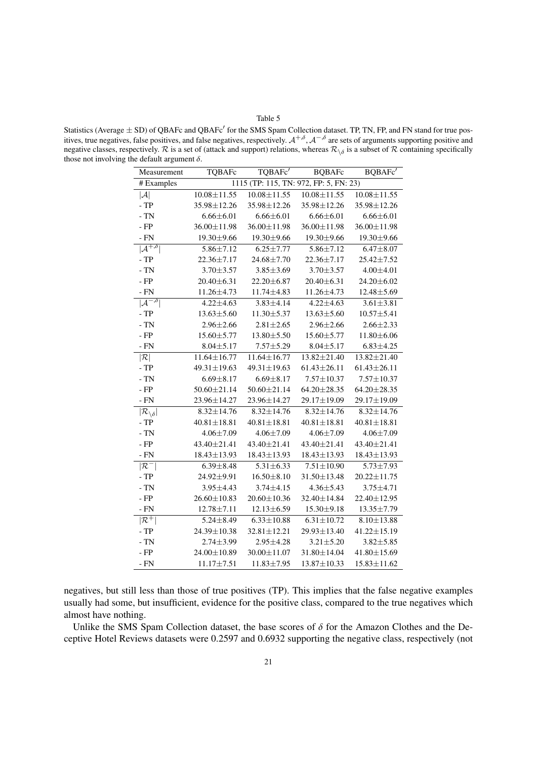Table 5

Statistics (Average ± SD) of QBAFc and QBAFc′ for the SMS Spam Collection dataset. TP, TN, FP, and FN stand for true positives, true negatives, false positives, and false negatives, respectively. $\mathcal{A}^{+,\delta}$, $\mathcal{A}^{-,\delta}$ are sets of arguments supporting positive and negative classes, respectively. $\mathcal{R}$ is a set of (attack and support) relations, whereas $\mathcal{R}_{\setminus\delta}$ is a subset of $\mathcal{R}$ containing specifically those not involving the default argument $\delta$.

| Measurement | TQBAFc | TQBAFc′ | BQBAFc | BQBAFc′ |
|---|---|---|---|---|
| # Examples | 1115 (TP: 115, TN: 972, FP: 5, FN: 23) | | | |
| $\|\mathcal{A}\|$ | 10.08±11.55 | 10.08±11.55 | 10.08±11.55 | 10.08±11.55 |
| - TP | 35.98±12.26 | 35.98±12.26 | 35.98±12.26 | 35.98±12.26 |
| - TN | 6.66±6.01 | 6.66±6.01 | 6.66±6.01 | 6.66±6.01 |
| - FP | 36.00±11.98 | 36.00±11.98 | 36.00±11.98 | 36.00±11.98 |
| - FN | 19.30±9.66 | 19.30±9.66 | 19.30±9.66 | 19.30±9.66 |
| $\|\mathcal{A}^{+,\delta}\|$ | 5.86±7.12 | 6.25±7.77 | 5.86±7.12 | 6.47±8.07 |
| - TP | 22.36±7.17 | 24.68±7.70 | 22.36±7.17 | 25.42±7.52 |
| - TN | 3.70±3.57 | 3.85±3.69 | 3.70±3.57 | 4.00±4.01 |
| - FP | 20.40±6.31 | 22.20±6.87 | 20.40±6.31 | 24.20±6.02 |
| - FN | 11.26±4.73 | 11.74±4.83 | 11.26±4.73 | 12.48±5.69 |
| $\|\mathcal{A}^{-,\delta}\|$ | 4.22±4.63 | 3.83±4.14 | 4.22±4.63 | 3.61±3.81 |
| - TP | 13.63±5.60 | 11.30±5.37 | 13.63±5.60 | 10.57±5.41 |
| - TN | 2.96±2.66 | 2.81±2.65 | 2.96±2.66 | 2.66±2.33 |
| - FP | 15.60±5.77 | 13.80±5.50 | 15.60±5.77 | 11.80±6.06 |
| - FN | 8.04±5.17 | 7.57±5.29 | 8.04±5.17 | 6.83±4.25 |
| $\|\mathcal{R}\|$ | 11.64±16.77 | 11.64±16.77 | 13.82±21.40 | 13.82±21.40 |
| - TP | 49.31±19.63 | 49.31±19.63 | 61.43±26.11 | 61.43±26.11 |
| - TN | 6.69±8.17 | 6.69±8.17 | 7.57±10.37 | 7.57±10.37 |
| - FP | 50.60±21.14 | 50.60±21.14 | 64.20±28.35 | 64.20±28.35 |
| - FN | 23.96±14.27 | 23.96±14.27 | 29.17±19.09 | 29.17±19.09 |
| $\|\mathcal{R}_{\setminus\delta}\|$ | 8.32±14.76 | 8.32±14.76 | 8.32±14.76 | 8.32±14.76 |
| - TP | 40.81±18.81 | 40.81±18.81 | 40.81±18.81 | 40.81±18.81 |
| - TN | 4.06±7.09 | 4.06±7.09 | 4.06±7.09 | 4.06±7.09 |
| - FP | 43.40±21.41 | 43.40±21.41 | 43.40±21.41 | 43.40±21.41 |
| - FN | 18.43±13.93 | 18.43±13.93 | 18.43±13.93 | 18.43±13.93 |
| $\|\mathcal{R}^{-}\|$ | 6.39±8.48 | 5.31±6.33 | 7.51±10.90 | 5.73±7.93 |
| - TP | 24.92±9.91 | 16.50±8.10 | 31.50±13.48 | 20.22±11.75 |
| - TN | 3.95±4.43 | 3.74±4.15 | 4.36±5.43 | 3.75±4.71 |
| - FP | 26.60±10.83 | 20.60±10.36 | 32.40±14.84 | 22.40±12.95 |
| - FN | 12.78±7.11 | 12.13±6.59 | 15.30±9.18 | 13.35±7.79 |
| $\|\mathcal{R}^{+}\|$ | 5.24±8.49 | 6.33±10.88 | 6.31±10.72 | 8.10±13.88 |
| - TP | 24.39±10.38 | 32.81±12.21 | 29.93±13.40 | 41.22±15.19 |
| - TN | 2.74±3.99 | 2.95±4.28 | 3.21±5.20 | 3.82±5.85 |
| - FP | 24.00±10.89 | 30.00±11.07 | 31.80±14.04 | 41.80±15.69 |
| - FN | 11.17±7.51 | 11.83±7.95 | 13.87±10.33 | 15.83±11.62 |

negatives, but still less than those of true positives (TP). This implies that the false negative examples usually had some, but insufficient, evidence for the positive class, compared to the true negatives which almost have nothing.

Unlike the SMS Spam Collection dataset, the base scores of $\delta$ for the Amazon Clothes and the Deceptive Hotel Reviews datasets were 0.2597 and 0.6932 supporting the negative class, respectively (not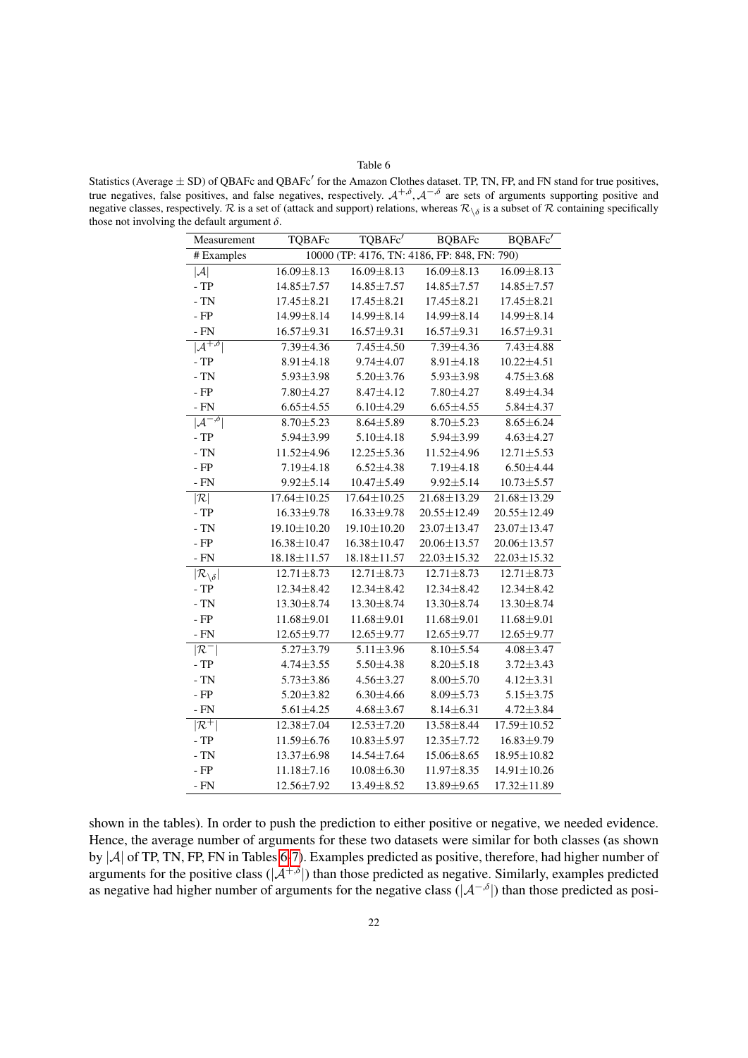Table 6

Statistics (Average ± SD) of QBAFc and QBAFc$'$ for the Amazon Clothes dataset. TP, TN, FP, and FN stand for true positives, true negatives, false positives, and false negatives, respectively. $\mathcal{A}^{+,\delta}, \mathcal{A}^{-,\delta}$ are sets of arguments supporting positive and negative classes, respectively. $\mathcal{R}$ is a set of (attack and support) relations, whereas $\mathcal{R}_{\setminus\delta}$ is a subset of $\mathcal{R}$ containing specifically those not involving the default argument $\delta$.

| Measurement | TQBAFc | TQBAFc$'$ | BQBAFc | BQBAFc$'$ |
|---|---|---|---|---|
| # Examples | 10000 (TP: 4176, TN: 4186, FP: 848, FN: 790) | | | |
| $\|\mathcal{A}\|$ | 16.09±8.13 | 16.09±8.13 | 16.09±8.13 | 16.09±8.13 |
| - TP | 14.85±7.57 | 14.85±7.57 | 14.85±7.57 | 14.85±7.57 |
| - TN | 17.45±8.21 | 17.45±8.21 | 17.45±8.21 | 17.45±8.21 |
| - FP | 14.99±8.14 | 14.99±8.14 | 14.99±8.14 | 14.99±8.14 |
| - FN | 16.57±9.31 | 16.57±9.31 | 16.57±9.31 | 16.57±9.31 |
| $\|\mathcal{A}^{+,\delta}\|$ | 7.39±4.36 | 7.45±4.50 | 7.39±4.36 | 7.43±4.88 |
| - TP | 8.91±4.18 | 9.74±4.07 | 8.91±4.18 | 10.22±4.51 |
| - TN | 5.93±3.98 | 5.20±3.76 | 5.93±3.98 | 4.75±3.68 |
| - FP | 7.80±4.27 | 8.47±4.12 | 7.80±4.27 | 8.49±4.34 |
| - FN | 6.65±4.55 | 6.10±4.29 | 6.65±4.55 | 5.84±4.37 |
| $\|\mathcal{A}^{-,\delta}\|$ | 8.70±5.23 | 8.64±5.89 | 8.70±5.23 | 8.65±6.24 |
| - TP | 5.94±3.99 | 5.10±4.18 | 5.94±3.99 | 4.63±4.27 |
| - TN | 11.52±4.96 | 12.25±5.36 | 11.52±4.96 | 12.71±5.53 |
| - FP | 7.19±4.18 | 6.52±4.38 | 7.19±4.18 | 6.50±4.44 |
| - FN | 9.92±5.14 | 10.47±5.49 | 9.92±5.14 | 10.73±5.57 |
| $\|\mathcal{R}\|$ | 17.64±10.25 | 17.64±10.25 | 21.68±13.29 | 21.68±13.29 |
| - TP | 16.33±9.78 | 16.33±9.78 | 20.55±12.49 | 20.55±12.49 |
| - TN | 19.10±10.20 | 19.10±10.20 | 23.07±13.47 | 23.07±13.47 |
| - FP | 16.38±10.47 | 16.38±10.47 | 20.06±13.57 | 20.06±13.57 |
| - FN | 18.18±11.57 | 18.18±11.57 | 22.03±15.32 | 22.03±15.32 |
| $\|\mathcal{R}_{\setminus\delta}\|$ | 12.71±8.73 | 12.71±8.73 | 12.71±8.73 | 12.71±8.73 |
| - TP | 12.34±8.42 | 12.34±8.42 | 12.34±8.42 | 12.34±8.42 |
| - TN | 13.30±8.74 | 13.30±8.74 | 13.30±8.74 | 13.30±8.74 |
| - FP | 11.68±9.01 | 11.68±9.01 | 11.68±9.01 | 11.68±9.01 |
| - FN | 12.65±9.77 | 12.65±9.77 | 12.65±9.77 | 12.65±9.77 |
| $\|\mathcal{R}^{-}\|$ | 5.27±3.79 | 5.11±3.96 | 8.10±5.54 | 4.08±3.47 |
| - TP | 4.74±3.55 | 5.50±4.38 | 8.20±5.18 | 3.72±3.43 |
| - TN | 5.73±3.86 | 4.56±3.27 | 8.00±5.70 | 4.12±3.31 |
| - FP | 5.20±3.82 | 6.30±4.66 | 8.09±5.73 | 5.15±3.75 |
| - FN | 5.61±4.25 | 4.68±3.67 | 8.14±6.31 | 4.72±3.84 |
| $\|\mathcal{R}^{+}\|$ | 12.38±7.04 | 12.53±7.20 | 13.58±8.44 | 17.59±10.52 |
| - TP | 11.59±6.76 | 10.83±5.97 | 12.35±7.72 | 16.83±9.79 |
| - TN | 13.37±6.98 | 14.54±7.64 | 15.06±8.65 | 18.95±10.82 |
| - FP | 11.18±7.16 | 10.08±6.30 | 11.97±8.35 | 14.91±10.26 |
| - FN | 12.56±7.92 | 13.49±8.52 | 13.89±9.65 | 17.32±11.89 |

shown in the tables). In order to push the prediction to either positive or negative, we needed evidence. Hence, the average number of arguments for these two datasets were similar for both classes (as shown by $|\mathcal{A}|$ of TP, TN, FP, FN in Tables 6-7). Examples predicted as positive, therefore, had higher number of arguments for the positive class ($|\mathcal{A}^{+,\delta}|$) than those predicted as negative. Similarly, examples predicted as negative had higher number of arguments for the negative class ($|\mathcal{A}^{-,\delta}|$) than those predicted as posi-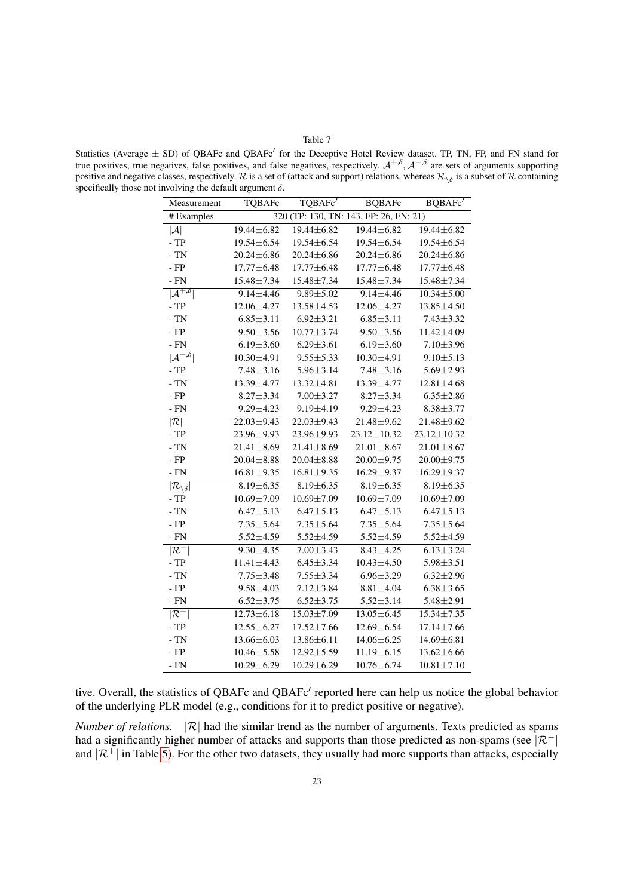Table 7

Statistics (Average ± SD) of QBAFc and QBAFc′ for the Deceptive Hotel Review dataset. TP, TN, FP, and FN stand for true positives, true negatives, false positives, and false negatives, respectively. $\mathcal{A}^{+,\delta}, \mathcal{A}^{-,\delta}$ are sets of arguments supporting positive and negative classes, respectively. $\mathcal{R}$ is a set of (attack and support) relations, whereas $\mathcal{R}_{\setminus\delta}$ is a subset of $\mathcal{R}$ containing specifically those not involving the default argument $\delta$.

| Measurement | TQBAFc | TQBAFc′ | BQBAFc | BQBAFc′ |
|---|---|---|---|---|
| # Examples | 320 (TP: 130, TN: 143, FP: 26, FN: 21) | | | |
| $\|\mathcal{A}\|$ | 19.44±6.82 | 19.44±6.82 | 19.44±6.82 | 19.44±6.82 |
| - TP | 19.54±6.54 | 19.54±6.54 | 19.54±6.54 | 19.54±6.54 |
| - TN | 20.24±6.86 | 20.24±6.86 | 20.24±6.86 | 20.24±6.86 |
| - FP | 17.77±6.48 | 17.77±6.48 | 17.77±6.48 | 17.77±6.48 |
| - FN | 15.48±7.34 | 15.48±7.34 | 15.48±7.34 | 15.48±7.34 |
| $\|\mathcal{A}^{+,\delta}\|$ | 9.14±4.46 | 9.89±5.02 | 9.14±4.46 | 10.34±5.00 |
| - TP | 12.06±4.27 | 13.58±4.53 | 12.06±4.27 | 13.85±4.50 |
| - TN | 6.85±3.11 | 6.92±3.21 | 6.85±3.11 | 7.43±3.32 |
| - FP | 9.50±3.56 | 10.77±3.74 | 9.50±3.56 | 11.42±4.09 |
| - FN | 6.19±3.60 | 6.29±3.61 | 6.19±3.60 | 7.10±3.96 |
| $\|\mathcal{A}^{-,\delta}\|$ | 10.30±4.91 | 9.55±5.33 | 10.30±4.91 | 9.10±5.13 |
| - TP | 7.48±3.16 | 5.96±3.14 | 7.48±3.16 | 5.69±2.93 |
| - TN | 13.39±4.77 | 13.32±4.81 | 13.39±4.77 | 12.81±4.68 |
| - FP | 8.27±3.34 | 7.00±3.27 | 8.27±3.34 | 6.35±2.86 |
| - FN | 9.29±4.23 | 9.19±4.19 | 9.29±4.23 | 8.38±3.77 |
| $\|\mathcal{R}\|$ | 22.03±9.43 | 22.03±9.43 | 21.48±9.62 | 21.48±9.62 |
| - TP | 23.96±9.93 | 23.96±9.93 | 23.12±10.32 | 23.12±10.32 |
| - TN | 21.41±8.69 | 21.41±8.69 | 21.01±8.67 | 21.01±8.67 |
| - FP | 20.04±8.88 | 20.04±8.88 | 20.00±9.75 | 20.00±9.75 |
| - FN | 16.81±9.35 | 16.81±9.35 | 16.29±9.37 | 16.29±9.37 |
| $\|\mathcal{R}_{\setminus\delta}\|$ | 8.19±6.35 | 8.19±6.35 | 8.19±6.35 | 8.19±6.35 |
| - TP | 10.69±7.09 | 10.69±7.09 | 10.69±7.09 | 10.69±7.09 |
| - TN | 6.47±5.13 | 6.47±5.13 | 6.47±5.13 | 6.47±5.13 |
| - FP | 7.35±5.64 | 7.35±5.64 | 7.35±5.64 | 7.35±5.64 |
| - FN | 5.52±4.59 | 5.52±4.59 | 5.52±4.59 | 5.52±4.59 |
| $\|\mathcal{R}^{-}\|$ | 9.30±4.35 | 7.00±3.43 | 8.43±4.25 | 6.13±3.24 |
| - TP | 11.41±4.43 | 6.45±3.34 | 10.43±4.50 | 5.98±3.51 |
| - TN | 7.75±3.48 | 7.55±3.34 | 6.96±3.29 | 6.32±2.96 |
| - FP | 9.58±4.03 | 7.12±3.84 | 8.81±4.04 | 6.38±3.65 |
| - FN | 6.52±3.75 | 6.52±3.75 | 5.52±3.14 | 5.48±2.91 |
| $\|\mathcal{R}^{+}\|$ | 12.73±6.18 | 15.03±7.09 | 13.05±6.45 | 15.34±7.35 |
| - TP | 12.55±6.27 | 17.52±7.66 | 12.69±6.54 | 17.14±7.66 |
| - TN | 13.66±6.03 | 13.86±6.11 | 14.06±6.25 | 14.69±6.81 |
| - FP | 10.46±5.58 | 12.92±5.59 | 11.19±6.15 | 13.62±6.66 |
| - FN | 10.29±6.29 | 10.29±6.29 | 10.76±6.74 | 10.81±7.10 |

tive. Overall, the statistics of QBAFc and QBAFc′ reported here can help us notice the global behavior of the underlying PLR model (e.g., conditions for it to predict positive or negative).

*Number of relations.* $|\mathcal{R}|$ had the similar trend as the number of arguments. Texts predicted as spams had a significantly higher number of attacks and supports than those predicted as non-spams (see $|\mathcal{R}^{-}|$ and $|\mathcal{R}^{+}|$ in Table 5). For the other two datasets, they usually had more supports than attacks, especially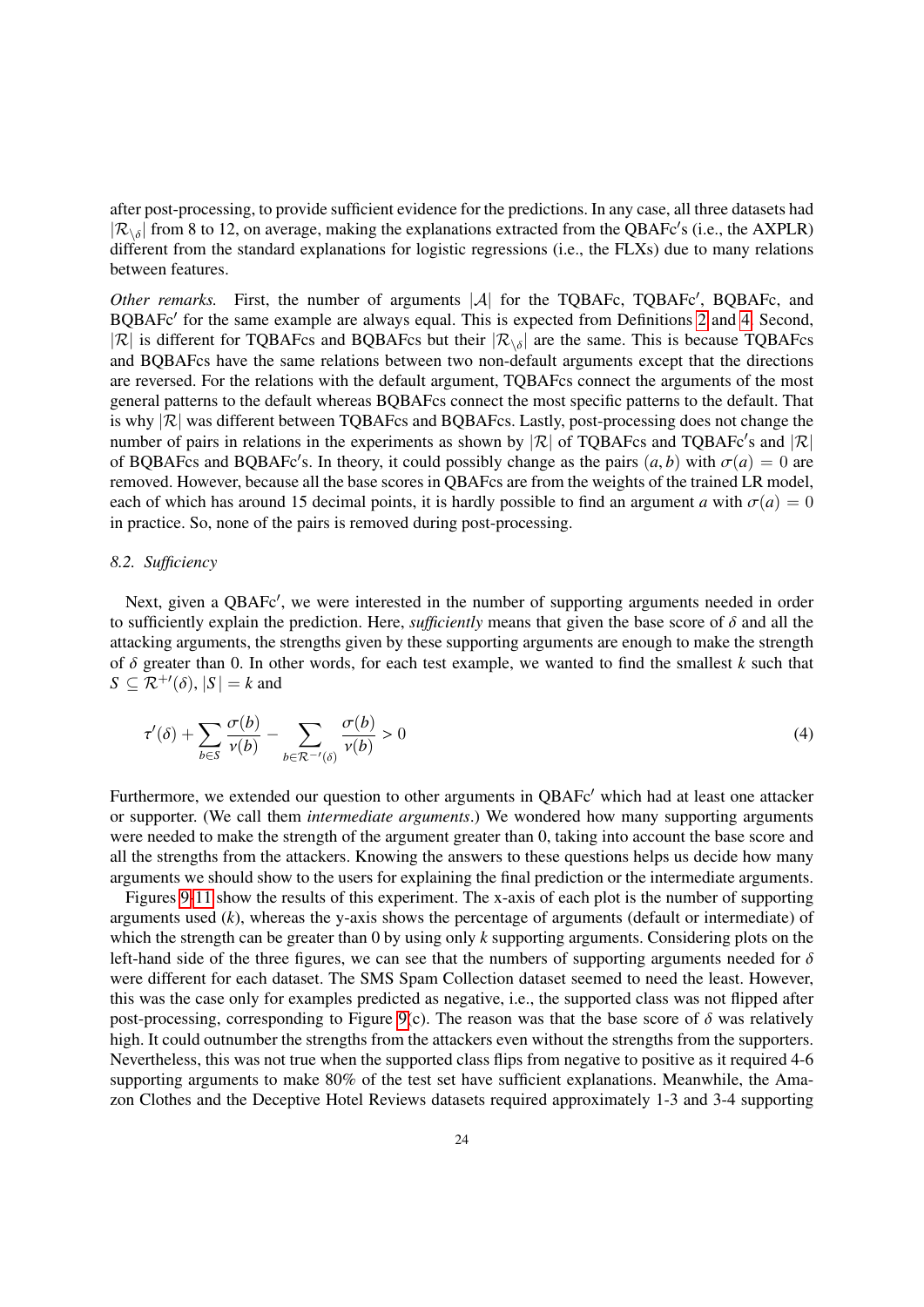after post-processing, to provide sufficient evidence for the predictions. In any case, all three datasets had $|\mathcal{R}_{\setminus\delta}|$ from 8 to 12, on average, making the explanations extracted from the QBAFc′s (i.e., the AXPLR) different from the standard explanations for logistic regressions (i.e., the FLXs) due to many relations between features.

*Other remarks.* First, the number of arguments $|\mathcal{A}|$ for the TQBAFc, TQBAFc′, BQBAFc, and BQBAFc′ for the same example are always equal. This is expected from Definitions 2 and 4. Second, $|\mathcal{R}|$ is different for TQBAFcs and BQBAFcs but their $|\mathcal{R}_{\setminus\delta}|$ are the same. This is because TQBAFcs and BQBAFcs have the same relations between two non-default arguments except that the directions are reversed. For the relations with the default argument, TQBAFcs connect the arguments of the most general patterns to the default whereas BQBAFcs connect the most specific patterns to the default. That is why $|\mathcal{R}|$ was different between TQBAFcs and BQBAFcs. Lastly, post-processing does not change the number of pairs in relations in the experiments as shown by $|\mathcal{R}|$ of TQBAFcs and TQBAFc′s and $|\mathcal{R}|$ of BQBAFcs and BQBAFc′s. In theory, it could possibly change as the pairs $(a, b)$ with $\sigma(a) = 0$ are removed. However, because all the base scores in QBAFcs are from the weights of the trained LR model, each of which has around 15 decimal points, it is hardly possible to find an argument $a$ with $\sigma(a) = 0$ in practice. So, none of the pairs is removed during post-processing.

### 8.2. Sufficiency

Next, given a QBAFc′, we were interested in the number of supporting arguments needed in order to sufficiently explain the prediction. Here, ***sufficiently*** means that given the base score of $\delta$ and all the attacking arguments, the strengths given by these supporting arguments are enough to make the strength of $\delta$ greater than 0. In other words, for each test example, we wanted to find the smallest $k$ such that $S \subseteq \mathcal{R}^{+\prime}(\delta)$, $|S| = k$ and

$$\tau'(\delta) + \sum_{b \in S} \frac{\sigma(b)}{\nu(b)} - \sum_{b \in \mathcal{R}^{-\prime}(\delta)} \frac{\sigma(b)}{\nu(b)} > 0 \tag{4}$$

Furthermore, we extended our question to other arguments in QBAFc′ which had at least one attacker or supporter. (We call them *intermediate arguments*.) We wondered how many supporting arguments were needed to make the strength of the argument greater than 0, taking into account the base score and all the strengths from the attackers. Knowing the answers to these questions helps us decide how many arguments we should show to the users for explaining the final prediction or the intermediate arguments.

Figures 9-11 show the results of this experiment. The x-axis of each plot is the number of supporting arguments used ($k$), whereas the y-axis shows the percentage of arguments (default or intermediate) of which the strength can be greater than 0 by using only $k$ supporting arguments. Considering plots on the left-hand side of the three figures, we can see that the numbers of supporting arguments needed for $\delta$ were different for each dataset. The SMS Spam Collection dataset seemed to need the least. However, this was the case only for examples predicted as negative, i.e., the supported class was not flipped after post-processing, corresponding to Figure 9(c). The reason was that the base score of $\delta$ was relatively high. It could outnumber the strengths from the attackers even without the strengths from the supporters. Nevertheless, this was not true when the supported class flips from negative to positive as it required 4-6 supporting arguments to make 80% of the test set have sufficient explanations. Meanwhile, the Amazon Clothes and the Deceptive Hotel Reviews datasets required approximately 1-3 and 3-4 supporting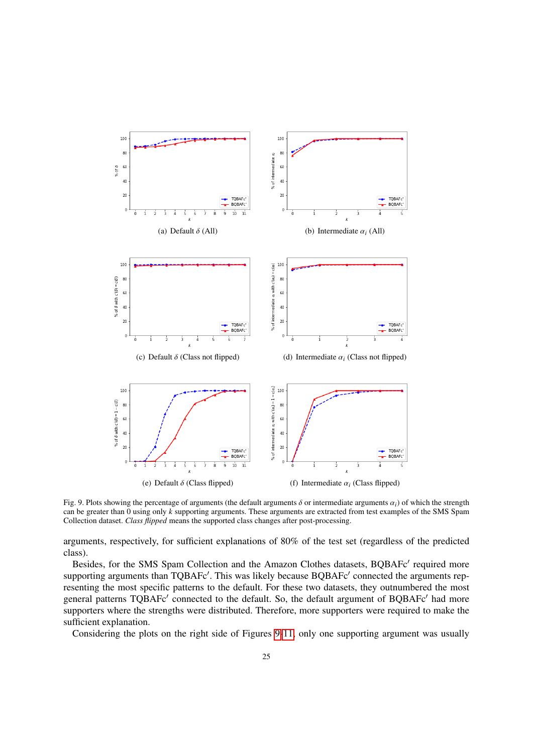100
80
60
40
20
0
% of δ
0 1 2 3 4 5 6 7 8 9 10 11
k
TQBAFc'
BQBAFc'

(a) Default $\delta$ (All)

100
80
60
40
20
0
% of intermediate αi
0 1 2 3 4 5
k
TQBAFc'
BQBAFc'

(b) Intermediate $\alpha_i$ (All)

100
80
60
40
20
0
% of δ with c'(δ) = c(δ)
0 1 2 3 4 5 6 7
k
TQBAFc'
BQBAFc'

(c) Default $\delta$ (Class not flipped)

100
80
60
40
20
0
% of intermediate αi with c'(αi) = c(αi)
0 1 2 3 4
k
TQBAFc'
BQBAFc'

(d) Intermediate $\alpha_i$ (Class not flipped)

100
80
60
40
20
0
% of δ with c'(δ) = 1 − c(δ)
0 1 2 3 4 5 6 7 8 9 10 11
k
TQBAFc'
BQBAFc'

(e) Default $\delta$ (Class flipped)

100
80
60
40
20
0
% of intermediate αi with c'(αi) = 1 − c(αi)
0 1 2 3 4 5
k
TQBAFc'
BQBAFc'

(f) Intermediate $\alpha_i$ (Class flipped)

Fig. 9. Plots showing the percentage of arguments (the default arguments $\delta$ or intermediate arguments $\alpha_i$) of which the strength can be greater than 0 using only $k$ supporting arguments. These arguments are extracted from test examples of the SMS Spam Collection dataset. *Class flipped* means the supported class changes after post-processing.

arguments, respectively, for sufficient explanations of 80% of the test set (regardless of the predicted class).

Besides, for the SMS Spam Collection and the Amazon Clothes datasets, BQBAFc′ required more supporting arguments than TQBAFc′. This was likely because BQBAFc′ connected the arguments representing the most specific patterns to the default. For these two datasets, they outnumbered the most general patterns TQBAFc′ connected to the default. So, the default argument of BQBAFc′ had more supporters where the strengths were distributed. Therefore, more supporters were required to make the sufficient explanation.

Considering the plots on the right side of Figures 9-11, only one supporting argument was usually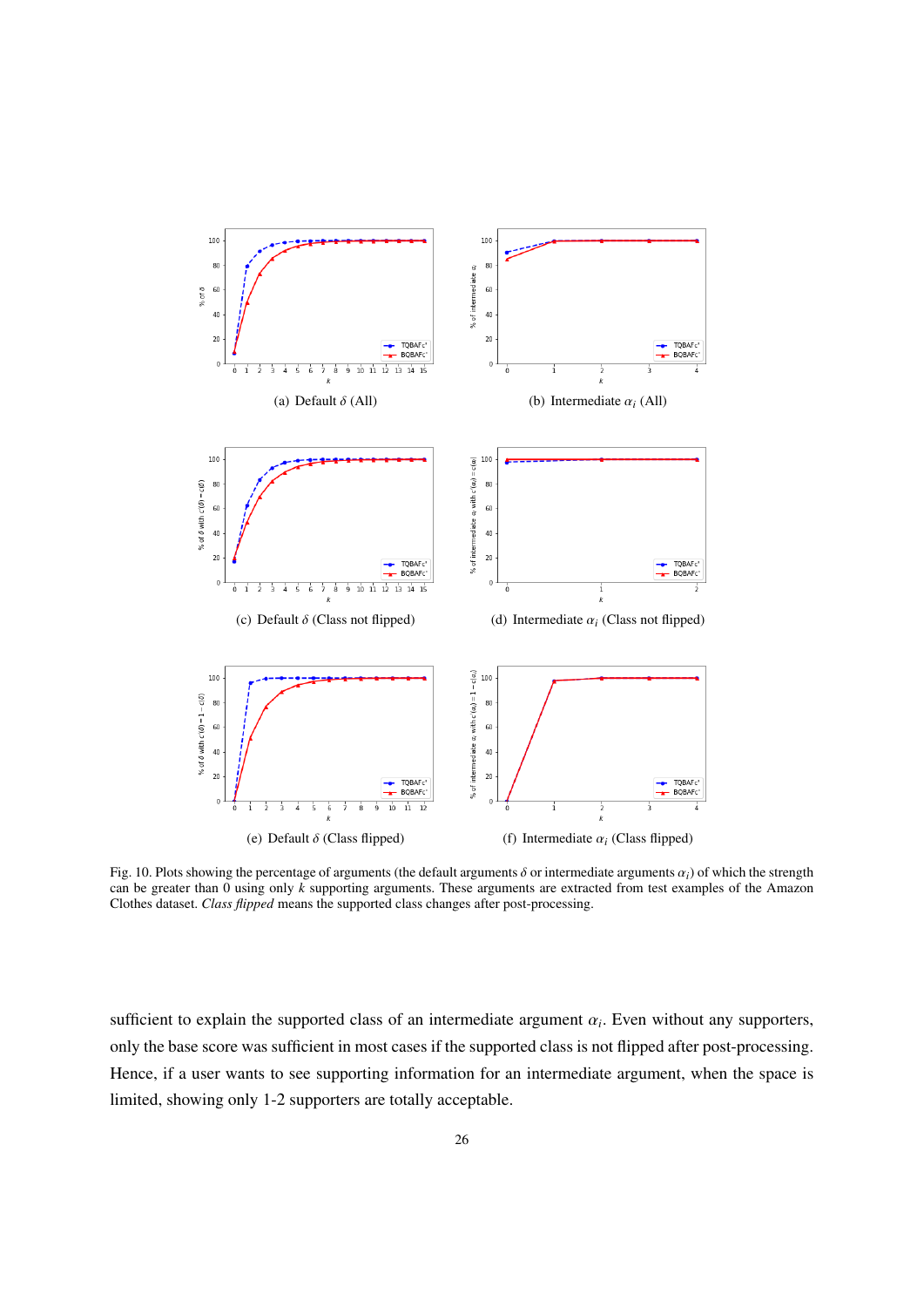(a) Default $\delta$ (All)

(b) Intermediate $\alpha_i$ (All)

(c) Default $\delta$ (Class not flipped)

(d) Intermediate $\alpha_i$ (Class not flipped)

(e) Default $\delta$ (Class flipped)

(f) Intermediate $\alpha_i$ (Class flipped)

Fig. 10. Plots showing the percentage of arguments (the default arguments $\delta$ or intermediate arguments $\alpha_i$) of which the strength can be greater than 0 using only $k$ supporting arguments. These arguments are extracted from test examples of the Amazon Clothes dataset. *Class flipped* means the supported class changes after post-processing.

sufficient to explain the supported class of an intermediate argument $\alpha_i$. Even without any supporters, only the base score was sufficient in most cases if the supported class is not flipped after post-processing. Hence, if a user wants to see supporting information for an intermediate argument, when the space is limited, showing only 1-2 supporters are totally acceptable.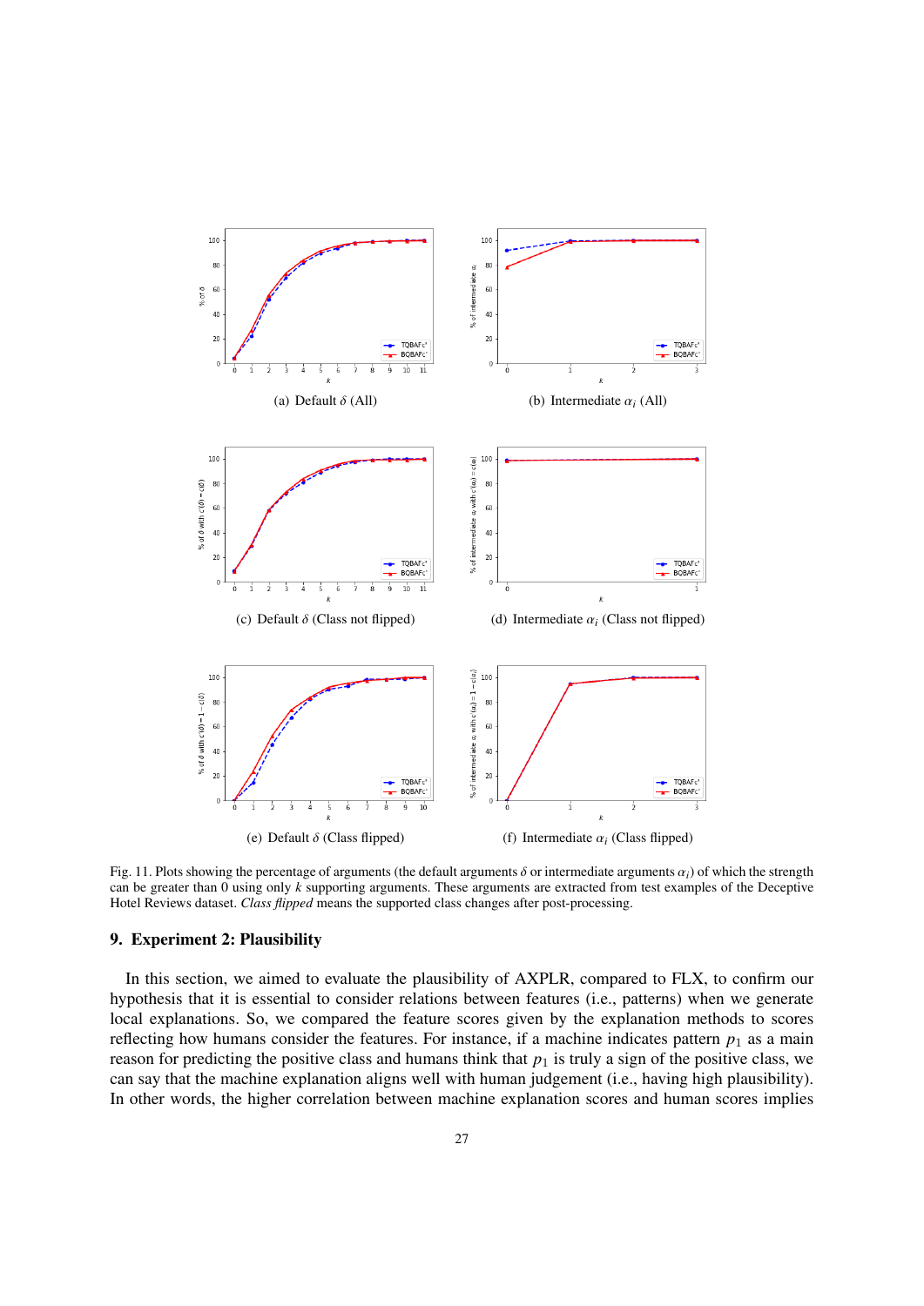(a) Default $\delta$ (All)

(b) Intermediate $\alpha_i$ (All)

(c) Default $\delta$ (Class not flipped)

(d) Intermediate $\alpha_i$ (Class not flipped)

(e) Default $\delta$ (Class flipped)

(f) Intermediate $\alpha_i$ (Class flipped)

Fig. 11. Plots showing the percentage of arguments (the default arguments $\delta$ or intermediate arguments $\alpha_i$) of which the strength can be greater than 0 using only $k$ supporting arguments. These arguments are extracted from test examples of the Deceptive Hotel Reviews dataset. *Class flipped* means the supported class changes after post-processing.

## 9. Experiment 2: Plausibility

In this section, we aimed to evaluate the plausibility of AXPLR, compared to FLX, to confirm our hypothesis that it is essential to consider relations between features (i.e., patterns) when we generate local explanations. So, we compared the feature scores given by the explanation methods to scores reflecting how humans consider the features. For instance, if a machine indicates pattern $p_1$ as a main reason for predicting the positive class and humans think that $p_1$ is truly a sign of the positive class, we can say that the machine explanation aligns well with human judgement (i.e., having high plausibility). In other words, the higher correlation between machine explanation scores and human scores implies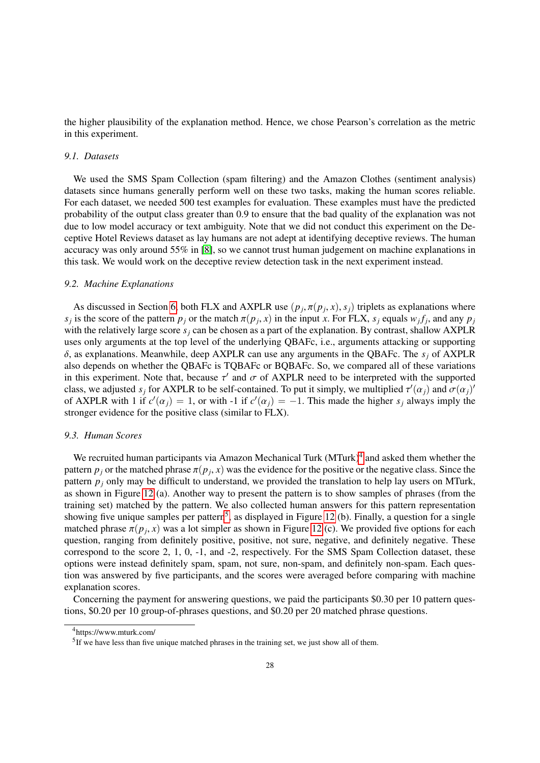the higher plausibility of the explanation method. Hence, we chose Pearson's correlation as the metric in this experiment.

### 9.1. Datasets

We used the SMS Spam Collection (spam filtering) and the Amazon Clothes (sentiment analysis) datasets since humans generally perform well on these two tasks, making the human scores reliable. For each dataset, we needed 500 test examples for evaluation. These examples must have the predicted probability of the output class greater than 0.9 to ensure that the bad quality of the explanation was not due to low model accuracy or text ambiguity. Note that we did not conduct this experiment on the Deceptive Hotel Reviews dataset as lay humans are not adept at identifying deceptive reviews. The human accuracy was only around 55% in [8], so we cannot trust human judgement on machine explanations in this task. We would work on the deceptive review detection task in the next experiment instead.

### 9.2. Machine Explanations

As discussed in Section 6, both FLX and AXPLR use $(p_j, \pi(p_j, x), s_j)$ triplets as explanations where $s_j$ is the score of the pattern $p_j$ or the match $\pi(p_j, x)$ in the input $x$. For FLX, $s_j$ equals $w_j f_j$, and any $p_j$ with the relatively large score $s_j$ can be chosen as a part of the explanation. By contrast, shallow AXPLR uses only arguments at the top level of the underlying QBAFc, i.e., arguments attacking or supporting $\delta$, as explanations. Meanwhile, deep AXPLR can use any arguments in the QBAFc. The $s_j$ of AXPLR also depends on whether the QBAFc is TQBAFc or BQBAFc. So, we compared all of these variations in this experiment. Note that, because $\tau'$ and $\sigma$ of AXPLR need to be interpreted with the supported class, we adjusted $s_j$ for AXPLR to be self-contained. To put it simply, we multiplied $\tau'(\alpha_j)$ and $\sigma(\alpha_j)'$ of AXPLR with 1 if $c'(\alpha_j) = 1$, or with -1 if $c'(\alpha_j) = -1$. This made the higher $s_j$ always imply the stronger evidence for the positive class (similar to FLX).

### 9.3. Human Scores

We recruited human participants via Amazon Mechanical Turk (MTurk)[4] and asked them whether the pattern $p_j$ or the matched phrase $\pi(p_j, x)$ was the evidence for the positive or the negative class. Since the pattern $p_j$ only may be difficult to understand, we provided the translation to help lay users on MTurk, as shown in Figure 12 (a). Another way to present the pattern is to show samples of phrases (from the training set) matched by the pattern. We also collected human answers for this pattern representation showing five unique samples per pattern[5], as displayed in Figure 12 (b). Finally, a question for a single matched phrase $\pi(p_j, x)$ was a lot simpler as shown in Figure 12 (c). We provided five options for each question, ranging from definitely positive, positive, not sure, negative, and definitely negative. These correspond to the score 2, 1, 0, -1, and -2, respectively. For the SMS Spam Collection dataset, these options were instead definitely spam, spam, not sure, non-spam, and definitely non-spam. Each question was answered by five participants, and the scores were averaged before comparing with machine explanation scores.

Concerning the payment for answering questions, we paid the participants \$0.30 per 10 pattern questions, \$0.20 per 10 group-of-phrases questions, and \$0.20 per 20 matched phrase questions.

---

[4] https://www.mturk.com/

[5] If we have less than five unique matched phrases in the training set, we just show all of them.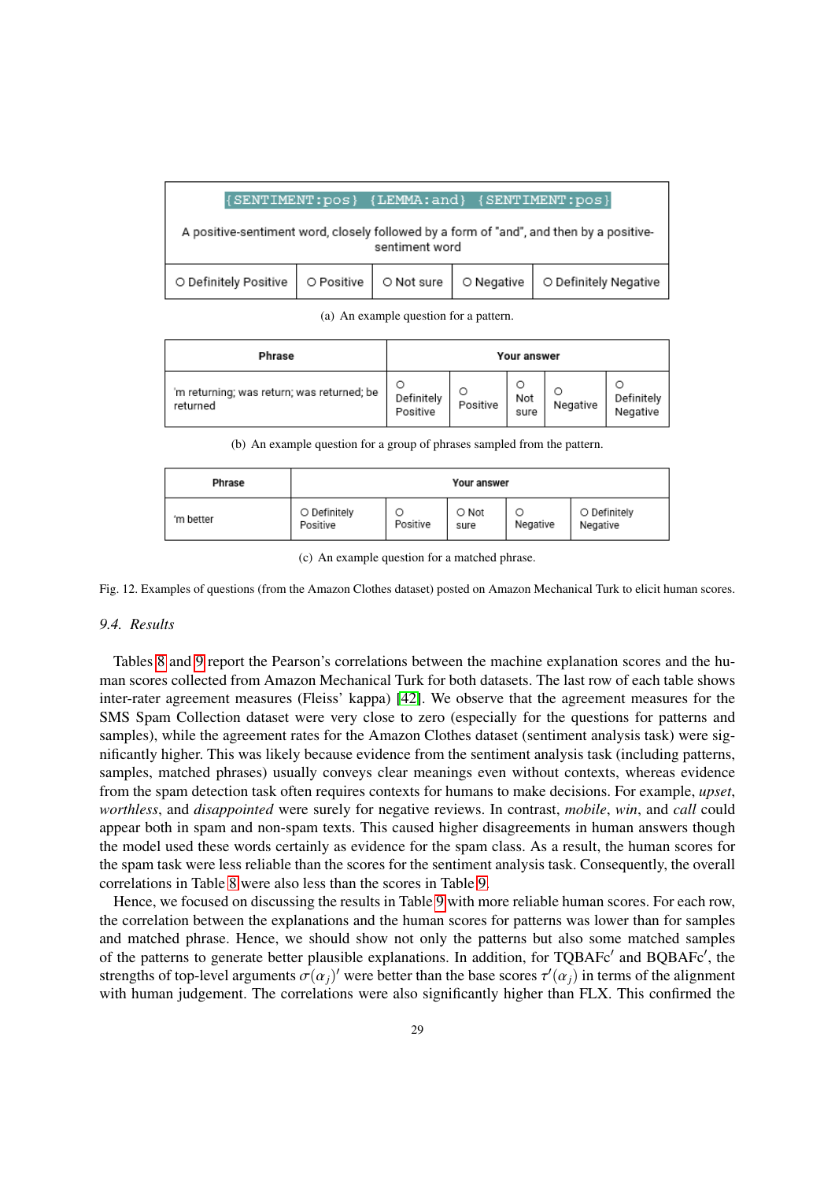| {SENTIMENT:pos} {LEMMA:and} {SENTIMENT:pos} | | | | |
|---|---|---|---|---|
| A positive-sentiment word, closely followed by a form of "and", and then by a positive-sentiment word | | | | |
| O Definitely Positive | O Positive | O Not sure | O Negative | O Definitely Negative |

(a) An example question for a pattern.

| Phrase | Your answer | | | | |
|---|---|---|---|---|---|
| 'm returning; was return; was returned; be returned | O Definitely Positive | O Positive | O Not sure | O Negative | O Definitely Negative |

(b) An example question for a group of phrases sampled from the pattern.

| Phrase | Your answer | | | | |
|---|---|---|---|---|---|
| 'm better | O Definitely Positive | O Positive | O Not sure | O Negative | O Definitely Negative |

(c) An example question for a matched phrase.

Fig. 12. Examples of questions (from the Amazon Clothes dataset) posted on Amazon Mechanical Turk to elicit human scores.

### 9.4. Results

Tables 8 and 9 report the Pearson's correlations between the machine explanation scores and the human scores collected from Amazon Mechanical Turk for both datasets. The last row of each table shows inter-rater agreement measures (Fleiss' kappa) [42]. We observe that the agreement measures for the SMS Spam Collection dataset were very close to zero (especially for the questions for patterns and samples), while the agreement rates for the Amazon Clothes dataset (sentiment analysis task) were significantly higher. This was likely because evidence from the sentiment analysis task (including patterns, samples, matched phrases) usually conveys clear meanings even without contexts, whereas evidence from the spam detection task often requires contexts for humans to make decisions. For example, *upset*, *worthless*, and *disappointed* were surely for negative reviews. In contrast, *mobile*, *win*, and *call* could appear both in spam and non-spam texts. This caused higher disagreements in human answers though the model used these words certainly as evidence for the spam class. As a result, the human scores for the spam task were less reliable than the scores for the sentiment analysis task. Consequently, the overall correlations in Table 8 were also less than the scores in Table 9.

Hence, we focused on discussing the results in Table 9 with more reliable human scores. For each row, the correlation between the explanations and the human scores for patterns was lower than for samples and matched phrase. Hence, we should show not only the patterns but also some matched samples of the patterns to generate better plausible explanations. In addition, for TQBAFc$'$ and BQBAFc$'$, the strengths of top-level arguments $\sigma(\alpha_j)'$ were better than the base scores $\tau'(\alpha_j)$ in terms of the alignment with human judgement. The correlations were also significantly higher than FLX. This confirmed the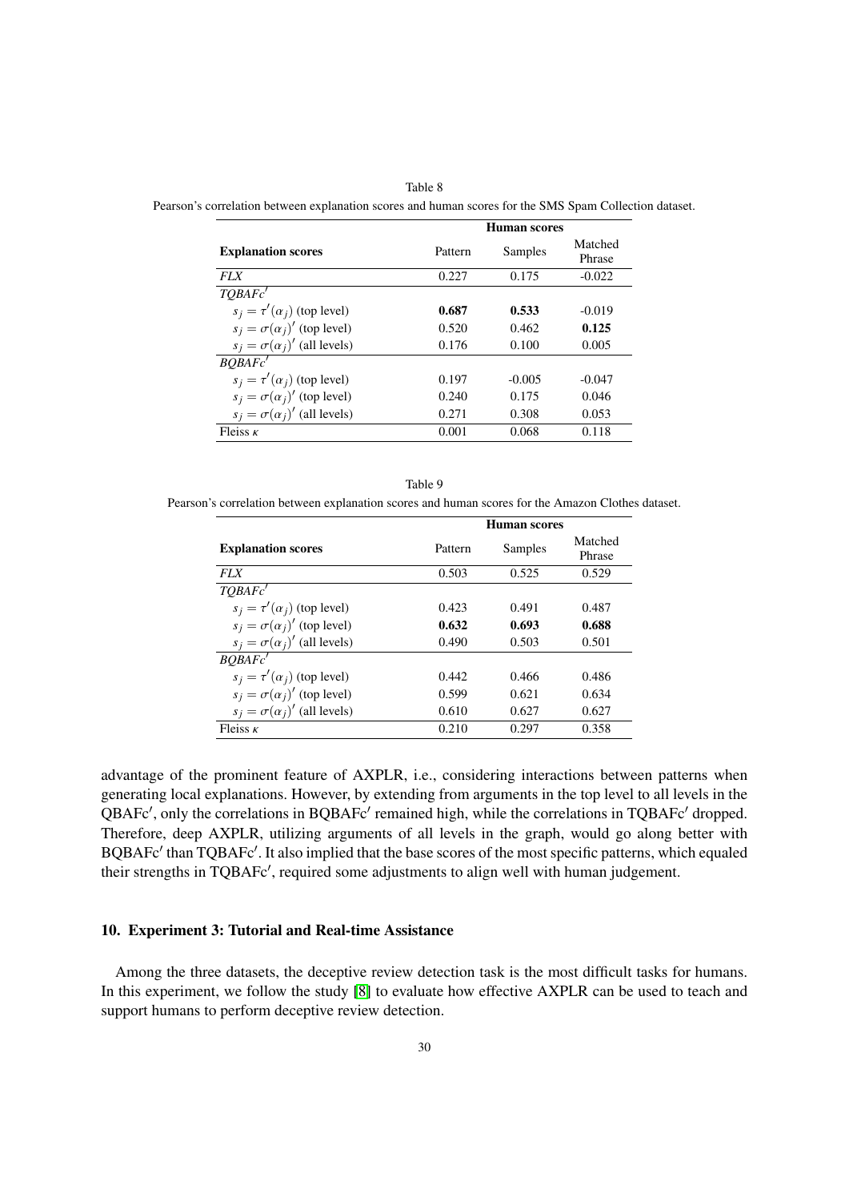Table 8
Pearson's correlation between explanation scores and human scores for the SMS Spam Collection dataset.

| Explanation scores | Human scores | | |
|---|---|---|---|
| | Pattern | Samples | Matched Phrase |
| *FLX* | 0.227 | 0.175 | -0.022 |
| *TQBAFc′* | | | |
| $s_j = \tau'(\alpha_j)$ (top level) | **0.687** | **0.533** | -0.019 |
| $s_j = \sigma(\alpha_j)'$ (top level) | 0.520 | 0.462 | **0.125** |
| $s_j = \sigma(\alpha_j)'$ (all levels) | 0.176 | 0.100 | 0.005 |
| *BQBAFc′* | | | |
| $s_j = \tau'(\alpha_j)$ (top level) | 0.197 | -0.005 | -0.047 |
| $s_j = \sigma(\alpha_j)'$ (top level) | 0.240 | 0.175 | 0.046 |
| $s_j = \sigma(\alpha_j)'$ (all levels) | 0.271 | 0.308 | 0.053 |
| Fleiss $\kappa$ | 0.001 | 0.068 | 0.118 |

Table 9
Pearson's correlation between explanation scores and human scores for the Amazon Clothes dataset.

| Explanation scores | Human scores | | |
|---|---|---|---|
| | Pattern | Samples | Matched Phrase |
| *FLX* | 0.503 | 0.525 | 0.529 |
| *TQBAFc′* | | | |
| $s_j = \tau'(\alpha_j)$ (top level) | 0.423 | 0.491 | 0.487 |
| $s_j = \sigma(\alpha_j)'$ (top level) | **0.632** | **0.693** | **0.688** |
| $s_j = \sigma(\alpha_j)'$ (all levels) | 0.490 | 0.503 | 0.501 |
| *BQBAFc′* | | | |
| $s_j = \tau'(\alpha_j)$ (top level) | 0.442 | 0.466 | 0.486 |
| $s_j = \sigma(\alpha_j)'$ (top level) | 0.599 | 0.621 | 0.634 |
| $s_j = \sigma(\alpha_j)'$ (all levels) | 0.610 | 0.627 | 0.627 |
| Fleiss $\kappa$ | 0.210 | 0.297 | 0.358 |

advantage of the prominent feature of AXPLR, i.e., considering interactions between patterns when generating local explanations. However, by extending from arguments in the top level to all levels in the QBAFc′, only the correlations in BQBAFc′ remained high, while the correlations in TQBAFc′ dropped. Therefore, deep AXPLR, utilizing arguments of all levels in the graph, would go along better with BQBAFc′ than TQBAFc′. It also implied that the base scores of the most specific patterns, which equaled their strengths in TQBAFc′, required some adjustments to align well with human judgement.

## 10. Experiment 3: Tutorial and Real-time Assistance

Among the three datasets, the deceptive review detection task is the most difficult tasks for humans. In this experiment, we follow the study [8] to evaluate how effective AXPLR can be used to teach and support humans to perform deceptive review detection.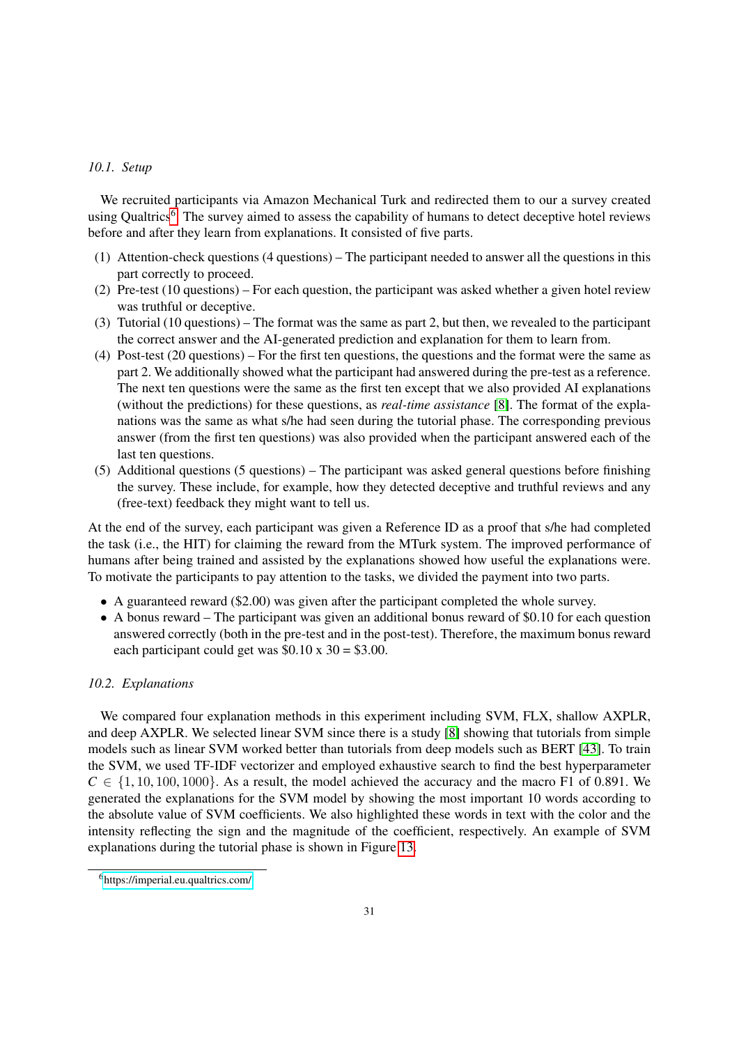### 10.1. Setup

We recruited participants via Amazon Mechanical Turk and redirected them to our a survey created using Qualtrics[6]. The survey aimed to assess the capability of humans to detect deceptive hotel reviews before and after they learn from explanations. It consisted of five parts.

1. Attention-check questions (4 questions) – The participant needed to answer all the questions in this part correctly to proceed.
2. Pre-test (10 questions) – For each question, the participant was asked whether a given hotel review was truthful or deceptive.
3. Tutorial (10 questions) – The format was the same as part 2, but then, we revealed to the participant the correct answer and the AI-generated prediction and explanation for them to learn from.
4. Post-test (20 questions) – For the first ten questions, the questions and the format were the same as part 2. We additionally showed what the participant had answered during the pre-test as a reference. The next ten questions were the same as the first ten except that we also provided AI explanations (without the predictions) for these questions, as *real-time assistance* [8]. The format of the explanations was the same as what s/he had seen during the tutorial phase. The corresponding previous answer (from the first ten questions) was also provided when the participant answered each of the last ten questions.
5. Additional questions (5 questions) – The participant was asked general questions before finishing the survey. These include, for example, how they detected deceptive and truthful reviews and any (free-text) feedback they might want to tell us.

At the end of the survey, each participant was given a Reference ID as a proof that s/he had completed the task (i.e., the HIT) for claiming the reward from the MTurk system. The improved performance of humans after being trained and assisted by the explanations showed how useful the explanations were. To motivate the participants to pay attention to the tasks, we divided the payment into two parts.

- A guaranteed reward ($2.00) was given after the participant completed the whole survey.
- A bonus reward – The participant was given an additional bonus reward of $0.10 for each question answered correctly (both in the pre-test and in the post-test). Therefore, the maximum bonus reward each participant could get was $0.10 x 30 = $3.00.

### 10.2. Explanations

We compared four explanation methods in this experiment including SVM, FLX, shallow AXPLR, and deep AXPLR. We selected linear SVM since there is a study [8] showing that tutorials from simple models such as linear SVM worked better than tutorials from deep models such as BERT [43]. To train the SVM, we used TF-IDF vectorizer and employed exhaustive search to find the best hyperparameter $C \in \{1, 10, 100, 1000\}$. As a result, the model achieved the accuracy and the macro F1 of 0.891. We generated the explanations for the SVM model by showing the most important 10 words according to the absolute value of SVM coefficients. We also highlighted these words in text with the color and the intensity reflecting the sign and the magnitude of the coefficient, respectively. An example of SVM explanations during the tutorial phase is shown in Figure 13.

[6] https://imperial.eu.qualtrics.com/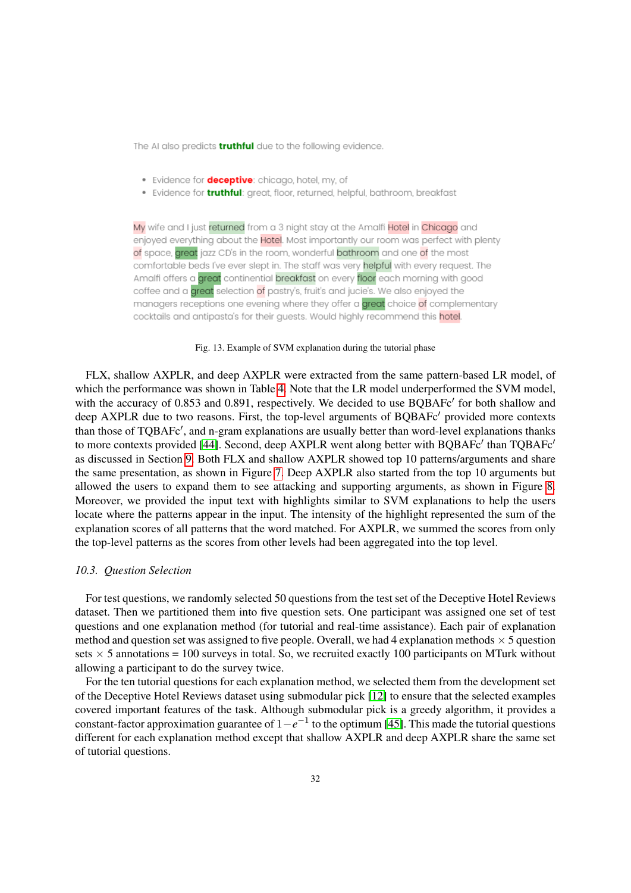The AI also predicts **truthful** due to the following evidence.

- Evidence for **deceptive**: chicago, hotel, my, of
- Evidence for **truthful**: great, floor, returned, helpful, bathroom, breakfast

My wife and I just returned from a 3 night stay at the Amalfi Hotel in Chicago and enjoyed everything about the Hotel. Most importantly our room was perfect with plenty of space, great jazz CD's in the room, wonderful bathroom and one of the most comfortable beds I've ever slept in. The staff was very helpful with every request. The Amalfi offers a great continential breakfast on every floor each morning with good coffee and a great selection of pastry's, fruit's and jucie's. We also enjoyed the managers receptions one evening where they offer a great choice of complementary cocktails and antipasta's for their guests. Would highly recommend this hotel.

Fig. 13. Example of SVM explanation during the tutorial phase

FLX, shallow AXPLR, and deep AXPLR were extracted from the same pattern-based LR model, of which the performance was shown in Table 4. Note that the LR model underperformed the SVM model, with the accuracy of 0.853 and 0.891, respectively. We decided to use BQBAFc′ for both shallow and deep AXPLR due to two reasons. First, the top-level arguments of BQBAFc′ provided more contexts than those of TQBAFc′, and n-gram explanations are usually better than word-level explanations thanks to more contexts provided [44]. Second, deep AXPLR went along better with BQBAFc′ than TQBAFc′ as discussed in Section 9. Both FLX and shallow AXPLR showed top 10 patterns/arguments and share the same presentation, as shown in Figure 7. Deep AXPLR also started from the top 10 arguments but allowed the users to expand them to see attacking and supporting arguments, as shown in Figure 8. Moreover, we provided the input text with highlights similar to SVM explanations to help the users locate where the patterns appear in the input. The intensity of the highlight represented the sum of the explanation scores of all patterns that the word matched. For AXPLR, we summed the scores from only the top-level patterns as the scores from other levels had been aggregated into the top level.

### *10.3. Question Selection*

For test questions, we randomly selected 50 questions from the test set of the Deceptive Hotel Reviews dataset. Then we partitioned them into five question sets. One participant was assigned one set of test questions and one explanation method (for tutorial and real-time assistance). Each pair of explanation method and question set was assigned to five people. Overall, we had 4 explanation methods × 5 question sets × 5 annotations = 100 surveys in total. So, we recruited exactly 100 participants on MTurk without allowing a participant to do the survey twice.

For the ten tutorial questions for each explanation method, we selected them from the development set of the Deceptive Hotel Reviews dataset using submodular pick [12] to ensure that the selected examples covered important features of the task. Although submodular pick is a greedy algorithm, it provides a constant-factor approximation guarantee of $1-e^{-1}$ to the optimum [45]. This made the tutorial questions different for each explanation method except that shallow AXPLR and deep AXPLR share the same set of tutorial questions.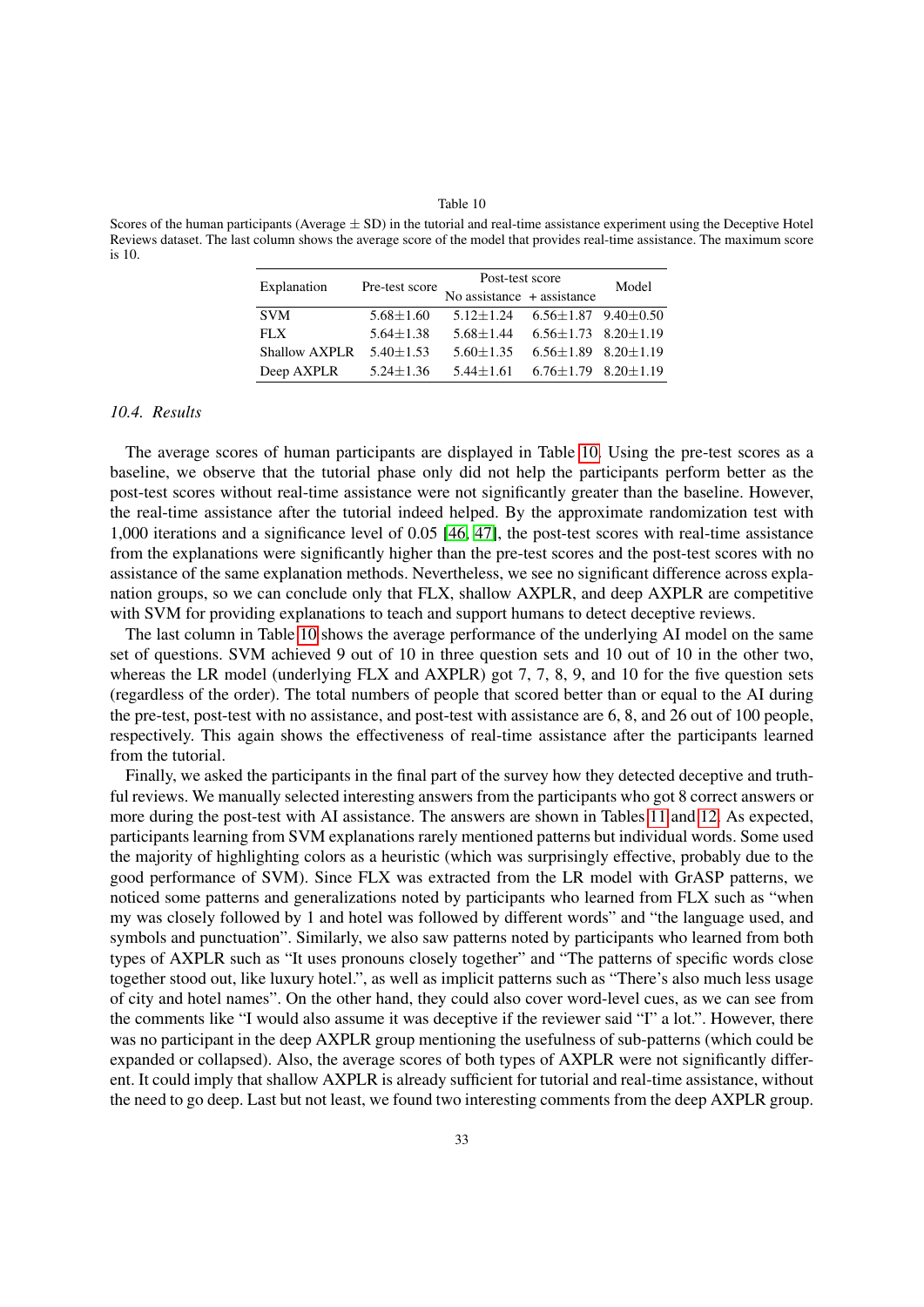Table 10

Scores of the human participants (Average ± SD) in the tutorial and real-time assistance experiment using the Deceptive Hotel Reviews dataset. The last column shows the average score of the model that provides real-time assistance. The maximum score is 10.

| Explanation | Pre-test score | Post-test score | | Model |
|---|---|---|---|---|
| | | No assistance | + assistance | |
| SVM | 5.68±1.60 | 5.12±1.24 | 6.56±1.87 | 9.40±0.50 |
| FLX | 5.64±1.38 | 5.68±1.44 | 6.56±1.73 | 8.20±1.19 |
| Shallow AXPLR | 5.40±1.53 | 5.60±1.35 | 6.56±1.89 | 8.20±1.19 |
| Deep AXPLR | 5.24±1.36 | 5.44±1.61 | 6.76±1.79 | 8.20±1.19 |

### *10.4. Results*

The average scores of human participants are displayed in Table 10. Using the pre-test scores as a baseline, we observe that the tutorial phase only did not help the participants perform better as the post-test scores without real-time assistance were not significantly greater than the baseline. However, the real-time assistance after the tutorial indeed helped. By the approximate randomization test with 1,000 iterations and a significance level of 0.05 [46, 47], the post-test scores with real-time assistance from the explanations were significantly higher than the pre-test scores and the post-test scores with no assistance of the same explanation methods. Nevertheless, we see no significant difference across explanation groups, so we can conclude only that FLX, shallow AXPLR, and deep AXPLR are competitive with SVM for providing explanations to teach and support humans to detect deceptive reviews.

The last column in Table 10 shows the average performance of the underlying AI model on the same set of questions. SVM achieved 9 out of 10 in three question sets and 10 out of 10 in the other two, whereas the LR model (underlying FLX and AXPLR) got 7, 7, 8, 9, and 10 for the five question sets (regardless of the order). The total numbers of people that scored better than or equal to the AI during the pre-test, post-test with no assistance, and post-test with assistance are 6, 8, and 26 out of 100 people, respectively. This again shows the effectiveness of real-time assistance after the participants learned from the tutorial.

Finally, we asked the participants in the final part of the survey how they detected deceptive and truthful reviews. We manually selected interesting answers from the participants who got 8 correct answers or more during the post-test with AI assistance. The answers are shown in Tables 11 and 12. As expected, participants learning from SVM explanations rarely mentioned patterns but individual words. Some used the majority of highlighting colors as a heuristic (which was surprisingly effective, probably due to the good performance of SVM). Since FLX was extracted from the LR model with GrASP patterns, we noticed some patterns and generalizations noted by participants who learned from FLX such as "when my was closely followed by 1 and hotel was followed by different words" and "the language used, and symbols and punctuation". Similarly, we also saw patterns noted by participants who learned from both types of AXPLR such as "It uses pronouns closely together" and "The patterns of specific words close together stood out, like luxury hotel.", as well as implicit patterns such as "There's also much less usage of city and hotel names". On the other hand, they could also cover word-level cues, as we can see from the comments like "I would also assume it was deceptive if the reviewer said "I" a lot.". However, there was no participant in the deep AXPLR group mentioning the usefulness of sub-patterns (which could be expanded or collapsed). Also, the average scores of both types of AXPLR were not significantly different. It could imply that shallow AXPLR is already sufficient for tutorial and real-time assistance, without the need to go deep. Last but not least, we found two interesting comments from the deep AXPLR group.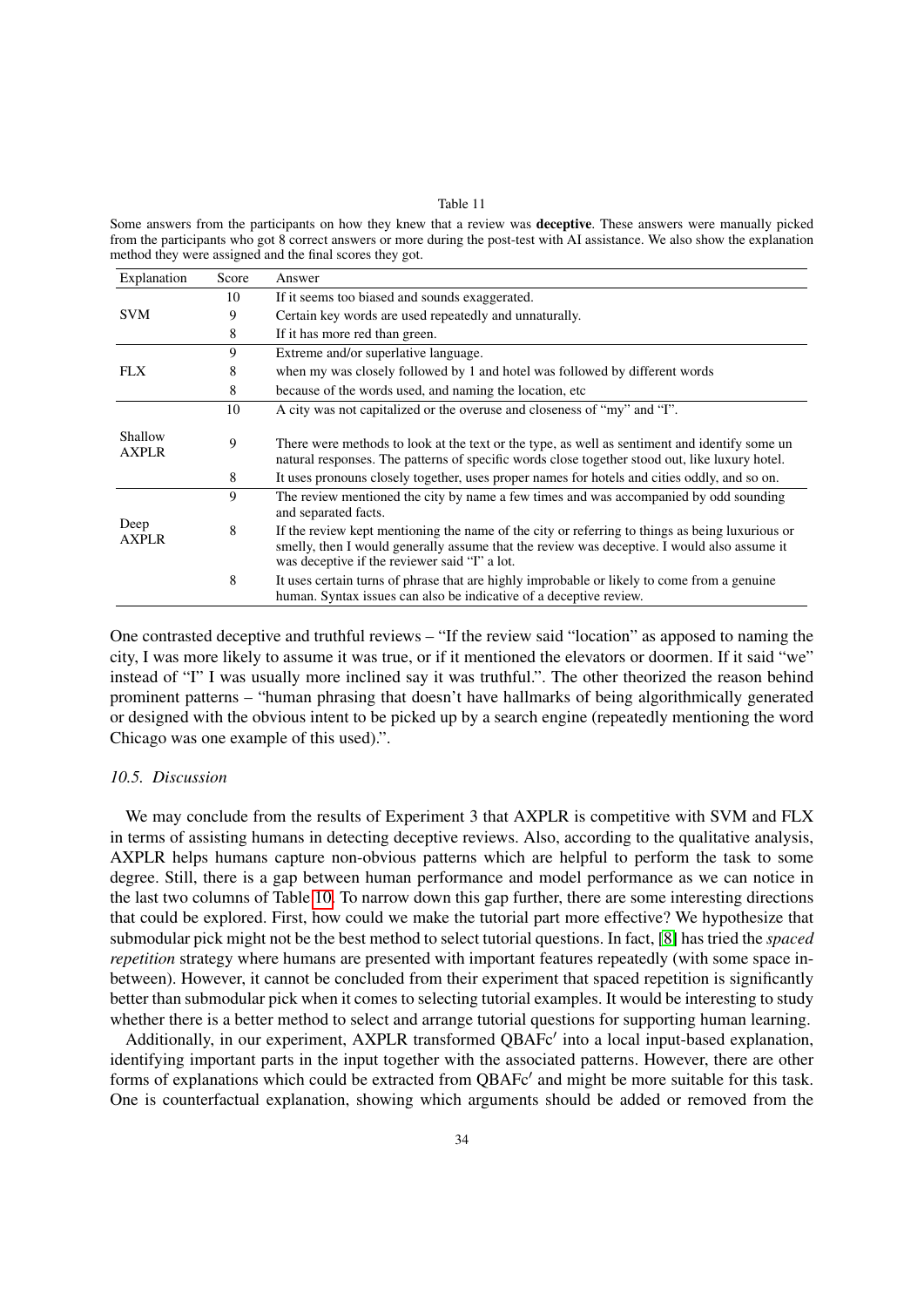Table 11

Some answers from the participants on how they knew that a review was **deceptive**. These answers were manually picked from the participants who got 8 correct answers or more during the post-test with AI assistance. We also show the explanation method they were assigned and the final scores they got.

| Explanation | Score | Answer |
|---|---|---|
| SVM | 10 | If it seems too biased and sounds exaggerated. |
| | 9 | Certain key words are used repeatedly and unnaturally. |
| | 8 | If it has more red than green. |
| FLX | 9 | Extreme and/or superlative language. |
| | 8 | when my was closely followed by 1 and hotel was followed by different words |
| | 8 | because of the words used, and naming the location, etc |
| Shallow AXPLR | 10 | A city was not capitalized or the overuse and closeness of "my" and "I". |
| | 9 | There were methods to look at the text or the type, as well as sentiment and identify some un natural responses. The patterns of specific words close together stood out, like luxury hotel. |
| | 8 | It uses pronouns closely together, uses proper names for hotels and cities oddly, and so on. |
| Deep AXPLR | 9 | The review mentioned the city by name a few times and was accompanied by odd sounding and separated facts. |
| | 8 | If the review kept mentioning the name of the city or referring to things as being luxurious or smelly, then I would generally assume that the review was deceptive. I would also assume it was deceptive if the reviewer said "I" a lot. |
| | 8 | It uses certain turns of phrase that are highly improbable or likely to come from a genuine human. Syntax issues can also be indicative of a deceptive review. |

One contrasted deceptive and truthful reviews – "If the review said "location" as apposed to naming the city, I was more likely to assume it was true, or if it mentioned the elevators or doormen. If it said "we" instead of "I" I was usually more inclined say it was truthful.". The other theorized the reason behind prominent patterns – "human phrasing that doesn't have hallmarks of being algorithmically generated or designed with the obvious intent to be picked up by a search engine (repeatedly mentioning the word Chicago was one example of this used).".

### *10.5. Discussion*

We may conclude from the results of Experiment 3 that AXPLR is competitive with SVM and FLX in terms of assisting humans in detecting deceptive reviews. Also, according to the qualitative analysis, AXPLR helps humans capture non-obvious patterns which are helpful to perform the task to some degree. Still, there is a gap between human performance and model performance as we can notice in the last two columns of Table 10. To narrow down this gap further, there are some interesting directions that could be explored. First, how could we make the tutorial part more effective? We hypothesize that submodular pick might not be the best method to select tutorial questions. In fact, [8] has tried the *spaced repetition* strategy where humans are presented with important features repeatedly (with some space in-between). However, it cannot be concluded from their experiment that spaced repetition is significantly better than submodular pick when it comes to selecting tutorial examples. It would be interesting to study whether there is a better method to select and arrange tutorial questions for supporting human learning.

Additionally, in our experiment, AXPLR transformed QBAFc′ into a local input-based explanation, identifying important parts in the input together with the associated patterns. However, there are other forms of explanations which could be extracted from QBAFc′ and might be more suitable for this task. One is counterfactual explanation, showing which arguments should be added or removed from the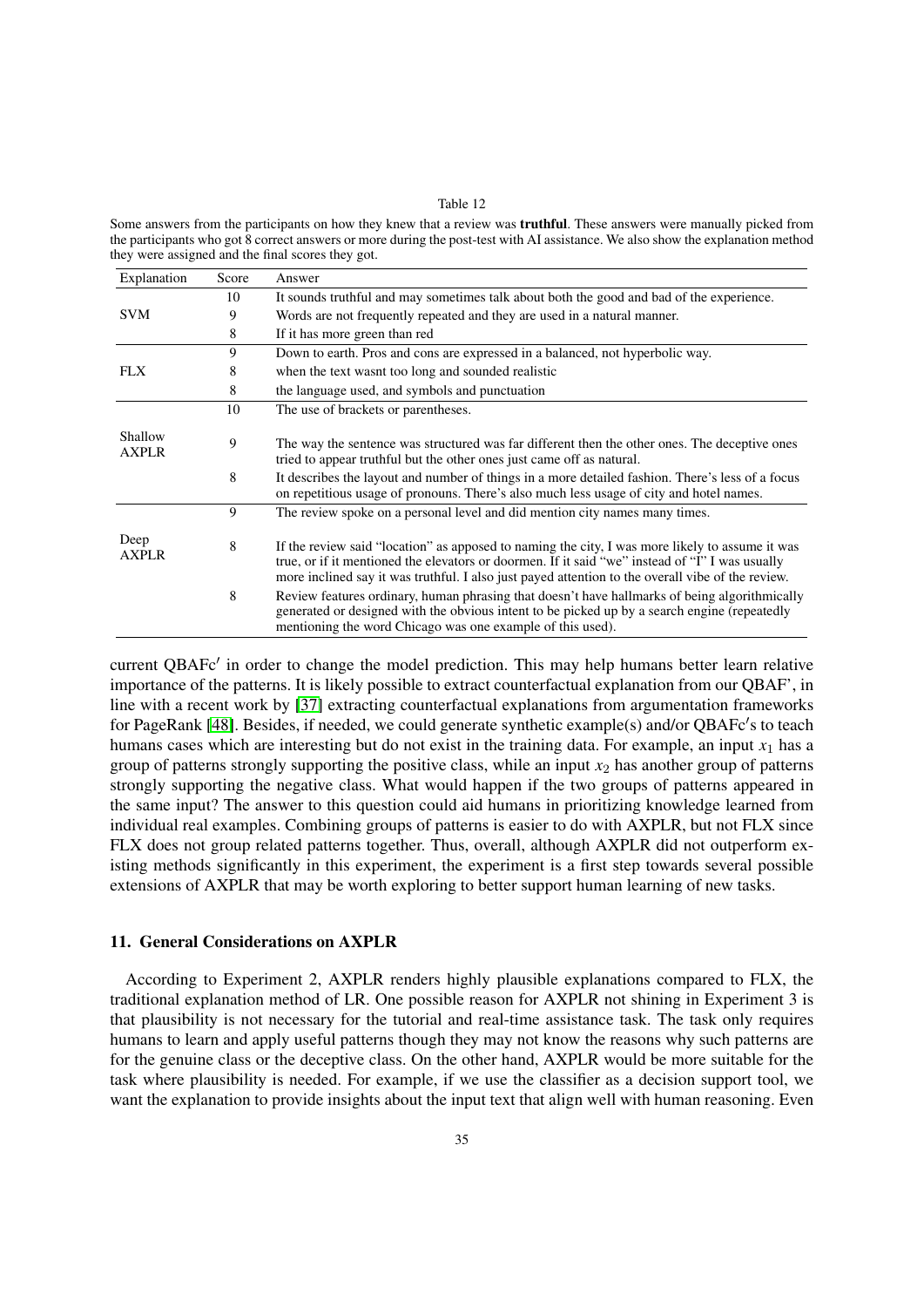Table 12

Some answers from the participants on how they knew that a review was **truthful**. These answers were manually picked from the participants who got 8 correct answers or more during the post-test with AI assistance. We also show the explanation method they were assigned and the final scores they got.

| Explanation | Score | Answer |
|---|---|---|
| SVM | 10 | It sounds truthful and may sometimes talk about both the good and bad of the experience. |
| | 9 | Words are not frequently repeated and they are used in a natural manner. |
| | 8 | If it has more green than red |
| FLX | 9 | Down to earth. Pros and cons are expressed in a balanced, not hyperbolic way. |
| | 8 | when the text wasnt too long and sounded realistic |
| | 8 | the language used, and symbols and punctuation |
| Shallow AXPLR | 10 | The use of brackets or parentheses. |
| | 9 | The way the sentence was structured was far different then the other ones. The deceptive ones tried to appear truthful but the other ones just came off as natural. |
| | 8 | It describes the layout and number of things in a more detailed fashion. There's less of a focus on repetitious usage of pronouns. There's also much less usage of city and hotel names. |
| Deep AXPLR | 9 | The review spoke on a personal level and did mention city names many times. |
| | 8 | If the review said "location" as apposed to naming the city, I was more likely to assume it was true, or if it mentioned the elevators or doormen. If it said "we" instead of "I" I was usually more inclined say it was truthful. I also just payed attention to the overall vibe of the review. |
| | 8 | Review features ordinary, human phrasing that doesn't have hallmarks of being algorithmically generated or designed with the obvious intent to be picked up by a search engine (repeatedly mentioning the word Chicago was one example of this used). |

current QBAFc$'$ in order to change the model prediction. This may help humans better learn relative importance of the patterns. It is likely possible to extract counterfactual explanation from our QBAF', in line with a recent work by [37] extracting counterfactual explanations from argumentation frameworks for PageRank [48]. Besides, if needed, we could generate synthetic example(s) and/or QBAFc$'$s to teach humans cases which are interesting but do not exist in the training data. For example, an input $x_1$ has a group of patterns strongly supporting the positive class, while an input $x_2$ has another group of patterns strongly supporting the negative class. What would happen if the two groups of patterns appeared in the same input? The answer to this question could aid humans in prioritizing knowledge learned from individual real examples. Combining groups of patterns is easier to do with AXPLR, but not FLX since FLX does not group related patterns together. Thus, overall, although AXPLR did not outperform existing methods significantly in this experiment, the experiment is a first step towards several possible extensions of AXPLR that may be worth exploring to better support human learning of new tasks.

## 11. General Considerations on AXPLR

According to Experiment 2, AXPLR renders highly plausible explanations compared to FLX, the traditional explanation method of LR. One possible reason for AXPLR not shining in Experiment 3 is that plausibility is not necessary for the tutorial and real-time assistance task. The task only requires humans to learn and apply useful patterns though they may not know the reasons why such patterns are for the genuine class or the deceptive class. On the other hand, AXPLR would be more suitable for the task where plausibility is needed. For example, if we use the classifier as a decision support tool, we want the explanation to provide insights about the input text that align well with human reasoning. Even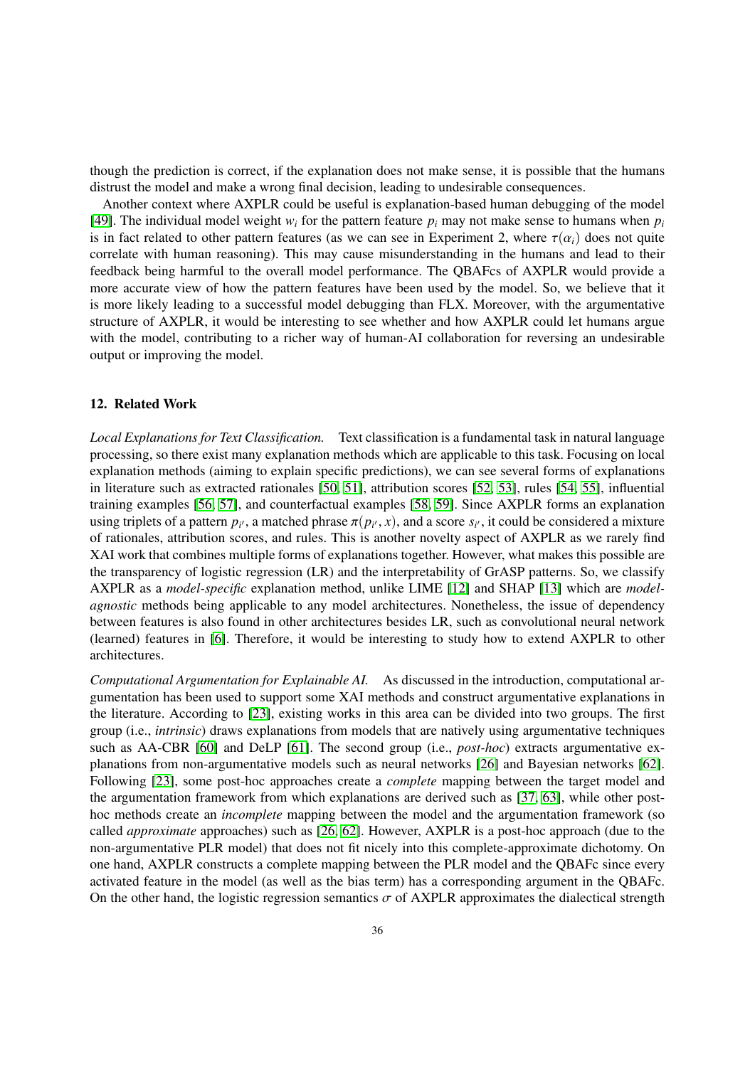though the prediction is correct, if the explanation does not make sense, it is possible that the humans distrust the model and make a wrong final decision, leading to undesirable consequences.

Another context where AXPLR could be useful is explanation-based human debugging of the model [49]. The individual model weight $w_i$ for the pattern feature $p_i$ may not make sense to humans when $p_i$ is in fact related to other pattern features (as we can see in Experiment 2, where $\tau(\alpha_i)$ does not quite correlate with human reasoning). This may cause misunderstanding in the humans and lead to their feedback being harmful to the overall model performance. The QBAFcs of AXPLR would provide a more accurate view of how the pattern features have been used by the model. So, we believe that it is more likely leading to a successful model debugging than FLX. Moreover, with the argumentative structure of AXPLR, it would be interesting to see whether and how AXPLR could let humans argue with the model, contributing to a richer way of human-AI collaboration for reversing an undesirable output or improving the model.

## 12. Related Work

*Local Explanations for Text Classification.* Text classification is a fundamental task in natural language processing, so there exist many explanation methods which are applicable to this task. Focusing on local explanation methods (aiming to explain specific predictions), we can see several forms of explanations in literature such as extracted rationales [50, 51], attribution scores [52, 53], rules [54, 55], influential training examples [56, 57], and counterfactual examples [58, 59]. Since AXPLR forms an explanation using triplets of a pattern $p_{i'}$, a matched phrase $\pi(p_{i'}, x)$, and a score $s_{i'}$, it could be considered a mixture of rationales, attribution scores, and rules. This is another novelty aspect of AXPLR as we rarely find XAI work that combines multiple forms of explanations together. However, what makes this possible are the transparency of logistic regression (LR) and the interpretability of GrASP patterns. So, we classify AXPLR as a *model-specific* explanation method, unlike LIME [12] and SHAP [13] which are *model-agnostic* methods being applicable to any model architectures. Nonetheless, the issue of dependency between features is also found in other architectures besides LR, such as convolutional neural network (learned) features in [6]. Therefore, it would be interesting to study how to extend AXPLR to other architectures.

*Computational Argumentation for Explainable AI.* As discussed in the introduction, computational argumentation has been used to support some XAI methods and construct argumentative explanations in the literature. According to [23], existing works in this area can be divided into two groups. The first group (i.e., *intrinsic*) draws explanations from models that are natively using argumentative techniques such as AA-CBR [60] and DeLP [61]. The second group (i.e., *post-hoc*) extracts argumentative explanations from non-argumentative models such as neural networks [26] and Bayesian networks [62]. Following [23], some post-hoc approaches create a *complete* mapping between the target model and the argumentation framework from which explanations are derived such as [37, 63], while other post-hoc methods create an *incomplete* mapping between the model and the argumentation framework (so called *approximate* approaches) such as [26, 62]. However, AXPLR is a post-hoc approach (due to the non-argumentative PLR model) that does not fit nicely into this complete-approximate dichotomy. On one hand, AXPLR constructs a complete mapping between the PLR model and the QBAFc since every activated feature in the model (as well as the bias term) has a corresponding argument in the QBAFc. On the other hand, the logistic regression semantics $\sigma$ of AXPLR approximates the dialectical strength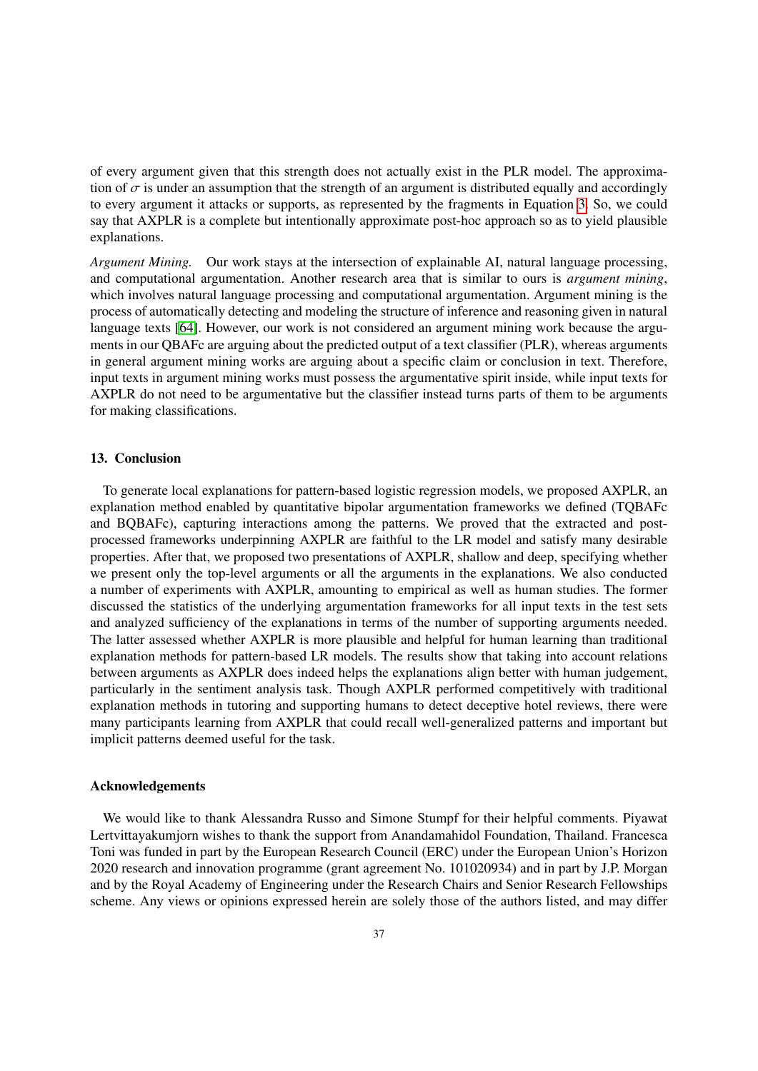of every argument given that this strength does not actually exist in the PLR model. The approximation of $\sigma$ is under an assumption that the strength of an argument is distributed equally and accordingly to every argument it attacks or supports, as represented by the fragments in Equation 3. So, we could say that AXPLR is a complete but intentionally approximate post-hoc approach so as to yield plausible explanations.

*Argument Mining.* Our work stays at the intersection of explainable AI, natural language processing, and computational argumentation. Another research area that is similar to ours is *argument mining*, which involves natural language processing and computational argumentation. Argument mining is the process of automatically detecting and modeling the structure of inference and reasoning given in natural language texts [64]. However, our work is not considered an argument mining work because the arguments in our QBAFc are arguing about the predicted output of a text classifier (PLR), whereas arguments in general argument mining works are arguing about a specific claim or conclusion in text. Therefore, input texts in argument mining works must possess the argumentative spirit inside, while input texts for AXPLR do not need to be argumentative but the classifier instead turns parts of them to be arguments for making classifications.

## 13. Conclusion

To generate local explanations for pattern-based logistic regression models, we proposed AXPLR, an explanation method enabled by quantitative bipolar argumentation frameworks we defined (TQBAFc and BQBAFc), capturing interactions among the patterns. We proved that the extracted and post-processed frameworks underpinning AXPLR are faithful to the LR model and satisfy many desirable properties. After that, we proposed two presentations of AXPLR, shallow and deep, specifying whether we present only the top-level arguments or all the arguments in the explanations. We also conducted a number of experiments with AXPLR, amounting to empirical as well as human studies. The former discussed the statistics of the underlying argumentation frameworks for all input texts in the test sets and analyzed sufficiency of the explanations in terms of the number of supporting arguments needed. The latter assessed whether AXPLR is more plausible and helpful for human learning than traditional explanation methods for pattern-based LR models. The results show that taking into account relations between arguments as AXPLR does indeed helps the explanations align better with human judgement, particularly in the sentiment analysis task. Though AXPLR performed competitively with traditional explanation methods in tutoring and supporting humans to detect deceptive hotel reviews, there were many participants learning from AXPLR that could recall well-generalized patterns and important but implicit patterns deemed useful for the task.

## Acknowledgements

We would like to thank Alessandra Russo and Simone Stumpf for their helpful comments. Piyawat Lertvittayakumjorn wishes to thank the support from Anandamahidol Foundation, Thailand. Francesca Toni was funded in part by the European Research Council (ERC) under the European Union's Horizon 2020 research and innovation programme (grant agreement No. 101020934) and in part by J.P. Morgan and by the Royal Academy of Engineering under the Research Chairs and Senior Research Fellowships scheme. Any views or opinions expressed herein are solely those of the authors listed, and may differ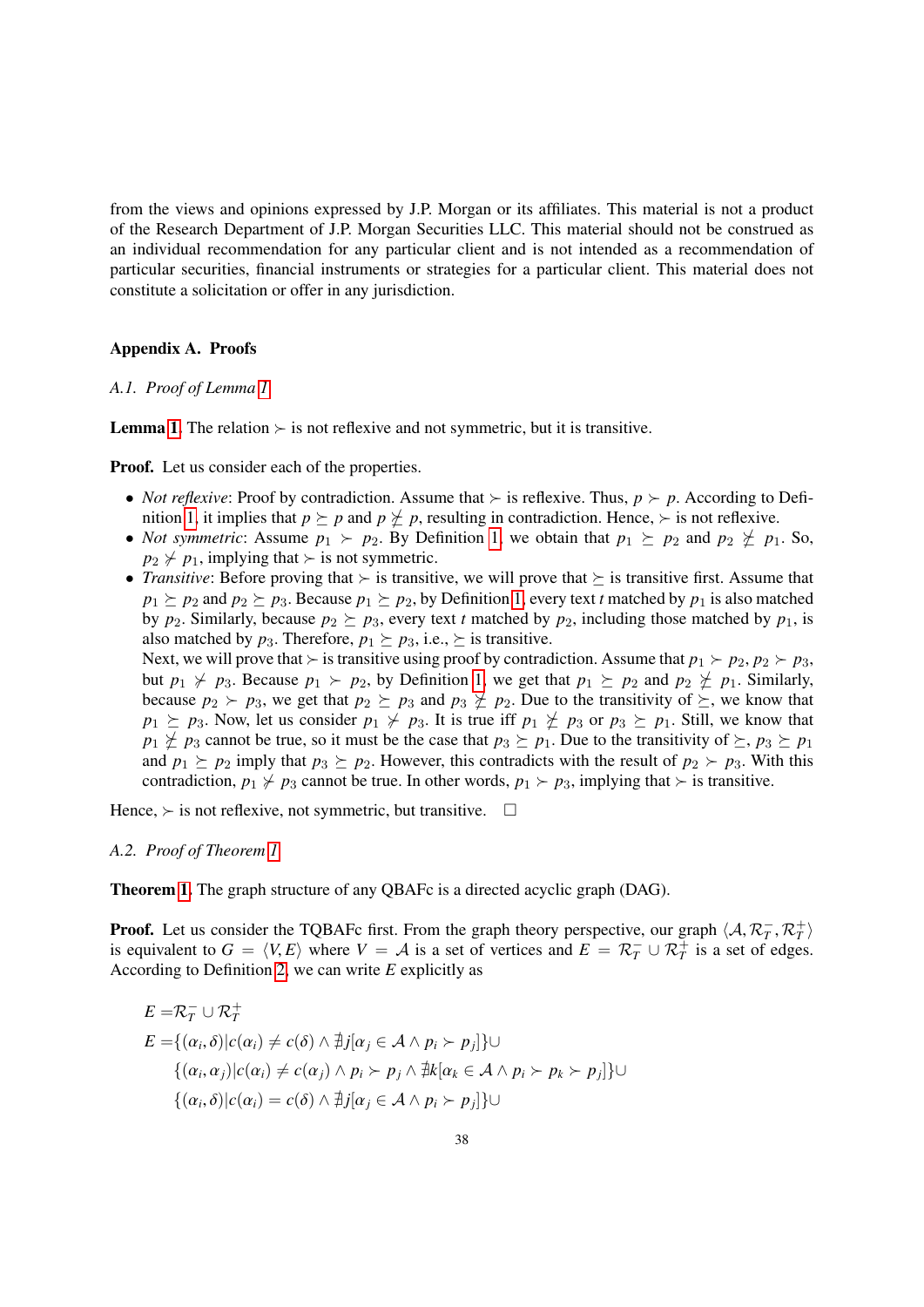from the views and opinions expressed by J.P. Morgan or its affiliates. This material is not a product of the Research Department of J.P. Morgan Securities LLC. This material should not be construed as an individual recommendation for any particular client and is not intended as a recommendation of particular securities, financial instruments or strategies for a particular client. This material does not constitute a solicitation or offer in any jurisdiction.

## Appendix A. Proofs

### *A.1. Proof of Lemma 1*

**Lemma 1.** The relation $\succ$ is not reflexive and not symmetric, but it is transitive.

**Proof.** Let us consider each of the properties.

- *Not reflexive*: Proof by contradiction. Assume that $\succ$ is reflexive. Thus, $p \succ p$. According to Definition 1, it implies that $p \succeq p$ and $p \not\succeq p$, resulting in contradiction. Hence, $\succ$ is not reflexive.
- *Not symmetric*: Assume $p_1 \succ p_2$. By Definition 1, we obtain that $p_1 \succeq p_2$ and $p_2 \not\succeq p_1$. So, $p_2 \not\succ p_1$, implying that $\succ$ is not symmetric.
- *Transitive*: Before proving that $\succ$ is transitive, we will prove that $\succeq$ is transitive first. Assume that $p_1 \succeq p_2$ and $p_2 \succeq p_3$. Because $p_1 \succeq p_2$, by Definition 1, every text $t$ matched by $p_1$ is also matched by $p_2$. Similarly, because $p_2 \succeq p_3$, every text $t$ matched by $p_2$, including those matched by $p_1$, is also matched by $p_3$. Therefore, $p_1 \succeq p_3$, i.e., $\succeq$ is transitive.
  Next, we will prove that $\succ$ is transitive using proof by contradiction. Assume that $p_1 \succ p_2$, $p_2 \succ p_3$, but $p_1 \not\succ p_3$. Because $p_1 \succ p_2$, by Definition 1, we get that $p_1 \succeq p_2$ and $p_2 \not\succeq p_1$. Similarly, because $p_2 \succ p_3$, we get that $p_2 \succeq p_3$ and $p_3 \not\succeq p_2$. Due to the transitivity of $\succeq$, we know that $p_1 \succeq p_3$. Now, let us consider $p_1 \not\succ p_3$. It is true iff $p_1 \not\succeq p_3$ or $p_3 \succeq p_1$. Still, we know that $p_1 \not\succeq p_3$ cannot be true, so it must be the case that $p_3 \succeq p_1$. Due to the transitivity of $\succeq$, $p_3 \succeq p_1$ and $p_1 \succeq p_2$ imply that $p_3 \succeq p_2$. However, this contradicts with the result of $p_2 \succ p_3$. With this contradiction, $p_1 \not\succ p_3$ cannot be true. In other words, $p_1 \succ p_3$, implying that $\succ$ is transitive.

Hence, $\succ$ is not reflexive, not symmetric, but transitive. □

### *A.2. Proof of Theorem 1*

**Theorem 1.** The graph structure of any QBAFc is a directed acyclic graph (DAG).

**Proof.** Let us consider the TQBAFc first. From the graph theory perspective, our graph $\langle \mathcal{A}, \mathcal{R}_T^-, \mathcal{R}_T^+ \rangle$ is equivalent to $G = \langle V, E \rangle$ where $V = \mathcal{A}$ is a set of vertices and $E = \mathcal{R}_T^- \cup \mathcal{R}_T^+$ is a set of edges. According to Definition 2, we can write $E$ explicitly as

$$
\begin{aligned}
E =& \mathcal{R}_T^- \cup \mathcal{R}_T^+ \\
E =& \{(\alpha_i, \delta) | c(\alpha_i) \neq c(\delta) \wedge \nexists j[\alpha_j \in \mathcal{A} \wedge p_i \succ p_j]\} \cup \\
& \{(\alpha_i, \alpha_j) | c(\alpha_i) \neq c(\alpha_j) \wedge p_i \succ p_j \wedge \nexists k[\alpha_k \in \mathcal{A} \wedge p_i \succ p_k \succ p_j]\} \cup \\
& \{(\alpha_i, \delta) | c(\alpha_i) = c(\delta) \wedge \nexists j[\alpha_j \in \mathcal{A} \wedge p_i \succ p_j]\} \cup
\end{aligned}
$$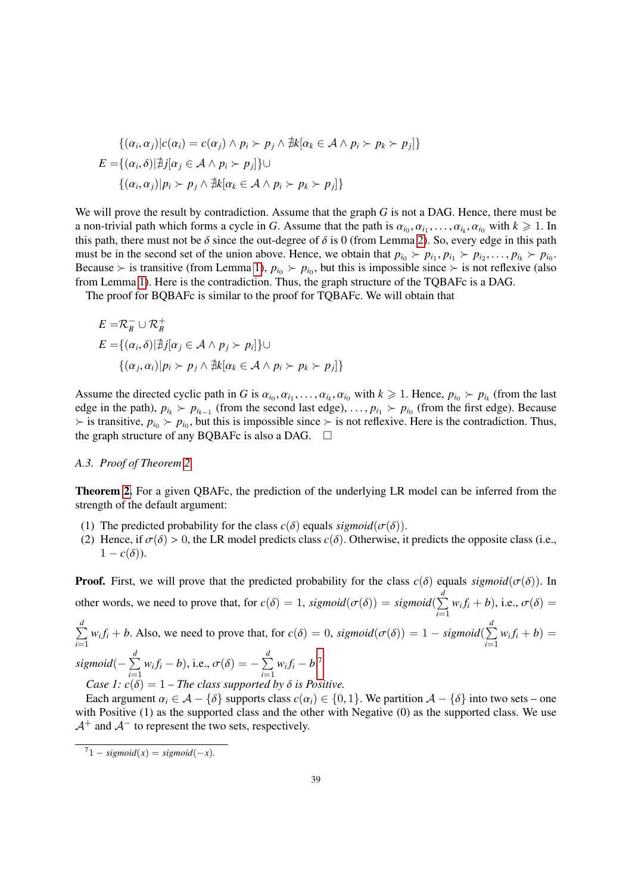$$
\begin{aligned}
&\{(\alpha_i, \alpha_j) | c(\alpha_i) = c(\alpha_j) \wedge p_i \succ p_j \wedge \nexists k[\alpha_k \in \mathcal{A} \wedge p_i \succ p_k \succ p_j]\} \\
E = &\{(\alpha_i, \delta) | \nexists j[\alpha_j \in \mathcal{A} \wedge p_i \succ p_j]\} \cup \\
&\{(\alpha_i, \alpha_j) | p_i \succ p_j \wedge \nexists k[\alpha_k \in \mathcal{A} \wedge p_i \succ p_k \succ p_j]\}
\end{aligned}
$$

We will prove the result by contradiction. Assume that the graph $G$ is not a DAG. Hence, there must be a non-trivial path which forms a cycle in $G$. Assume that the path is $\alpha_{i_0}, \alpha_{i_1}, \ldots, \alpha_{i_k}, \alpha_{i_0}$ with $k \geqslant 1$. In this path, there must not be $\delta$ since the out-degree of $\delta$ is 0 (from Lemma 2). So, every edge in this path must be in the second set of the union above. Hence, we obtain that $p_{i_0} \succ p_{i_1}, p_{i_1} \succ p_{i_2}, \ldots, p_{i_k} \succ p_{i_0}$. Because $\succ$ is transitive (from Lemma 1), $p_{i_0} \succ p_{i_0}$, but this is impossible since $\succ$ is not reflexive (also from Lemma 1). Here is the contradiction. Thus, the graph structure of the TQBAFc is a DAG.

The proof for BQBAFc is similar to the proof for TQBAFc. We will obtain that

$$
\begin{aligned}
E = &\mathcal{R}_B^- \cup \mathcal{R}_B^+ \\
E = &\{(\alpha_i, \delta) | \nexists j[\alpha_j \in \mathcal{A} \wedge p_j \succ p_i]\} \cup \\
&\{(\alpha_j, \alpha_i) | p_i \succ p_j \wedge \nexists k[\alpha_k \in \mathcal{A} \wedge p_i \succ p_k \succ p_j]\}
\end{aligned}
$$

Assume the directed cyclic path in $G$ is $\alpha_{i_0}, \alpha_{i_1}, \ldots, \alpha_{i_k}, \alpha_{i_0}$ with $k \geqslant 1$. Hence, $p_{i_0} \succ p_{i_k}$ (from the last edge in the path), $p_{i_k} \succ p_{i_{k-1}}$ (from the second last edge), $\ldots, p_{i_1} \succ p_{i_0}$ (from the first edge). Because $\succ$ is transitive, $p_{i_0} \succ p_{i_0}$, but this is impossible since $\succ$ is not reflexive. Here is the contradiction. Thus, the graph structure of any BQBAFc is also a DAG. $\square$

### A.3. Proof of Theorem 2

**Theorem 2.** For a given QBAFc, the prediction of the underlying LR model can be inferred from the strength of the default argument:

(1) The predicted probability for the class $c(\delta)$ equals $sigmoid(\sigma(\delta))$.
(2) Hence, if $\sigma(\delta) > 0$, the LR model predicts class $c(\delta)$. Otherwise, it predicts the opposite class (i.e., $1 - c(\delta)$).

**Proof.** First, we will prove that the predicted probability for the class $c(\delta)$ equals $sigmoid(\sigma(\delta))$. In other words, we need to prove that, for $c(\delta) = 1$, $sigmoid(\sigma(\delta)) = sigmoid(\sum_{i=1}^{d} w_i f_i + b)$, i.e., $\sigma(\delta) = \sum_{i=1}^{d} w_i f_i + b$. Also, we need to prove that, for $c(\delta) = 0$, $sigmoid(\sigma(\delta)) = 1 - sigmoid(\sum_{i=1}^{d} w_i f_i + b) = sigmoid(-\sum_{i=1}^{d} w_i f_i - b)$, i.e., $\sigma(\delta) = -\sum_{i=1}^{d} w_i f_i - b$[7]

*Case 1: $c(\delta) = 1$ – The class supported by $\delta$ is Positive.*

Each argument $\alpha_i \in \mathcal{A} - \{\delta\}$ supports class $c(\alpha_i) \in \{0, 1\}$. We partition $\mathcal{A} - \{\delta\}$ into two sets – one with Positive (1) as the supported class and the other with Negative (0) as the supported class. We use $\mathcal{A}^+$ and $\mathcal{A}^-$ to represent the two sets, respectively.

[7] $1 - sigmoid(x) = sigmoid(-x)$.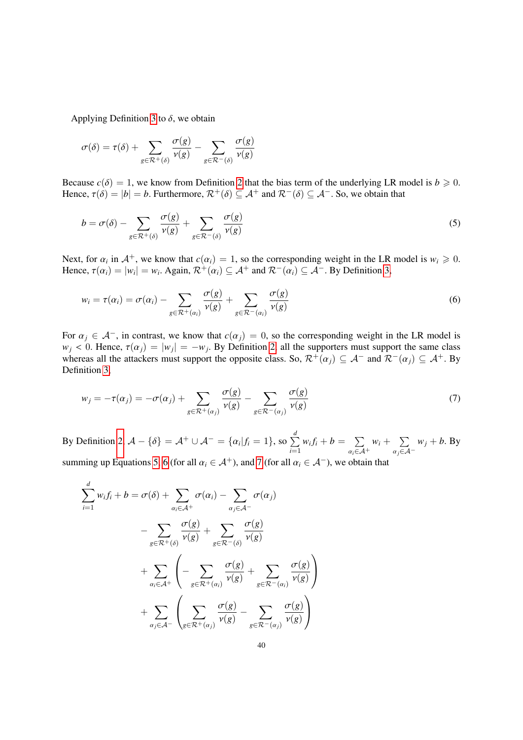Applying Definition 3 to $\delta$, we obtain

$$\sigma(\delta) = \tau(\delta) + \sum_{g \in \mathcal{R}^+(\delta)} \frac{\sigma(g)}{\nu(g)} - \sum_{g \in \mathcal{R}^-(\delta)} \frac{\sigma(g)}{\nu(g)}$$

Because $c(\delta) = 1$, we know from Definition 2 that the bias term of the underlying LR model is $b \geqslant 0$. Hence, $\tau(\delta) = |b| = b$. Furthermore, $\mathcal{R}^+(\delta) \subseteq \mathcal{A}^+$ and $\mathcal{R}^-(\delta) \subseteq \mathcal{A}^-$. So, we obtain that

$$b = \sigma(\delta) - \sum_{g \in \mathcal{R}^+(\delta)} \frac{\sigma(g)}{\nu(g)} + \sum_{g \in \mathcal{R}^-(\delta)} \frac{\sigma(g)}{\nu(g)} \tag{5}$$

Next, for $\alpha_i$ in $\mathcal{A}^+$, we know that $c(\alpha_i) = 1$, so the corresponding weight in the LR model is $w_i \geqslant 0$. Hence, $\tau(\alpha_i) = |w_i| = w_i$. Again, $\mathcal{R}^+(\alpha_i) \subseteq \mathcal{A}^+$ and $\mathcal{R}^-(\alpha_i) \subseteq \mathcal{A}^-$. By Definition 3,

$$w_i = \tau(\alpha_i) = \sigma(\alpha_i) - \sum_{g \in \mathcal{R}^+(\alpha_i)} \frac{\sigma(g)}{\nu(g)} + \sum_{g \in \mathcal{R}^-(\alpha_i)} \frac{\sigma(g)}{\nu(g)} \tag{6}$$

For $\alpha_j \in \mathcal{A}^-$, in contrast, we know that $c(\alpha_j) = 0$, so the corresponding weight in the LR model is $w_j < 0$. Hence, $\tau(\alpha_j) = |w_j| = -w_j$. By Definition 2, all the supporters must support the same class whereas all the attackers must support the opposite class. So, $\mathcal{R}^+(\alpha_j) \subseteq \mathcal{A}^-$ and $\mathcal{R}^-(\alpha_j) \subseteq \mathcal{A}^+$. By Definition 3,

$$w_j = -\tau(\alpha_j) = -\sigma(\alpha_j) + \sum_{g \in \mathcal{R}^+(\alpha_j)} \frac{\sigma(g)}{\nu(g)} - \sum_{g \in \mathcal{R}^-(\alpha_j)} \frac{\sigma(g)}{\nu(g)} \tag{7}$$

By Definition 2, $\mathcal{A} - \{\delta\} = \mathcal{A}^+ \cup \mathcal{A}^- = \{\alpha_i | f_i = 1\}$, so $\sum_{i=1}^{d} w_i f_i + b = \sum_{\alpha_i \in \mathcal{A}^+} w_i + \sum_{\alpha_j \in \mathcal{A}^-} w_j + b$. By summing up Equations 5, 6 (for all $\alpha_i \in \mathcal{A}^+$), and 7 (for all $\alpha_i \in \mathcal{A}^-$), we obtain that

$$\begin{aligned}
\sum_{i=1}^{d} w_i f_i + b = {} & \sigma(\delta) + \sum_{\alpha_i \in \mathcal{A}^+} \sigma(\alpha_i) - \sum_{\alpha_j \in \mathcal{A}^-} \sigma(\alpha_j) \\
& - \sum_{g \in \mathcal{R}^+(\delta)} \frac{\sigma(g)}{\nu(g)} + \sum_{g \in \mathcal{R}^-(\delta)} \frac{\sigma(g)}{\nu(g)} \\
& + \sum_{\alpha_i \in \mathcal{A}^+} \left( - \sum_{g \in \mathcal{R}^+(\alpha_i)} \frac{\sigma(g)}{\nu(g)} + \sum_{g \in \mathcal{R}^-(\alpha_i)} \frac{\sigma(g)}{\nu(g)} \right) \\
& + \sum_{\alpha_j \in \mathcal{A}^-} \left( \sum_{g \in \mathcal{R}^+(\alpha_j)} \frac{\sigma(g)}{\nu(g)} - \sum_{g \in \mathcal{R}^-(\alpha_j)} \frac{\sigma(g)}{\nu(g)} \right)
\end{aligned}$$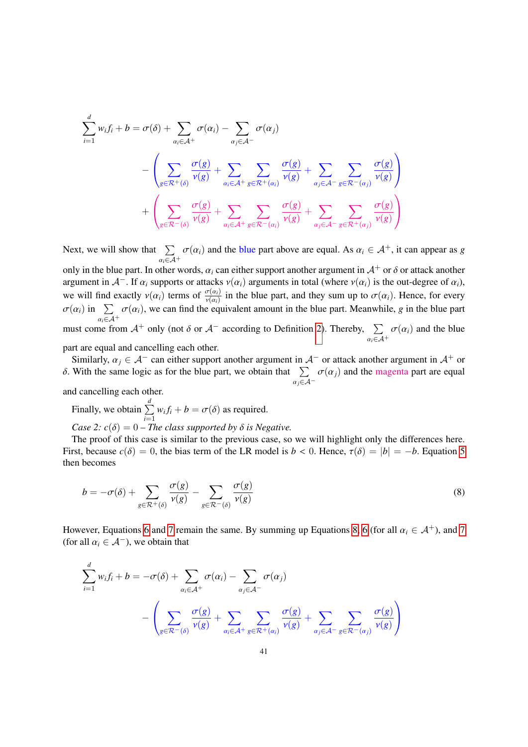$$
\begin{aligned}
\sum_{i=1}^{d} w_i f_i + b = \sigma(\delta) &+ \sum_{\alpha_i \in \mathcal{A}^+} \sigma(\alpha_i) - \sum_{\alpha_j \in \mathcal{A}^-} \sigma(\alpha_j) \\
&- \left( \sum_{g \in \mathcal{R}^+(\delta)} \frac{\sigma(g)}{\nu(g)} + \sum_{\alpha_i \in \mathcal{A}^+} \sum_{g \in \mathcal{R}^+(\alpha_i)} \frac{\sigma(g)}{\nu(g)} + \sum_{\alpha_j \in \mathcal{A}^-} \sum_{g \in \mathcal{R}^-(\alpha_j)} \frac{\sigma(g)}{\nu(g)} \right) \\
&+ \left( \sum_{g \in \mathcal{R}^-(\delta)} \frac{\sigma(g)}{\nu(g)} + \sum_{\alpha_i \in \mathcal{A}^+} \sum_{g \in \mathcal{R}^-(\alpha_i)} \frac{\sigma(g)}{\nu(g)} + \sum_{\alpha_j \in \mathcal{A}^-} \sum_{g \in \mathcal{R}^+(\alpha_j)} \frac{\sigma(g)}{\nu(g)} \right)
\end{aligned}
$$

Next, we will show that $\sum_{\alpha_i \in \mathcal{A}^+} \sigma(\alpha_i)$ and the blue part above are equal. As $\alpha_i \in \mathcal{A}^+$, it can appear as $g$ only in the blue part. In other words, $\alpha_i$ can either support another argument in $\mathcal{A}^+$ or $\delta$ or attack another argument in $\mathcal{A}^-$. If $\alpha_i$ supports or attacks $\nu(\alpha_i)$ arguments in total (where $\nu(\alpha_i)$ is the out-degree of $\alpha_i$), we will find exactly $\nu(\alpha_i)$ terms of $\frac{\sigma(\alpha_i)}{\nu(\alpha_i)}$ in the blue part, and they sum up to $\sigma(\alpha_i)$. Hence, for every $\sigma(\alpha_i)$ in $\sum_{\alpha_i \in \mathcal{A}^+} \sigma(\alpha_i)$, we can find the equivalent amount in the blue part. Meanwhile, $g$ in the blue part must come from $\mathcal{A}^+$ only (not $\delta$ or $\mathcal{A}^-$ according to Definition 2). Thereby, $\sum_{\alpha_i \in \mathcal{A}^+} \sigma(\alpha_i)$ and the blue part are equal and cancelling each other.

Similarly, $\alpha_j \in \mathcal{A}^-$ can either support another argument in $\mathcal{A}^-$ or attack another argument in $\mathcal{A}^+$ or $\delta$. With the same logic as for the blue part, we obtain that $\sum_{\alpha_j \in \mathcal{A}^-} \sigma(\alpha_j)$ and the magenta part are equal and cancelling each other.

Finally, we obtain $\sum_{i=1}^{d} w_i f_i + b = \sigma(\delta)$ as required.

*Case 2: $c(\delta) = 0$ – The class supported by $\delta$ is Negative.*

The proof of this case is similar to the previous case, so we will highlight only the differences here. First, because $c(\delta) = 0$, the bias term of the LR model is $b < 0$. Hence, $\tau(\delta) = |b| = -b$. Equation 5 then becomes

$$
b = -\sigma(\delta) + \sum_{g \in \mathcal{R}^+(\delta)} \frac{\sigma(g)}{\nu(g)} - \sum_{g \in \mathcal{R}^-(\delta)} \frac{\sigma(g)}{\nu(g)} \tag{8}
$$

However, Equations 6 and 7 remain the same. By summing up Equations 8, 6 (for all $\alpha_i \in \mathcal{A}^+$), and 7 (for all $\alpha_i \in \mathcal{A}^-$), we obtain that

$$
\begin{aligned}
\sum_{i=1}^{d} w_i f_i + b = -\sigma(\delta) &+ \sum_{\alpha_i \in \mathcal{A}^+} \sigma(\alpha_i) - \sum_{\alpha_j \in \mathcal{A}^-} \sigma(\alpha_j) \\
&- \left( \sum_{g \in \mathcal{R}^-(\delta)} \frac{\sigma(g)}{\nu(g)} + \sum_{\alpha_i \in \mathcal{A}^+} \sum_{g \in \mathcal{R}^+(\alpha_i)} \frac{\sigma(g)}{\nu(g)} + \sum_{\alpha_j \in \mathcal{A}^-} \sum_{g \in \mathcal{R}^-(\alpha_j)} \frac{\sigma(g)}{\nu(g)} \right)
\end{aligned}
$$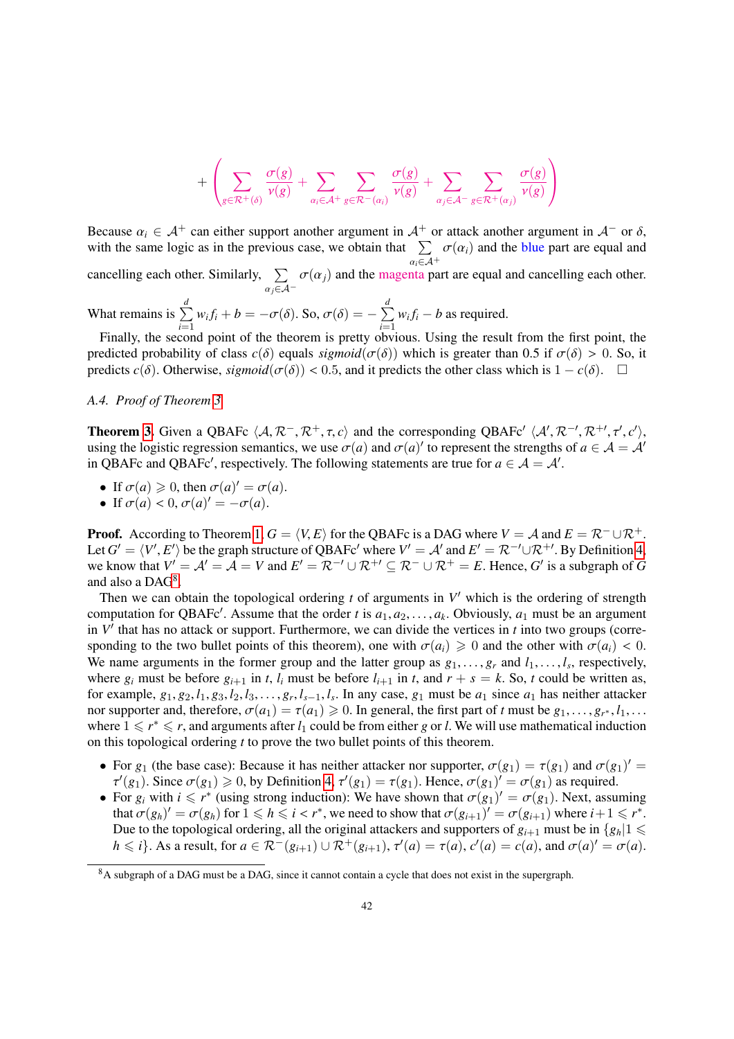$$+\left(\sum_{g\in\mathcal{R}^+(\delta)}\frac{\sigma(g)}{\nu(g)}+\sum_{\alpha_i\in\mathcal{A}^+}\sum_{g\in\mathcal{R}^-(\alpha_i)}\frac{\sigma(g)}{\nu(g)}+\sum_{\alpha_j\in\mathcal{A}^-}\sum_{g\in\mathcal{R}^+(\alpha_j)}\frac{\sigma(g)}{\nu(g)}\right)$$

Because $\alpha_i \in \mathcal{A}^+$ can either support another argument in $\mathcal{A}^+$ or attack another argument in $\mathcal{A}^-$ or $\delta$, with the same logic as in the previous case, we obtain that $\sum_{\alpha_i\in\mathcal{A}^+}\sigma(\alpha_i)$ and the blue part are equal and cancelling each other. Similarly, $\sum_{\alpha_j\in\mathcal{A}^-}\sigma(\alpha_j)$ and the magenta part are equal and cancelling each other. What remains is $\sum_{i=1}^{d} w_i f_i + b = -\sigma(\delta)$. So, $\sigma(\delta) = -\sum_{i=1}^{d} w_i f_i - b$ as required.

Finally, the second point of the theorem is pretty obvious. Using the result from the first point, the predicted probability of class $c(\delta)$ equals $sigmoid(\sigma(\delta))$ which is greater than 0.5 if $\sigma(\delta) > 0$. So, it predicts $c(\delta)$. Otherwise, $sigmoid(\sigma(\delta)) < 0.5$, and it predicts the other class which is $1-c(\delta)$. □

### A.4. Proof of Theorem 3

**Theorem 3.** Given a QBAFc $\langle \mathcal{A}, \mathcal{R}^-, \mathcal{R}^+, \tau, c\rangle$ and the corresponding QBAFc′ $\langle \mathcal{A}', \mathcal{R}^{-\prime}, \mathcal{R}^{+\prime}, \tau', c'\rangle$, using the logistic regression semantics, we use $\sigma(a)$ and $\sigma(a)'$ to represent the strengths of $a \in \mathcal{A} = \mathcal{A}'$ in QBAFc and QBAFc′, respectively. The following statements are true for $a \in \mathcal{A} = \mathcal{A}'$.

- If $\sigma(a) \geqslant 0$, then $\sigma(a)' = \sigma(a)$.
- If $\sigma(a) < 0$, $\sigma(a)' = -\sigma(a)$.

**Proof.** According to Theorem 1, $G = \langle V, E\rangle$ for the QBAFc is a DAG where $V = \mathcal{A}$ and $E = \mathcal{R}^- \cup \mathcal{R}^+$. Let $G' = \langle V', E'\rangle$ be the graph structure of QBAFc′ where $V' = \mathcal{A}'$ and $E' = \mathcal{R}^{-\prime} \cup \mathcal{R}^{+\prime}$. By Definition 4, we know that $V' = \mathcal{A}' = \mathcal{A} = V$ and $E' = \mathcal{R}^{-\prime} \cup \mathcal{R}^{+\prime} \subseteq \mathcal{R}^- \cup \mathcal{R}^+ = E$. Hence, $G'$ is a subgraph of $G$ and also a DAG[8].

Then we can obtain the topological ordering $t$ of arguments in $V'$ which is the ordering of strength computation for QBAFc′. Assume that the order $t$ is $a_1, a_2, \ldots, a_k$. Obviously, $a_1$ must be an argument in $V'$ that has no attack or support. Furthermore, we can divide the vertices in $t$ into two groups (corresponding to the two bullet points of this theorem), one with $\sigma(a_i) \geqslant 0$ and the other with $\sigma(a_i) < 0$. We name arguments in the former group and the latter group as $g_1, \ldots, g_r$ and $l_1, \ldots, l_s$, respectively, where $g_i$ must be before $g_{i+1}$ in $t$, $l_i$ must be before $l_{i+1}$ in $t$, and $r + s = k$. So, $t$ could be written as, for example, $g_1, g_2, l_1, g_3, l_2, l_3, \ldots, g_r, l_{s-1}, l_s$. In any case, $g_1$ must be $a_1$ since $a_1$ has neither attacker nor supporter and, therefore, $\sigma(a_1) = \tau(a_1) \geqslant 0$. In general, the first part of $t$ must be $g_1, \ldots, g_{r^*}, l_1, \ldots$ where $1 \leqslant r^* \leqslant r$, and arguments after $l_1$ could be from either $g$ or $l$. We will use mathematical induction on this topological ordering $t$ to prove the two bullet points of this theorem.

- For $g_1$ (the base case): Because it has neither attacker nor supporter, $\sigma(g_1) = \tau(g_1)$ and $\sigma(g_1)' = \tau'(g_1)$. Since $\sigma(g_1) \geqslant 0$, by Definition 4, $\tau'(g_1) = \tau(g_1)$. Hence, $\sigma(g_1)' = \sigma(g_1)$ as required.
- For $g_i$ with $i \leqslant r^*$ (using strong induction): We have shown that $\sigma(g_1)' = \sigma(g_1)$. Next, assuming that $\sigma(g_h)' = \sigma(g_h)$ for $1 \leqslant h \leqslant i < r^*$, we need to show that $\sigma(g_{i+1})' = \sigma(g_{i+1})$ where $i+1 \leqslant r^*$. Due to the topological ordering, all the original attackers and supporters of $g_{i+1}$ must be in $\{g_h | 1 \leqslant h \leqslant i\}$. As a result, for $a \in \mathcal{R}^-(g_{i+1}) \cup \mathcal{R}^+(g_{i+1})$, $\tau'(a) = \tau(a)$, $c'(a) = c(a)$, and $\sigma(a)' = \sigma(a)$.

[8] A subgraph of a DAG must be a DAG, since it cannot contain a cycle that does not exist in the supergraph.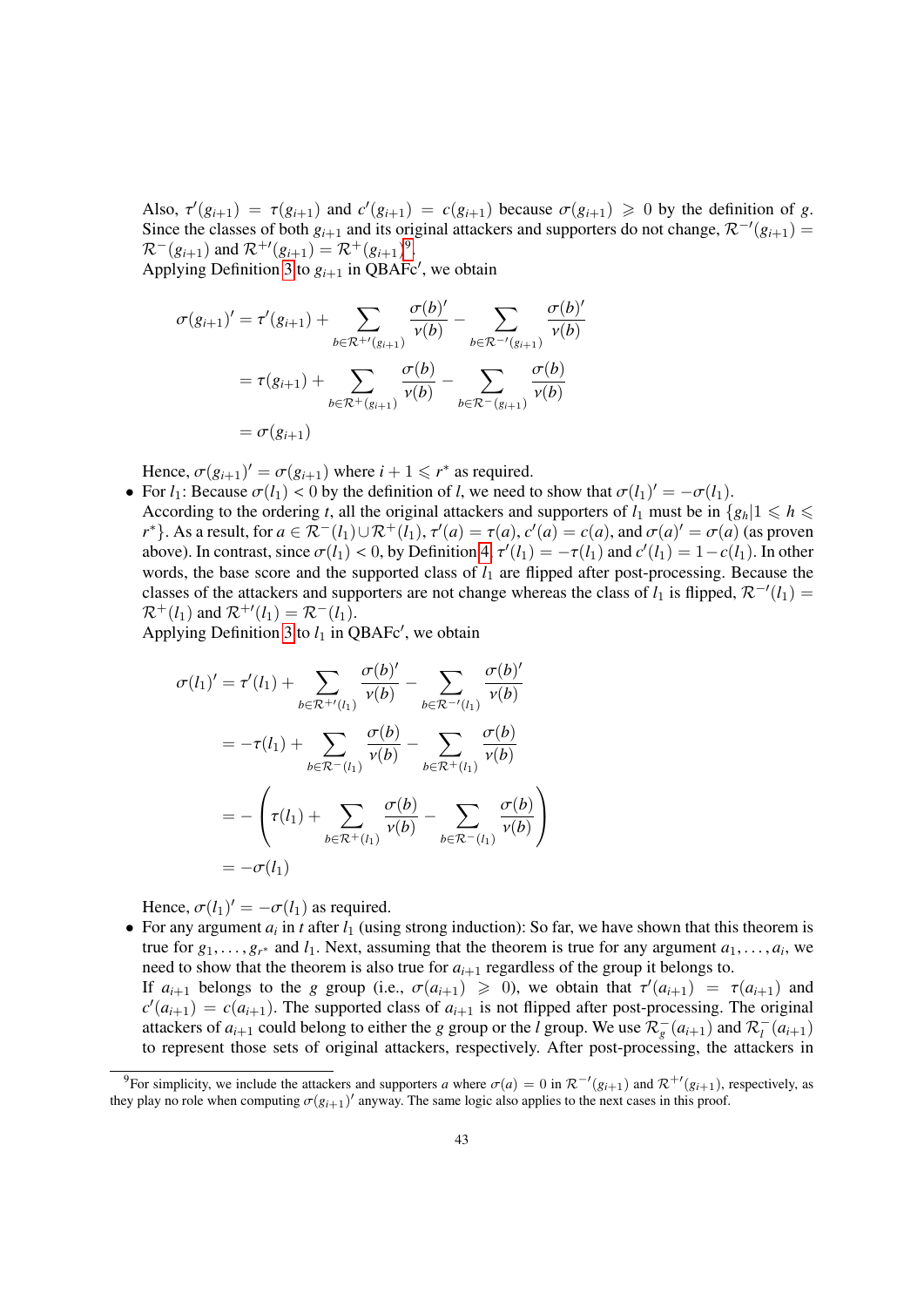Also, $\tau'(g_{i+1}) = \tau(g_{i+1})$ and $c'(g_{i+1}) = c(g_{i+1})$ because $\sigma(g_{i+1}) \geqslant 0$ by the definition of $g$. Since the classes of both $g_{i+1}$ and its original attackers and supporters do not change, $\mathcal{R}^{-\prime}(g_{i+1}) = \mathcal{R}^{-}(g_{i+1})$ and $\mathcal{R}^{+\prime}(g_{i+1}) = \mathcal{R}^{+}(g_{i+1})$[9].
Applying Definition 3 to $g_{i+1}$ in QBAFc$'$, we obtain

$$
\begin{aligned}
\sigma(g_{i+1})' &= \tau'(g_{i+1}) + \sum_{b \in \mathcal{R}^{+\prime}(g_{i+1})} \frac{\sigma(b)'}{\nu(b)} - \sum_{b \in \mathcal{R}^{-\prime}(g_{i+1})} \frac{\sigma(b)'}{\nu(b)} \\
&= \tau(g_{i+1}) + \sum_{b \in \mathcal{R}^{+}(g_{i+1})} \frac{\sigma(b)}{\nu(b)} - \sum_{b \in \mathcal{R}^{-}(g_{i+1})} \frac{\sigma(b)}{\nu(b)} \\
&= \sigma(g_{i+1})
\end{aligned}
$$

Hence, $\sigma(g_{i+1})' = \sigma(g_{i+1})$ where $i+1 \leqslant r^*$ as required.

- For $l_1$: Because $\sigma(l_1) < 0$ by the definition of $l$, we need to show that $\sigma(l_1)' = -\sigma(l_1)$. According to the ordering $t$, all the original attackers and supporters of $l_1$ must be in $\{g_h | 1 \leqslant h \leqslant r^*\}$. As a result, for $a \in \mathcal{R}^{-}(l_1) \cup \mathcal{R}^{+}(l_1)$, $\tau'(a) = \tau(a)$, $c'(a) = c(a)$, and $\sigma(a)' = \sigma(a)$ (as proven above). In contrast, since $\sigma(l_1) < 0$, by Definition 4, $\tau'(l_1) = -\tau(l_1)$ and $c'(l_1) = 1 - c(l_1)$. In other words, the base score and the supported class of $l_1$ are flipped after post-processing. Because the classes of the attackers and supporters are not change whereas the class of $l_1$ is flipped, $\mathcal{R}^{-\prime}(l_1) = \mathcal{R}^{+}(l_1)$ and $\mathcal{R}^{+\prime}(l_1) = \mathcal{R}^{-}(l_1)$.
  Applying Definition 3 to $l_1$ in QBAFc$'$, we obtain

$$
\begin{aligned}
\sigma(l_1)' &= \tau'(l_1) + \sum_{b \in \mathcal{R}^{+\prime}(l_1)} \frac{\sigma(b)'}{\nu(b)} - \sum_{b \in \mathcal{R}^{-\prime}(l_1)} \frac{\sigma(b)'}{\nu(b)} \\
&= -\tau(l_1) + \sum_{b \in \mathcal{R}^{-}(l_1)} \frac{\sigma(b)}{\nu(b)} - \sum_{b \in \mathcal{R}^{+}(l_1)} \frac{\sigma(b)}{\nu(b)} \\
&= -\left( \tau(l_1) + \sum_{b \in \mathcal{R}^{+}(l_1)} \frac{\sigma(b)}{\nu(b)} - \sum_{b \in \mathcal{R}^{-}(l_1)} \frac{\sigma(b)}{\nu(b)} \right) \\
&= -\sigma(l_1)
\end{aligned}
$$

  Hence, $\sigma(l_1)' = -\sigma(l_1)$ as required.
- For any argument $a_i$ in $t$ after $l_1$ (using strong induction): So far, we have shown that this theorem is true for $g_1, \ldots, g_{r^*}$ and $l_1$. Next, assuming that the theorem is true for any argument $a_1, \ldots, a_i$, we need to show that the theorem is also true for $a_{i+1}$ regardless of the group it belongs to.
  If $a_{i+1}$ belongs to the $g$ group (i.e., $\sigma(a_{i+1}) \geqslant 0$), we obtain that $\tau'(a_{i+1}) = \tau(a_{i+1})$ and $c'(a_{i+1}) = c(a_{i+1})$. The supported class of $a_{i+1}$ is not flipped after post-processing. The original attackers of $a_{i+1}$ could belong to either the $g$ group or the $l$ group. We use $\mathcal{R}^{-}_{g}(a_{i+1})$ and $\mathcal{R}^{-}_{l}(a_{i+1})$ to represent those sets of original attackers, respectively. After post-processing, the attackers in

[9]For simplicity, we include the attackers and supporters $a$ where $\sigma(a) = 0$ in $\mathcal{R}^{-\prime}(g_{i+1})$ and $\mathcal{R}^{+\prime}(g_{i+1})$, respectively, as they play no role when computing $\sigma(g_{i+1})'$ anyway. The same logic also applies to the next cases in this proof.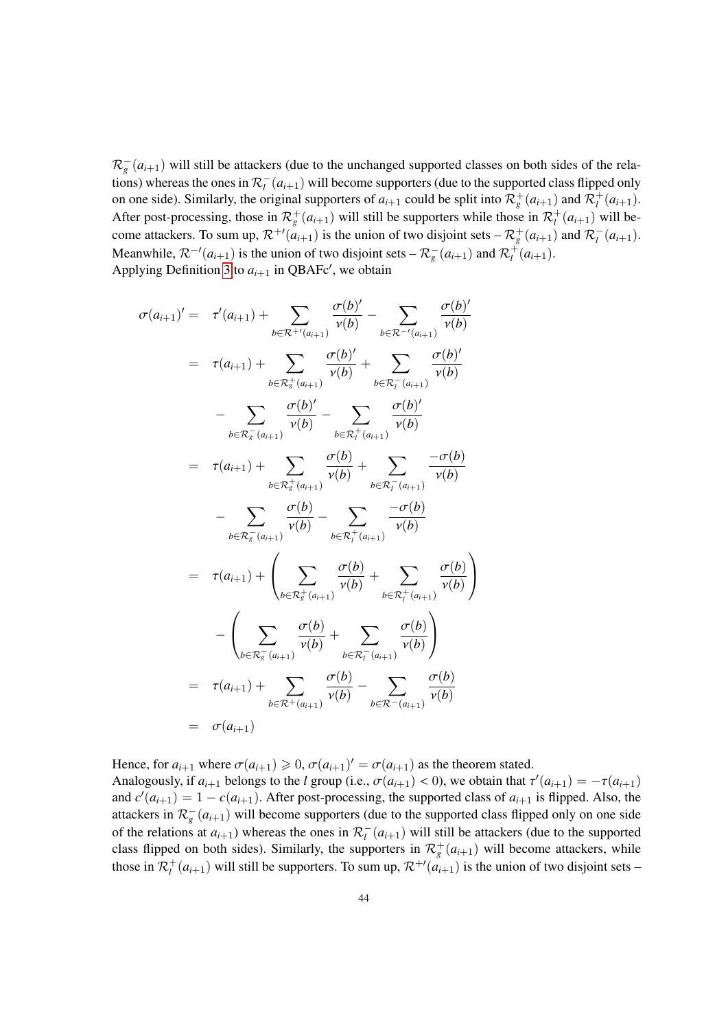$\mathcal{R}_g^-(a_{i+1})$ will still be attackers (due to the unchanged supported classes on both sides of the relations) whereas the ones in $\mathcal{R}_l^-(a_{i+1})$ will become supporters (due to the supported class flipped only on one side). Similarly, the original supporters of $a_{i+1}$ could be split into $\mathcal{R}_g^+(a_{i+1})$ and $\mathcal{R}_l^+(a_{i+1})$. After post-processing, those in $\mathcal{R}_g^+(a_{i+1})$ will still be supporters while those in $\mathcal{R}_l^+(a_{i+1})$ will become attackers. To sum up, $\mathcal{R}^{+\prime}(a_{i+1})$ is the union of two disjoint sets – $\mathcal{R}_g^+(a_{i+1})$ and $\mathcal{R}_l^-(a_{i+1})$. Meanwhile, $\mathcal{R}^{-\prime}(a_{i+1})$ is the union of two disjoint sets – $\mathcal{R}_g^-(a_{i+1})$ and $\mathcal{R}_l^+(a_{i+1})$.
Applying Definition 3 to $a_{i+1}$ in QBAFc′, we obtain

$$
\begin{aligned}
\sigma(a_{i+1})' = \ & \tau'(a_{i+1}) + \sum_{b\in\mathcal{R}^{+\prime}(a_{i+1})} \frac{\sigma(b)'}{\nu(b)} - \sum_{b\in\mathcal{R}^{-\prime}(a_{i+1})} \frac{\sigma(b)'}{\nu(b)} \\
= \ & \tau(a_{i+1}) + \sum_{b\in\mathcal{R}_g^+(a_{i+1})} \frac{\sigma(b)'}{\nu(b)} + \sum_{b\in\mathcal{R}_l^-(a_{i+1})} \frac{\sigma(b)'}{\nu(b)} \\
& - \sum_{b\in\mathcal{R}_g^-(a_{i+1})} \frac{\sigma(b)'}{\nu(b)} - \sum_{b\in\mathcal{R}_l^+(a_{i+1})} \frac{\sigma(b)'}{\nu(b)} \\
= \ & \tau(a_{i+1}) + \sum_{b\in\mathcal{R}_g^+(a_{i+1})} \frac{\sigma(b)}{\nu(b)} + \sum_{b\in\mathcal{R}_l^-(a_{i+1})} \frac{-\sigma(b)}{\nu(b)} \\
& - \sum_{b\in\mathcal{R}_g^-(a_{i+1})} \frac{\sigma(b)}{\nu(b)} - \sum_{b\in\mathcal{R}_l^+(a_{i+1})} \frac{-\sigma(b)}{\nu(b)} \\
= \ & \tau(a_{i+1}) + \left( \sum_{b\in\mathcal{R}_g^+(a_{i+1})} \frac{\sigma(b)}{\nu(b)} + \sum_{b\in\mathcal{R}_l^+(a_{i+1})} \frac{\sigma(b)}{\nu(b)} \right) \\
& - \left( \sum_{b\in\mathcal{R}_g^-(a_{i+1})} \frac{\sigma(b)}{\nu(b)} + \sum_{b\in\mathcal{R}_l^-(a_{i+1})} \frac{\sigma(b)}{\nu(b)} \right) \\
= \ & \tau(a_{i+1}) + \sum_{b\in\mathcal{R}^+(a_{i+1})} \frac{\sigma(b)}{\nu(b)} - \sum_{b\in\mathcal{R}^-(a_{i+1})} \frac{\sigma(b)}{\nu(b)} \\
= \ & \sigma(a_{i+1})
\end{aligned}
$$

Hence, for $a_{i+1}$ where $\sigma(a_{i+1}) \geqslant 0$, $\sigma(a_{i+1})' = \sigma(a_{i+1})$ as the theorem stated.
Analogously, if $a_{i+1}$ belongs to the $l$ group (i.e., $\sigma(a_{i+1}) < 0$), we obtain that $\tau'(a_{i+1}) = -\tau(a_{i+1})$ and $c'(a_{i+1}) = 1 - c(a_{i+1})$. After post-processing, the supported class of $a_{i+1}$ is flipped. Also, the attackers in $\mathcal{R}_g^-(a_{i+1})$ will become supporters (due to the supported class flipped only on one side of the relations at $a_{i+1}$) whereas the ones in $\mathcal{R}_l^-(a_{i+1})$ will still be attackers (due to the supported class flipped on both sides). Similarly, the supporters in $\mathcal{R}_g^+(a_{i+1})$ will become attackers, while those in $\mathcal{R}_l^+(a_{i+1})$ will still be supporters. To sum up, $\mathcal{R}^{+\prime}(a_{i+1})$ is the union of two disjoint sets –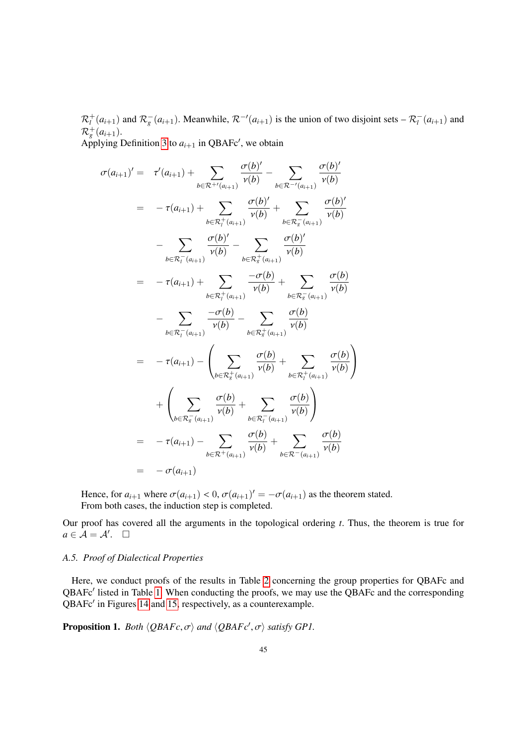$\mathcal{R}_l^+(a_{i+1})$ and $\mathcal{R}_g^-(a_{i+1})$. Meanwhile, $\mathcal{R}^{-\prime}(a_{i+1})$ is the union of two disjoint sets – $\mathcal{R}_l^-(a_{i+1})$ and $\mathcal{R}_g^+(a_{i+1})$.

Applying Definition 3 to $a_{i+1}$ in QBAFc$'$, we obtain

$$
\begin{aligned}
\sigma(a_{i+1})' =\; & \tau'(a_{i+1}) + \sum_{b \in \mathcal{R}^{+\prime}(a_{i+1})} \frac{\sigma(b)'}{\nu(b)} - \sum_{b \in \mathcal{R}^{-\prime}(a_{i+1})} \frac{\sigma(b)'}{\nu(b)} \\
=\; & -\tau(a_{i+1}) + \sum_{b \in \mathcal{R}_l^+(a_{i+1})} \frac{\sigma(b)'}{\nu(b)} + \sum_{b \in \mathcal{R}_g^-(a_{i+1})} \frac{\sigma(b)'}{\nu(b)} \\
& - \sum_{b \in \mathcal{R}_l^-(a_{i+1})} \frac{\sigma(b)'}{\nu(b)} - \sum_{b \in \mathcal{R}_g^+(a_{i+1})} \frac{\sigma(b)'}{\nu(b)} \\
=\; & -\tau(a_{i+1}) + \sum_{b \in \mathcal{R}_l^+(a_{i+1})} \frac{-\sigma(b)}{\nu(b)} + \sum_{b \in \mathcal{R}_g^-(a_{i+1})} \frac{\sigma(b)}{\nu(b)} \\
& - \sum_{b \in \mathcal{R}_l^-(a_{i+1})} \frac{-\sigma(b)}{\nu(b)} - \sum_{b \in \mathcal{R}_g^+(a_{i+1})} \frac{\sigma(b)}{\nu(b)} \\
=\; & -\tau(a_{i+1}) - \left( \sum_{b \in \mathcal{R}_g^+(a_{i+1})} \frac{\sigma(b)}{\nu(b)} + \sum_{b \in \mathcal{R}_l^+(a_{i+1})} \frac{\sigma(b)}{\nu(b)} \right) \\
& + \left( \sum_{b \in \mathcal{R}_g^-(a_{i+1})} \frac{\sigma(b)}{\nu(b)} + \sum_{b \in \mathcal{R}_l^-(a_{i+1})} \frac{\sigma(b)}{\nu(b)} \right) \\
=\; & -\tau(a_{i+1}) - \sum_{b \in \mathcal{R}^+(a_{i+1})} \frac{\sigma(b)}{\nu(b)} + \sum_{b \in \mathcal{R}^-(a_{i+1})} \frac{\sigma(b)}{\nu(b)} \\
=\; & -\sigma(a_{i+1})
\end{aligned}
$$

Hence, for $a_{i+1}$ where $\sigma(a_{i+1}) < 0$, $\sigma(a_{i+1})' = -\sigma(a_{i+1})$ as the theorem stated.
From both cases, the induction step is completed.

Our proof has covered all the arguments in the topological ordering $t$. Thus, the theorem is true for $a \in \mathcal{A} = \mathcal{A}'$. $\square$

### *A.5. Proof of Dialectical Properties*

Here, we conduct proofs of the results in Table 2 concerning the group properties for QBAFc and QBAFc$'$ listed in Table 1. When conducting the proofs, we may use the QBAFc and the corresponding QBAFc$'$ in Figures 14 and 15, respectively, as a counterexample.

**Proposition 1.** *Both $\langle QBAFc, \sigma \rangle$ and $\langle QBAFc', \sigma \rangle$ satisfy GP1.*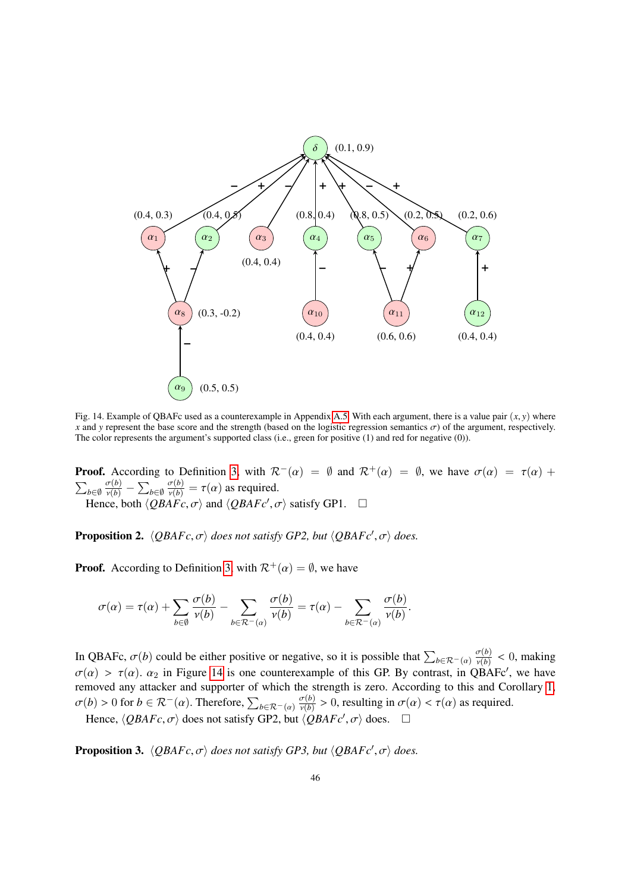δ (0.1, 0.9)

(0.4, 0.3) (0.4, 0.5) (0.8, 0.4) (0.8, 0.5) (0.2, 0.5) (0.2, 0.6)

$\alpha_1$ $\alpha_2$ $\alpha_3$ $\alpha_4$ $\alpha_5$ $\alpha_6$ $\alpha_7$

(0.4, 0.4)

$\alpha_8$ (0.3, -0.2) $\alpha_{10}$ $\alpha_{11}$ $\alpha_{12}$

(0.4, 0.4) (0.6, 0.6) (0.4, 0.4)

$\alpha_9$ (0.5, 0.5)

Fig. 14. Example of QBAFc used as a counterexample in Appendix A.5. With each argument, there is a value pair $(x, y)$ where $x$ and $y$ represent the base score and the strength (based on the logistic regression semantics $\sigma$) of the argument, respectively. The color represents the argument's supported class (i.e., green for positive (1) and red for negative (0)).

**Proof.** According to Definition 3, with $\mathcal{R}^-(\alpha) = \emptyset$ and $\mathcal{R}^+(\alpha) = \emptyset$, we have $\sigma(\alpha) = \tau(\alpha) + \sum_{b\in\emptyset} \frac{\sigma(b)}{\nu(b)} - \sum_{b\in\emptyset} \frac{\sigma(b)}{\nu(b)} = \tau(\alpha)$ as required.

Hence, both $\langle QBAFc, \sigma\rangle$ and $\langle QBAFc', \sigma\rangle$ satisfy GP1. □

**Proposition 2.** *$\langle QBAFc, \sigma\rangle$ does not satisfy GP2, but $\langle QBAFc', \sigma\rangle$ does.*

**Proof.** According to Definition 3, with $\mathcal{R}^+(\alpha) = \emptyset$, we have

$$\sigma(\alpha) = \tau(\alpha) + \sum_{b\in\emptyset} \frac{\sigma(b)}{\nu(b)} - \sum_{b\in\mathcal{R}^-(\alpha)} \frac{\sigma(b)}{\nu(b)} = \tau(\alpha) - \sum_{b\in\mathcal{R}^-(\alpha)} \frac{\sigma(b)}{\nu(b)}.$$

In QBAFc, $\sigma(b)$ could be either positive or negative, so it is possible that $\sum_{b\in\mathcal{R}^-(\alpha)} \frac{\sigma(b)}{\nu(b)} < 0$, making $\sigma(\alpha) > \tau(\alpha)$. $\alpha_2$ in Figure 14 is one counterexample of this GP. By contrast, in QBAFc$'$, we have removed any attacker and supporter of which the strength is zero. According to this and Corollary 1, $\sigma(b) > 0$ for $b \in \mathcal{R}^-(\alpha)$. Therefore, $\sum_{b\in\mathcal{R}^-(\alpha)} \frac{\sigma(b)}{\nu(b)} > 0$, resulting in $\sigma(\alpha) < \tau(\alpha)$ as required.

Hence, $\langle QBAFc, \sigma\rangle$ does not satisfy GP2, but $\langle QBAFc', \sigma\rangle$ does. □

**Proposition 3.** *$\langle QBAFc, \sigma\rangle$ does not satisfy GP3, but $\langle QBAFc', \sigma\rangle$ does.*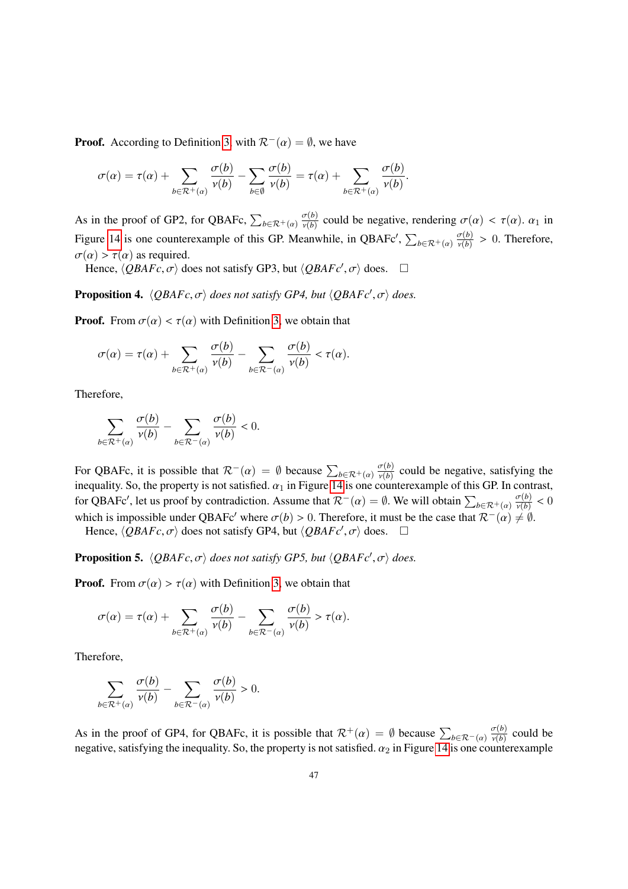**Proof.** According to Definition 3, with $\mathcal{R}^-(\alpha) = \emptyset$, we have

$$\sigma(\alpha) = \tau(\alpha) + \sum_{b \in \mathcal{R}^+(\alpha)} \frac{\sigma(b)}{\nu(b)} - \sum_{b \in \emptyset} \frac{\sigma(b)}{\nu(b)} = \tau(\alpha) + \sum_{b \in \mathcal{R}^+(\alpha)} \frac{\sigma(b)}{\nu(b)}.$$

As in the proof of GP2, for QBAFc, $\sum_{b \in \mathcal{R}^+(\alpha)} \frac{\sigma(b)}{\nu(b)}$ could be negative, rendering $\sigma(\alpha) < \tau(\alpha)$. $\alpha_1$ in Figure 14 is one counterexample of this GP. Meanwhile, in QBAFc′, $\sum_{b \in \mathcal{R}^+(\alpha)} \frac{\sigma(b)}{\nu(b)} > 0$. Therefore, $\sigma(\alpha) > \tau(\alpha)$ as required.

Hence, $\langle QBAFc, \sigma \rangle$ does not satisfy GP3, but $\langle QBAFc', \sigma \rangle$ does. □

**Proposition 4.** *$\langle QBAFc, \sigma \rangle$ does not satisfy GP4, but $\langle QBAFc', \sigma \rangle$ does.*

**Proof.** From $\sigma(\alpha) < \tau(\alpha)$ with Definition 3, we obtain that

$$\sigma(\alpha) = \tau(\alpha) + \sum_{b \in \mathcal{R}^+(\alpha)} \frac{\sigma(b)}{\nu(b)} - \sum_{b \in \mathcal{R}^-(\alpha)} \frac{\sigma(b)}{\nu(b)} < \tau(\alpha).$$

Therefore,

$$\sum_{b \in \mathcal{R}^+(\alpha)} \frac{\sigma(b)}{\nu(b)} - \sum_{b \in \mathcal{R}^-(\alpha)} \frac{\sigma(b)}{\nu(b)} < 0.$$

For QBAFc, it is possible that $\mathcal{R}^-(\alpha) = \emptyset$ because $\sum_{b \in \mathcal{R}^+(\alpha)} \frac{\sigma(b)}{\nu(b)}$ could be negative, satisfying the inequality. So, the property is not satisfied. $\alpha_1$ in Figure 14 is one counterexample of this GP. In contrast, for QBAFc′, let us proof by contradiction. Assume that $\mathcal{R}^-(\alpha) = \emptyset$. We will obtain $\sum_{b \in \mathcal{R}^+(\alpha)} \frac{\sigma(b)}{\nu(b)} < 0$ which is impossible under QBAFc′ where $\sigma(b) > 0$. Therefore, it must be the case that $\mathcal{R}^-(\alpha) \neq \emptyset$.

Hence, $\langle QBAFc, \sigma \rangle$ does not satisfy GP4, but $\langle QBAFc', \sigma \rangle$ does. □

**Proposition 5.** *$\langle QBAFc, \sigma \rangle$ does not satisfy GP5, but $\langle QBAFc', \sigma \rangle$ does.*

**Proof.** From $\sigma(\alpha) > \tau(\alpha)$ with Definition 3, we obtain that

$$\sigma(\alpha) = \tau(\alpha) + \sum_{b \in \mathcal{R}^+(\alpha)} \frac{\sigma(b)}{\nu(b)} - \sum_{b \in \mathcal{R}^-(\alpha)} \frac{\sigma(b)}{\nu(b)} > \tau(\alpha).$$

Therefore,

$$\sum_{b \in \mathcal{R}^+(\alpha)} \frac{\sigma(b)}{\nu(b)} - \sum_{b \in \mathcal{R}^-(\alpha)} \frac{\sigma(b)}{\nu(b)} > 0.$$

As in the proof of GP4, for QBAFc, it is possible that $\mathcal{R}^+(\alpha) = \emptyset$ because $\sum_{b \in \mathcal{R}^-(\alpha)} \frac{\sigma(b)}{\nu(b)}$ could be negative, satisfying the inequality. So, the property is not satisfied. $\alpha_2$ in Figure 14 is one counterexample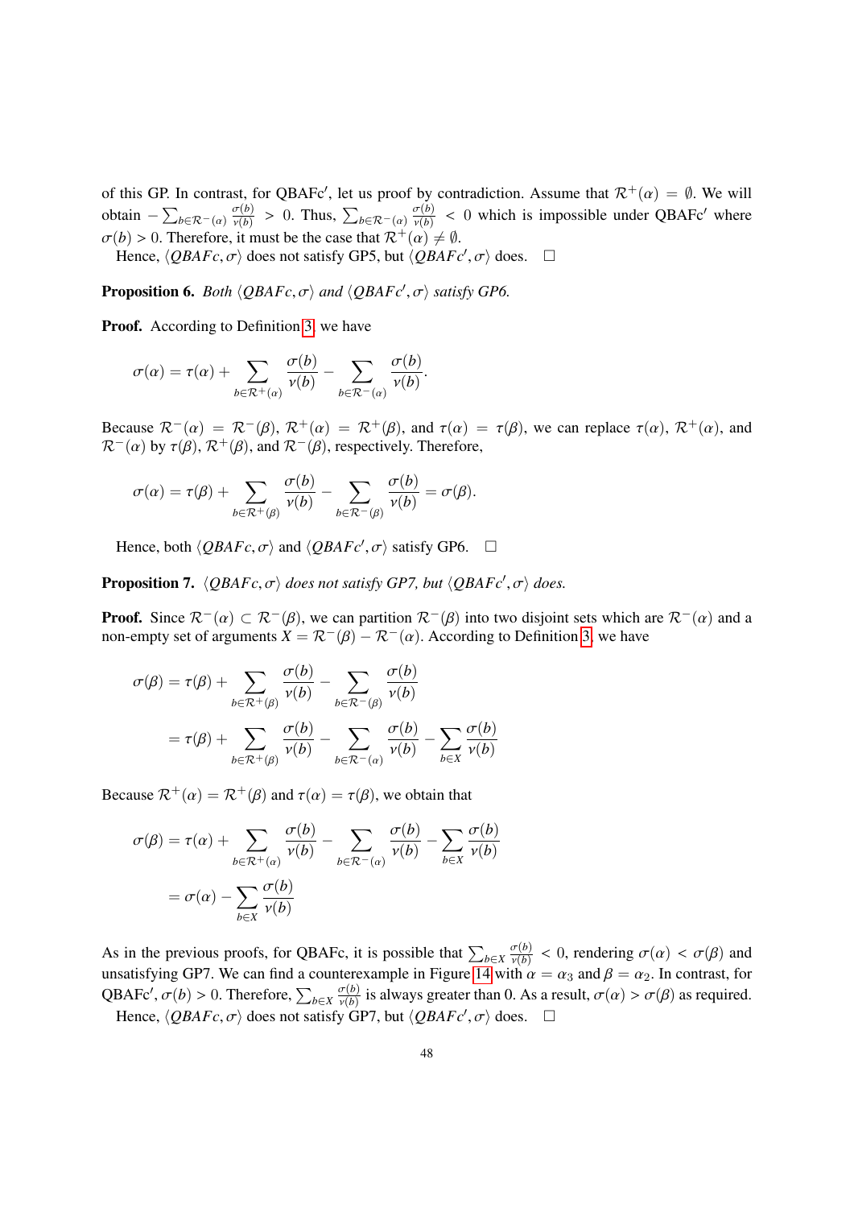of this GP. In contrast, for QBAFc$'$, let us proof by contradiction. Assume that $\mathcal{R}^+(\alpha) = \emptyset$. We will obtain $-\sum_{b\in\mathcal{R}^-(\alpha)} \frac{\sigma(b)}{\nu(b)} > 0$. Thus, $\sum_{b\in\mathcal{R}^-(\alpha)} \frac{\sigma(b)}{\nu(b)} < 0$ which is impossible under QBAFc$'$ where $\sigma(b) > 0$. Therefore, it must be the case that $\mathcal{R}^+(\alpha) \neq \emptyset$.

Hence, $\langle QBAFc, \sigma\rangle$ does not satisfy GP5, but $\langle QBAFc', \sigma\rangle$ does. $\square$

**Proposition 6.** *Both $\langle QBAFc, \sigma\rangle$ and $\langle QBAFc', \sigma\rangle$ satisfy GP6.*

**Proof.** According to Definition 3, we have

$$\sigma(\alpha) = \tau(\alpha) + \sum_{b\in\mathcal{R}^+(\alpha)} \frac{\sigma(b)}{\nu(b)} - \sum_{b\in\mathcal{R}^-(\alpha)} \frac{\sigma(b)}{\nu(b)}.$$

Because $\mathcal{R}^-(\alpha) = \mathcal{R}^-(\beta)$, $\mathcal{R}^+(\alpha) = \mathcal{R}^+(\beta)$, and $\tau(\alpha) = \tau(\beta)$, we can replace $\tau(\alpha)$, $\mathcal{R}^+(\alpha)$, and $\mathcal{R}^-(\alpha)$ by $\tau(\beta)$, $\mathcal{R}^+(\beta)$, and $\mathcal{R}^-(\beta)$, respectively. Therefore,

$$\sigma(\alpha) = \tau(\beta) + \sum_{b\in\mathcal{R}^+(\beta)} \frac{\sigma(b)}{\nu(b)} - \sum_{b\in\mathcal{R}^-(\beta)} \frac{\sigma(b)}{\nu(b)} = \sigma(\beta).$$

Hence, both $\langle QBAFc, \sigma\rangle$ and $\langle QBAFc', \sigma\rangle$ satisfy GP6. $\square$

**Proposition 7.** *$\langle QBAFc, \sigma\rangle$ does not satisfy GP7, but $\langle QBAFc', \sigma\rangle$ does.*

**Proof.** Since $\mathcal{R}^-(\alpha) \subset \mathcal{R}^-(\beta)$, we can partition $\mathcal{R}^-(\beta)$ into two disjoint sets which are $\mathcal{R}^-(\alpha)$ and a non-empty set of arguments $X = \mathcal{R}^-(\beta) - \mathcal{R}^-(\alpha)$. According to Definition 3, we have

$$\begin{aligned}
\sigma(\beta) &= \tau(\beta) + \sum_{b\in\mathcal{R}^+(\beta)} \frac{\sigma(b)}{\nu(b)} - \sum_{b\in\mathcal{R}^-(\beta)} \frac{\sigma(b)}{\nu(b)} \\
&= \tau(\beta) + \sum_{b\in\mathcal{R}^+(\beta)} \frac{\sigma(b)}{\nu(b)} - \sum_{b\in\mathcal{R}^-(\alpha)} \frac{\sigma(b)}{\nu(b)} - \sum_{b\in X} \frac{\sigma(b)}{\nu(b)}
\end{aligned}$$

Because $\mathcal{R}^+(\alpha) = \mathcal{R}^+(\beta)$ and $\tau(\alpha) = \tau(\beta)$, we obtain that

$$\begin{aligned}
\sigma(\beta) &= \tau(\alpha) + \sum_{b\in\mathcal{R}^+(\alpha)} \frac{\sigma(b)}{\nu(b)} - \sum_{b\in\mathcal{R}^-(\alpha)} \frac{\sigma(b)}{\nu(b)} - \sum_{b\in X} \frac{\sigma(b)}{\nu(b)} \\
&= \sigma(\alpha) - \sum_{b\in X} \frac{\sigma(b)}{\nu(b)}
\end{aligned}$$

As in the previous proofs, for QBAFc, it is possible that $\sum_{b\in X} \frac{\sigma(b)}{\nu(b)} < 0$, rendering $\sigma(\alpha) < \sigma(\beta)$ and unsatisfying GP7. We can find a counterexample in Figure 14 with $\alpha = \alpha_3$ and $\beta = \alpha_2$. In contrast, for QBAFc$'$, $\sigma(b) > 0$. Therefore, $\sum_{b\in X} \frac{\sigma(b)}{\nu(b)}$ is always greater than 0. As a result, $\sigma(\alpha) > \sigma(\beta)$ as required.

Hence, $\langle QBAFc, \sigma\rangle$ does not satisfy GP7, but $\langle QBAFc', \sigma\rangle$ does. $\square$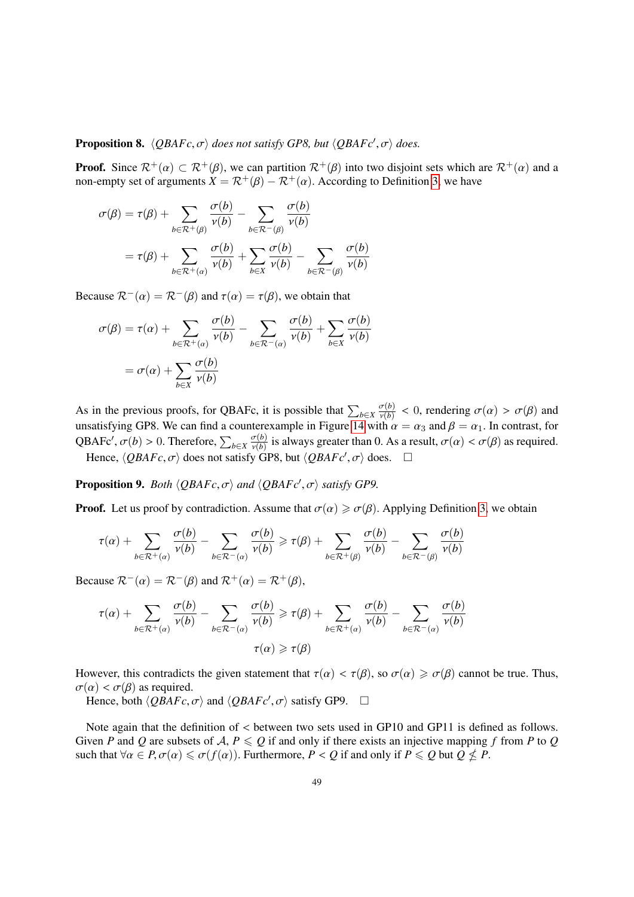**Proposition 8.** *$\langle QBAFc, \sigma\rangle$ does not satisfy GP8, but $\langle QBAFc', \sigma\rangle$ does.*

**Proof.** Since $\mathcal{R}^+(\alpha) \subset \mathcal{R}^+(\beta)$, we can partition $\mathcal{R}^+(\beta)$ into two disjoint sets which are $\mathcal{R}^+(\alpha)$ and a non-empty set of arguments $X = \mathcal{R}^+(\beta) - \mathcal{R}^+(\alpha)$. According to Definition 3, we have

$$\sigma(\beta) = \tau(\beta) + \sum_{b\in\mathcal{R}^+(\beta)} \frac{\sigma(b)}{\nu(b)} - \sum_{b\in\mathcal{R}^-(\beta)} \frac{\sigma(b)}{\nu(b)}$$

$$= \tau(\beta) + \sum_{b\in\mathcal{R}^+(\alpha)} \frac{\sigma(b)}{\nu(b)} + \sum_{b\in X} \frac{\sigma(b)}{\nu(b)} - \sum_{b\in\mathcal{R}^-(\beta)} \frac{\sigma(b)}{\nu(b)}$$

Because $\mathcal{R}^-(\alpha) = \mathcal{R}^-(\beta)$ and $\tau(\alpha) = \tau(\beta)$, we obtain that

$$\sigma(\beta) = \tau(\alpha) + \sum_{b\in\mathcal{R}^+(\alpha)} \frac{\sigma(b)}{\nu(b)} - \sum_{b\in\mathcal{R}^-(\alpha)} \frac{\sigma(b)}{\nu(b)} + \sum_{b\in X} \frac{\sigma(b)}{\nu(b)}$$

$$= \sigma(\alpha) + \sum_{b\in X} \frac{\sigma(b)}{\nu(b)}$$

As in the previous proofs, for QBAFc, it is possible that $\sum_{b\in X} \frac{\sigma(b)}{\nu(b)} < 0$, rendering $\sigma(\alpha) > \sigma(\beta)$ and unsatisfying GP8. We can find a counterexample in Figure 14 with $\alpha = \alpha_3$ and $\beta = \alpha_1$. In contrast, for QBAFc', $\sigma(b) > 0$. Therefore, $\sum_{b\in X} \frac{\sigma(b)}{\nu(b)}$ is always greater than 0. As a result, $\sigma(\alpha) < \sigma(\beta)$ as required.

Hence, $\langle QBAFc, \sigma\rangle$ does not satisfy GP8, but $\langle QBAFc', \sigma\rangle$ does. □

**Proposition 9.** *Both $\langle QBAFc, \sigma\rangle$ and $\langle QBAFc', \sigma\rangle$ satisfy GP9.*

**Proof.** Let us proof by contradiction. Assume that $\sigma(\alpha) \geqslant \sigma(\beta)$. Applying Definition 3, we obtain

$$\tau(\alpha) + \sum_{b\in\mathcal{R}^+(\alpha)} \frac{\sigma(b)}{\nu(b)} - \sum_{b\in\mathcal{R}^-(\alpha)} \frac{\sigma(b)}{\nu(b)} \geqslant \tau(\beta) + \sum_{b\in\mathcal{R}^+(\beta)} \frac{\sigma(b)}{\nu(b)} - \sum_{b\in\mathcal{R}^-(\beta)} \frac{\sigma(b)}{\nu(b)}$$

Because $\mathcal{R}^-(\alpha) = \mathcal{R}^-(\beta)$ and $\mathcal{R}^+(\alpha) = \mathcal{R}^+(\beta)$,

$$\tau(\alpha) + \sum_{b\in\mathcal{R}^+(\alpha)} \frac{\sigma(b)}{\nu(b)} - \sum_{b\in\mathcal{R}^-(\alpha)} \frac{\sigma(b)}{\nu(b)} \geqslant \tau(\beta) + \sum_{b\in\mathcal{R}^+(\alpha)} \frac{\sigma(b)}{\nu(b)} - \sum_{b\in\mathcal{R}^-(\alpha)} \frac{\sigma(b)}{\nu(b)}$$

$$\tau(\alpha) \geqslant \tau(\beta)$$

However, this contradicts the given statement that $\tau(\alpha) < \tau(\beta)$, so $\sigma(\alpha) \geqslant \sigma(\beta)$ cannot be true. Thus, $\sigma(\alpha) < \sigma(\beta)$ as required.

Hence, both $\langle QBAFc, \sigma\rangle$ and $\langle QBAFc', \sigma\rangle$ satisfy GP9. □

Note again that the definition of $<$ between two sets used in GP10 and GP11 is defined as follows. Given $P$ and $Q$ are subsets of $\mathcal{A}$, $P \leqslant Q$ if and only if there exists an injective mapping $f$ from $P$ to $Q$ such that $\forall \alpha \in P, \sigma(\alpha) \leqslant \sigma(f(\alpha))$. Furthermore, $P < Q$ if and only if $P \leqslant Q$ but $Q \nleqslant P$.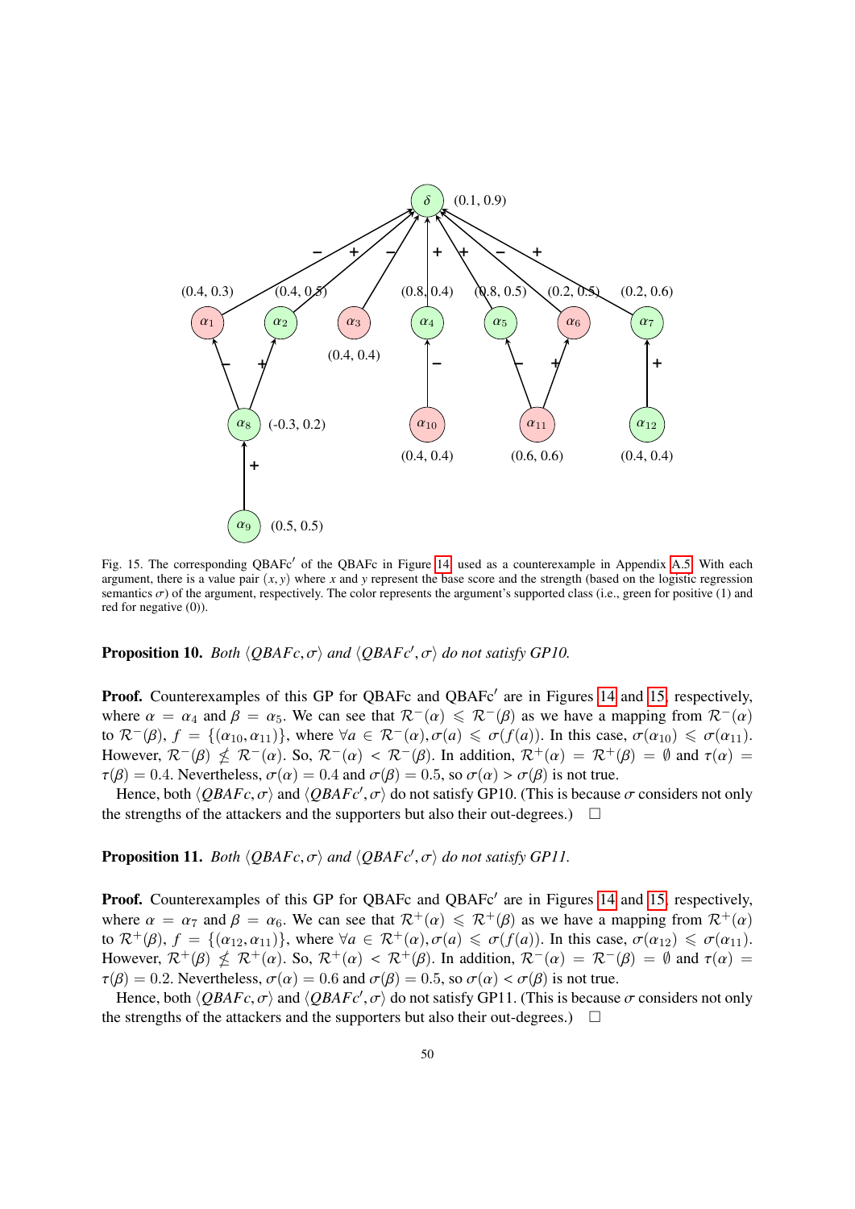δ (0.1, 0.9)

− + − + + − +

(0.4, 0.3) (0.4, 0.5) (0.8, 0.4) (0.8, 0.5) (0.2, 0.5) (0.2, 0.6)

$\alpha_1$ $\alpha_2$ $\alpha_3$ $\alpha_4$ $\alpha_5$ $\alpha_6$ $\alpha_7$

(0.4, 0.4)

− + − − + +

$\alpha_8$ (-0.3, 0.2) $\alpha_{10}$ $\alpha_{11}$ $\alpha_{12}$

(0.4, 0.4) (0.6, 0.6) (0.4, 0.4)

+

$\alpha_9$ (0.5, 0.5)

Fig. 15. The corresponding QBAFc$'$ of the QBAFc in Figure 14 used as a counterexample in Appendix A.5. With each argument, there is a value pair $(x, y)$ where $x$ and $y$ represent the base score and the strength (based on the logistic regression semantics $\sigma$) of the argument, respectively. The color represents the argument's supported class (i.e., green for positive (1) and red for negative (0)).

**Proposition 10.** *Both $\langle QBAFc, \sigma\rangle$ and $\langle QBAFc', \sigma\rangle$ do not satisfy GP10.*

**Proof.** Counterexamples of this GP for QBAFc and QBAFc$'$ are in Figures 14 and 15, respectively, where $\alpha = \alpha_4$ and $\beta = \alpha_5$. We can see that $\mathcal{R}^-(\alpha) \leqslant \mathcal{R}^-(\beta)$ as we have a mapping from $\mathcal{R}^-(\alpha)$ to $\mathcal{R}^-(\beta)$, $f = \{(\alpha_{10}, \alpha_{11})\}$, where $\forall a \in \mathcal{R}^-(\alpha), \sigma(a) \leqslant \sigma(f(a))$. In this case, $\sigma(\alpha_{10}) \leqslant \sigma(\alpha_{11})$. However, $\mathcal{R}^-(\beta) \nleq \mathcal{R}^-(\alpha)$. So, $\mathcal{R}^-(\alpha) < \mathcal{R}^-(\beta)$. In addition, $\mathcal{R}^+(\alpha) = \mathcal{R}^+(\beta) = \emptyset$ and $\tau(\alpha) = \tau(\beta) = 0.4$. Nevertheless, $\sigma(\alpha) = 0.4$ and $\sigma(\beta) = 0.5$, so $\sigma(\alpha) > \sigma(\beta)$ is not true.

Hence, both $\langle QBAFc, \sigma\rangle$ and $\langle QBAFc', \sigma\rangle$ do not satisfy GP10. (This is because $\sigma$ considers not only the strengths of the attackers and the supporters but also their out-degrees.) $\square$

**Proposition 11.** *Both $\langle QBAFc, \sigma\rangle$ and $\langle QBAFc', \sigma\rangle$ do not satisfy GP11.*

**Proof.** Counterexamples of this GP for QBAFc and QBAFc$'$ are in Figures 14 and 15, respectively, where $\alpha = \alpha_7$ and $\beta = \alpha_6$. We can see that $\mathcal{R}^+(\alpha) \leqslant \mathcal{R}^+(\beta)$ as we have a mapping from $\mathcal{R}^+(\alpha)$ to $\mathcal{R}^+(\beta)$, $f = \{(\alpha_{12}, \alpha_{11})\}$, where $\forall a \in \mathcal{R}^+(\alpha), \sigma(a) \leqslant \sigma(f(a))$. In this case, $\sigma(\alpha_{12}) \leqslant \sigma(\alpha_{11})$. However, $\mathcal{R}^+(\beta) \nleq \mathcal{R}^+(\alpha)$. So, $\mathcal{R}^+(\alpha) < \mathcal{R}^+(\beta)$. In addition, $\mathcal{R}^-(\alpha) = \mathcal{R}^-(\beta) = \emptyset$ and $\tau(\alpha) = \tau(\beta) = 0.2$. Nevertheless, $\sigma(\alpha) = 0.6$ and $\sigma(\beta) = 0.5$, so $\sigma(\alpha) < \sigma(\beta)$ is not true.

Hence, both $\langle QBAFc, \sigma\rangle$ and $\langle QBAFc', \sigma\rangle$ do not satisfy GP11. (This is because $\sigma$ considers not only the strengths of the attackers and the supporters but also their out-degrees.) $\square$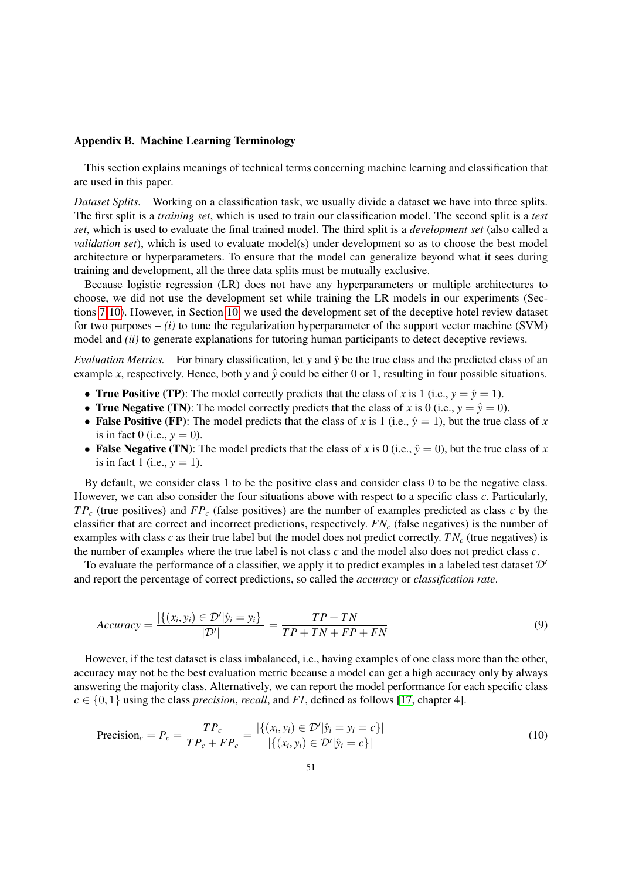## Appendix B. Machine Learning Terminology

This section explains meanings of technical terms concerning machine learning and classification that are used in this paper.

*Dataset Splits.* Working on a classification task, we usually divide a dataset we have into three splits. The first split is a *training set*, which is used to train our classification model. The second split is a *test set*, which is used to evaluate the final trained model. The third split is a *development set* (also called a *validation set*), which is used to evaluate model(s) under development so as to choose the best model architecture or hyperparameters. To ensure that the model can generalize beyond what it sees during training and development, all the three data splits must be mutually exclusive.

Because logistic regression (LR) does not have any hyperparameters or multiple architectures to choose, we did not use the development set while training the LR models in our experiments (Sections 7-10). However, in Section 10, we used the development set of the deceptive hotel review dataset for two purposes – *(i)* to tune the regularization hyperparameter of the support vector machine (SVM) model and *(ii)* to generate explanations for tutoring human participants to detect deceptive reviews.

*Evaluation Metrics.* For binary classification, let $y$ and $\hat{y}$ be the true class and the predicted class of an example $x$, respectively. Hence, both $y$ and $\hat{y}$ could be either 0 or 1, resulting in four possible situations.

- **True Positive (TP)**: The model correctly predicts that the class of $x$ is 1 (i.e., $y = \hat{y} = 1$).
- **True Negative (TN)**: The model correctly predicts that the class of $x$ is 0 (i.e., $y = \hat{y} = 0$).
- **False Positive (FP)**: The model predicts that the class of $x$ is 1 (i.e., $\hat{y} = 1$), but the true class of $x$ is in fact 0 (i.e., $y = 0$).
- **False Negative (TN)**: The model predicts that the class of $x$ is 0 (i.e., $\hat{y} = 0$), but the true class of $x$ is in fact 1 (i.e., $y = 1$).

By default, we consider class 1 to be the positive class and consider class 0 to be the negative class. However, we can also consider the four situations above with respect to a specific class $c$. Particularly, $TP_c$ (true positives) and $FP_c$ (false positives) are the number of examples predicted as class $c$ by the classifier that are correct and incorrect predictions, respectively. $FN_c$ (false negatives) is the number of examples with class $c$ as their true label but the model does not predict correctly. $TN_c$ (true negatives) is the number of examples where the true label is not class $c$ and the model also does not predict class $c$.

To evaluate the performance of a classifier, we apply it to predict examples in a labeled test dataset $\mathcal{D}'$ and report the percentage of correct predictions, so called the *accuracy* or *classification rate*.

$$Accuracy = \frac{|\{(x_i, y_i) \in \mathcal{D}' | \hat{y}_i = y_i\}|}{|\mathcal{D}'|} = \frac{TP + TN}{TP + TN + FP + FN} \tag{9}$$

However, if the test dataset is class imbalanced, i.e., having examples of one class more than the other, accuracy may not be the best evaluation metric because a model can get a high accuracy only by always answering the majority class. Alternatively, we can report the model performance for each specific class $c \in \{0, 1\}$ using the class *precision*, *recall*, and *F1*, defined as follows [17, chapter 4].

$$\text{Precision}_c = P_c = \frac{TP_c}{TP_c + FP_c} = \frac{|\{(x_i, y_i) \in \mathcal{D}' | \hat{y}_i = y_i = c\}|}{|\{(x_i, y_i) \in \mathcal{D}' | \hat{y}_i = c\}|} \tag{10}$$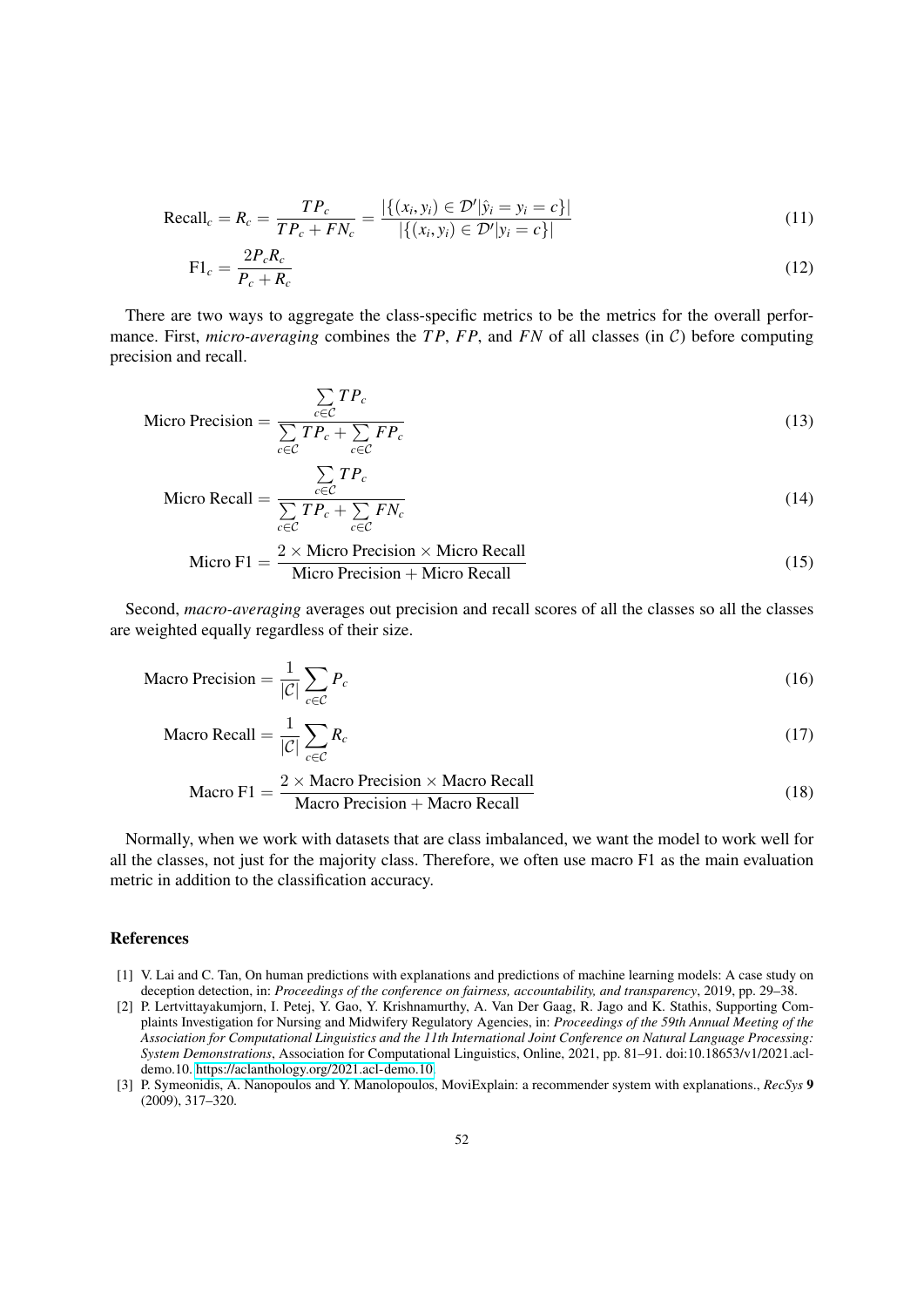$$\text{Recall}_c = R_c = \frac{TP_c}{TP_c + FN_c} = \frac{|\{(x_i, y_i) \in \mathcal{D}' | \hat{y}_i = y_i = c\}|}{|\{(x_i, y_i) \in \mathcal{D}' | y_i = c\}|} \tag{11}$$

$$\text{F1}_c = \frac{2P_c R_c}{P_c + R_c} \tag{12}$$

There are two ways to aggregate the class-specific metrics to be the metrics for the overall performance. First, *micro-averaging* combines the $TP$, $FP$, and $FN$ of all classes (in $\mathcal{C}$) before computing precision and recall.

$$\text{Micro Precision} = \frac{\sum_{c \in \mathcal{C}} TP_c}{\sum_{c \in \mathcal{C}} TP_c + \sum_{c \in \mathcal{C}} FP_c} \tag{13}$$

$$\text{Micro Recall} = \frac{\sum_{c \in \mathcal{C}} TP_c}{\sum_{c \in \mathcal{C}} TP_c + \sum_{c \in \mathcal{C}} FN_c} \tag{14}$$

$$\text{Micro F1} = \frac{2 \times \text{Micro Precision} \times \text{Micro Recall}}{\text{Micro Precision} + \text{Micro Recall}} \tag{15}$$

Second, *macro-averaging* averages out precision and recall scores of all the classes so all the classes are weighted equally regardless of their size.

$$\text{Macro Precision} = \frac{1}{|\mathcal{C}|} \sum_{c \in \mathcal{C}} P_c \tag{16}$$

$$\text{Macro Recall} = \frac{1}{|\mathcal{C}|} \sum_{c \in \mathcal{C}} R_c \tag{17}$$

$$\text{Macro F1} = \frac{2 \times \text{Macro Precision} \times \text{Macro Recall}}{\text{Macro Precision} + \text{Macro Recall}} \tag{18}$$

Normally, when we work with datasets that are class imbalanced, we want the model to work well for all the classes, not just for the majority class. Therefore, we often use macro F1 as the main evaluation metric in addition to the classification accuracy.

## References

[1] V. Lai and C. Tan, On human predictions with explanations and predictions of machine learning models: A case study on deception detection, in: *Proceedings of the conference on fairness, accountability, and transparency*, 2019, pp. 29–38.

[2] P. Lertvittayakumjorn, I. Petej, Y. Gao, Y. Krishnamurthy, A. Van Der Gaag, R. Jago and K. Stathis, Supporting Complaints Investigation for Nursing and Midwifery Regulatory Agencies, in: *Proceedings of the 59th Annual Meeting of the Association for Computational Linguistics and the 11th International Joint Conference on Natural Language Processing: System Demonstrations*, Association for Computational Linguistics, Online, 2021, pp. 81–91. doi:10.18653/v1/2021.acl-demo.10. https://aclanthology.org/2021.acl-demo.10.

[3] P. Symeonidis, A. Nanopoulos and Y. Manolopoulos, MoviExplain: a recommender system with explanations., *RecSys* **9** (2009), 317–320.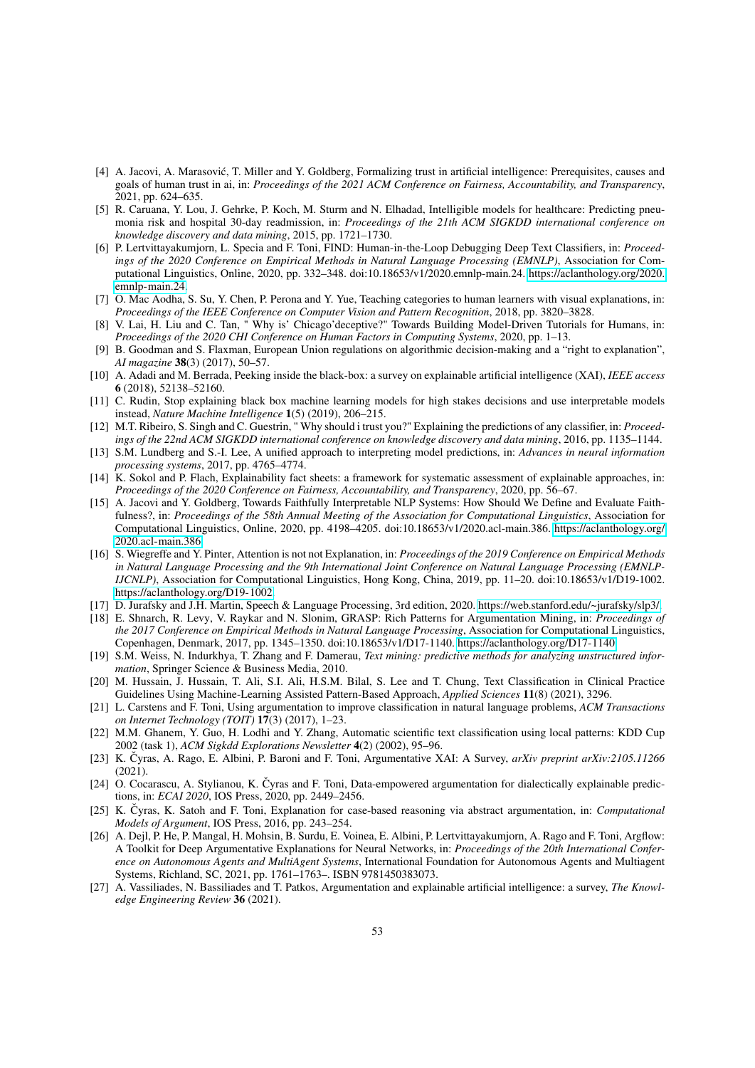[4] A. Jacovi, A. Marasović, T. Miller and Y. Goldberg, Formalizing trust in artificial intelligence: Prerequisites, causes and goals of human trust in ai, in: *Proceedings of the 2021 ACM Conference on Fairness, Accountability, and Transparency*, 2021, pp. 624–635.

[5] R. Caruana, Y. Lou, J. Gehrke, P. Koch, M. Sturm and N. Elhadad, Intelligible models for healthcare: Predicting pneumonia risk and hospital 30-day readmission, in: *Proceedings of the 21th ACM SIGKDD international conference on knowledge discovery and data mining*, 2015, pp. 1721–1730.

[6] P. Lertvittayakumjorn, L. Specia and F. Toni, FIND: Human-in-the-Loop Debugging Deep Text Classifiers, in: *Proceedings of the 2020 Conference on Empirical Methods in Natural Language Processing (EMNLP)*, Association for Computational Linguistics, Online, 2020, pp. 332–348. doi:10.18653/v1/2020.emnlp-main.24. https://aclanthology.org/2020.emnlp-main.24.

[7] O. Mac Aodha, S. Su, Y. Chen, P. Perona and Y. Yue, Teaching categories to human learners with visual explanations, in: *Proceedings of the IEEE Conference on Computer Vision and Pattern Recognition*, 2018, pp. 3820–3828.

[8] V. Lai, H. Liu and C. Tan, " Why is' Chicago'deceptive?" Towards Building Model-Driven Tutorials for Humans, in: *Proceedings of the 2020 CHI Conference on Human Factors in Computing Systems*, 2020, pp. 1–13.

[9] B. Goodman and S. Flaxman, European Union regulations on algorithmic decision-making and a "right to explanation", *AI magazine* **38**(3) (2017), 50–57.

[10] A. Adadi and M. Berrada, Peeking inside the black-box: a survey on explainable artificial intelligence (XAI), *IEEE access* **6** (2018), 52138–52160.

[11] C. Rudin, Stop explaining black box machine learning models for high stakes decisions and use interpretable models instead, *Nature Machine Intelligence* **1**(5) (2019), 206–215.

[12] M.T. Ribeiro, S. Singh and C. Guestrin, " Why should i trust you?" Explaining the predictions of any classifier, in: *Proceedings of the 22nd ACM SIGKDD international conference on knowledge discovery and data mining*, 2016, pp. 1135–1144.

[13] S.M. Lundberg and S.-I. Lee, A unified approach to interpreting model predictions, in: *Advances in neural information processing systems*, 2017, pp. 4765–4774.

[14] K. Sokol and P. Flach, Explainability fact sheets: a framework for systematic assessment of explainable approaches, in: *Proceedings of the 2020 Conference on Fairness, Accountability, and Transparency*, 2020, pp. 56–67.

[15] A. Jacovi and Y. Goldberg, Towards Faithfully Interpretable NLP Systems: How Should We Define and Evaluate Faithfulness?, in: *Proceedings of the 58th Annual Meeting of the Association for Computational Linguistics*, Association for Computational Linguistics, Online, 2020, pp. 4198–4205. doi:10.18653/v1/2020.acl-main.386. https://aclanthology.org/2020.acl-main.386.

[16] S. Wiegreffe and Y. Pinter, Attention is not not Explanation, in: *Proceedings of the 2019 Conference on Empirical Methods in Natural Language Processing and the 9th International Joint Conference on Natural Language Processing (EMNLP-IJCNLP)*, Association for Computational Linguistics, Hong Kong, China, 2019, pp. 11–20. doi:10.18653/v1/D19-1002. https://aclanthology.org/D19-1002.

[17] D. Jurafsky and J.H. Martin, Speech & Language Processing, 3rd edition, 2020. https://web.stanford.edu/~jurafsky/slp3/.

[18] E. Shnarch, R. Levy, V. Raykar and N. Slonim, GRASP: Rich Patterns for Argumentation Mining, in: *Proceedings of the 2017 Conference on Empirical Methods in Natural Language Processing*, Association for Computational Linguistics, Copenhagen, Denmark, 2017, pp. 1345–1350. doi:10.18653/v1/D17-1140. https://aclanthology.org/D17-1140.

[19] S.M. Weiss, N. Indurkhya, T. Zhang and F. Damerau, *Text mining: predictive methods for analyzing unstructured information*, Springer Science & Business Media, 2010.

[20] M. Hussain, J. Hussain, T. Ali, S.I. Ali, H.S.M. Bilal, S. Lee and T. Chung, Text Classification in Clinical Practice Guidelines Using Machine-Learning Assisted Pattern-Based Approach, *Applied Sciences* **11**(8) (2021), 3296.

[21] L. Carstens and F. Toni, Using argumentation to improve classification in natural language problems, *ACM Transactions on Internet Technology (TOIT)* **17**(3) (2017), 1–23.

[22] M.M. Ghanem, Y. Guo, H. Lodhi and Y. Zhang, Automatic scientific text classification using local patterns: KDD Cup 2002 (task 1), *ACM Sigkdd Explorations Newsletter* **4**(2) (2002), 95–96.

[23] K. Čyras, A. Rago, E. Albini, P. Baroni and F. Toni, Argumentative XAI: A Survey, *arXiv preprint arXiv:2105.11266* (2021).

[24] O. Cocarascu, A. Stylianou, K. Čyras and F. Toni, Data-empowered argumentation for dialectically explainable predictions, in: *ECAI 2020*, IOS Press, 2020, pp. 2449–2456.

[25] K. Čyras, K. Satoh and F. Toni, Explanation for case-based reasoning via abstract argumentation, in: *Computational Models of Argument*, IOS Press, 2016, pp. 243–254.

[26] A. Dejl, P. He, P. Mangal, H. Mohsin, B. Surdu, E. Voinea, E. Albini, P. Lertvittayakumjorn, A. Rago and F. Toni, Argflow: A Toolkit for Deep Argumentative Explanations for Neural Networks, in: *Proceedings of the 20th International Conference on Autonomous Agents and MultiAgent Systems*, International Foundation for Autonomous Agents and Multiagent Systems, Richland, SC, 2021, pp. 1761–1763–. ISBN 9781450383073.

[27] A. Vassiliades, N. Bassiliades and T. Patkos, Argumentation and explainable artificial intelligence: a survey, *The Knowledge Engineering Review* **36** (2021).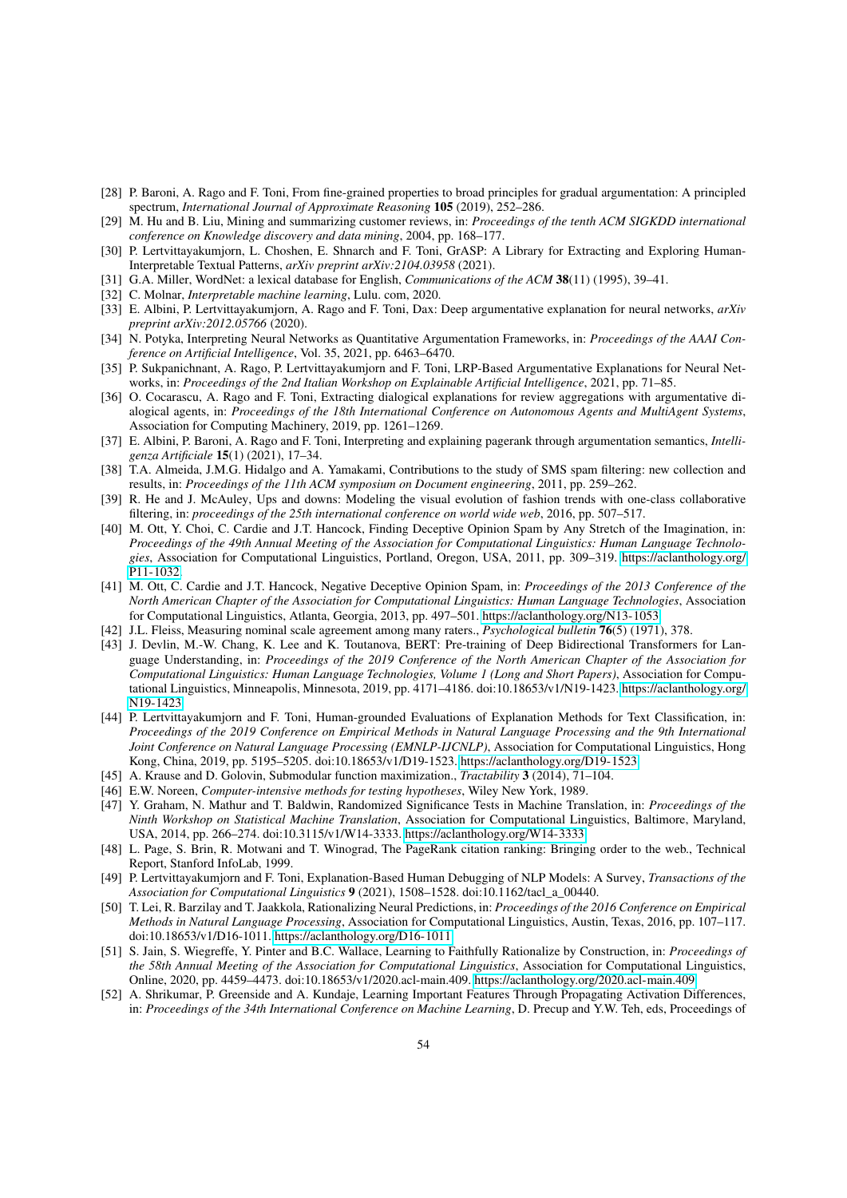[28] P. Baroni, A. Rago and F. Toni, From fine-grained properties to broad principles for gradual argumentation: A principled spectrum, *International Journal of Approximate Reasoning* **105** (2019), 252–286.

[29] M. Hu and B. Liu, Mining and summarizing customer reviews, in: *Proceedings of the tenth ACM SIGKDD international conference on Knowledge discovery and data mining*, 2004, pp. 168–177.

[30] P. Lertvittayakumjorn, L. Choshen, E. Shnarch and F. Toni, GrASP: A Library for Extracting and Exploring Human-Interpretable Textual Patterns, *arXiv preprint arXiv:2104.03958* (2021).

[31] G.A. Miller, WordNet: a lexical database for English, *Communications of the ACM* **38**(11) (1995), 39–41.

[32] C. Molnar, *Interpretable machine learning*, Lulu. com, 2020.

[33] E. Albini, P. Lertvittayakumjorn, A. Rago and F. Toni, Dax: Deep argumentative explanation for neural networks, *arXiv preprint arXiv:2012.05766* (2020).

[34] N. Potyka, Interpreting Neural Networks as Quantitative Argumentation Frameworks, in: *Proceedings of the AAAI Conference on Artificial Intelligence*, Vol. 35, 2021, pp. 6463–6470.

[35] P. Sukpanichnant, A. Rago, P. Lertvittayakumjorn and F. Toni, LRP-Based Argumentative Explanations for Neural Networks, in: *Proceedings of the 2nd Italian Workshop on Explainable Artificial Intelligence*, 2021, pp. 71–85.

[36] O. Cocarascu, A. Rago and F. Toni, Extracting dialogical explanations for review aggregations with argumentative dialogical agents, in: *Proceedings of the 18th International Conference on Autonomous Agents and MultiAgent Systems*, Association for Computing Machinery, 2019, pp. 1261–1269.

[37] E. Albini, P. Baroni, A. Rago and F. Toni, Interpreting and explaining pagerank through argumentation semantics, *Intelligenza Artificiale* **15**(1) (2021), 17–34.

[38] T.A. Almeida, J.M.G. Hidalgo and A. Yamakami, Contributions to the study of SMS spam filtering: new collection and results, in: *Proceedings of the 11th ACM symposium on Document engineering*, 2011, pp. 259–262.

[39] R. He and J. McAuley, Ups and downs: Modeling the visual evolution of fashion trends with one-class collaborative filtering, in: *proceedings of the 25th international conference on world wide web*, 2016, pp. 507–517.

[40] M. Ott, Y. Choi, C. Cardie and J.T. Hancock, Finding Deceptive Opinion Spam by Any Stretch of the Imagination, in: *Proceedings of the 49th Annual Meeting of the Association for Computational Linguistics: Human Language Technologies*, Association for Computational Linguistics, Portland, Oregon, USA, 2011, pp. 309–319. https://aclanthology.org/P11-1032.

[41] M. Ott, C. Cardie and J.T. Hancock, Negative Deceptive Opinion Spam, in: *Proceedings of the 2013 Conference of the North American Chapter of the Association for Computational Linguistics: Human Language Technologies*, Association for Computational Linguistics, Atlanta, Georgia, 2013, pp. 497–501. https://aclanthology.org/N13-1053.

[42] J.L. Fleiss, Measuring nominal scale agreement among many raters., *Psychological bulletin* **76**(5) (1971), 378.

[43] J. Devlin, M.-W. Chang, K. Lee and K. Toutanova, BERT: Pre-training of Deep Bidirectional Transformers for Language Understanding, in: *Proceedings of the 2019 Conference of the North American Chapter of the Association for Computational Linguistics: Human Language Technologies, Volume 1 (Long and Short Papers)*, Association for Computational Linguistics, Minneapolis, Minnesota, 2019, pp. 4171–4186. doi:10.18653/v1/N19-1423. https://aclanthology.org/N19-1423.

[44] P. Lertvittayakumjorn and F. Toni, Human-grounded Evaluations of Explanation Methods for Text Classification, in: *Proceedings of the 2019 Conference on Empirical Methods in Natural Language Processing and the 9th International Joint Conference on Natural Language Processing (EMNLP-IJCNLP)*, Association for Computational Linguistics, Hong Kong, China, 2019, pp. 5195–5205. doi:10.18653/v1/D19-1523. https://aclanthology.org/D19-1523.

[45] A. Krause and D. Golovin, Submodular function maximization., *Tractability* **3** (2014), 71–104.

[46] E.W. Noreen, *Computer-intensive methods for testing hypotheses*, Wiley New York, 1989.

[47] Y. Graham, N. Mathur and T. Baldwin, Randomized Significance Tests in Machine Translation, in: *Proceedings of the Ninth Workshop on Statistical Machine Translation*, Association for Computational Linguistics, Baltimore, Maryland, USA, 2014, pp. 266–274. doi:10.3115/v1/W14-3333. https://aclanthology.org/W14-3333.

[48] L. Page, S. Brin, R. Motwani and T. Winograd, The PageRank citation ranking: Bringing order to the web., Technical Report, Stanford InfoLab, 1999.

[49] P. Lertvittayakumjorn and F. Toni, Explanation-Based Human Debugging of NLP Models: A Survey, *Transactions of the Association for Computational Linguistics* **9** (2021), 1508–1528. doi:10.1162/tacl_a_00440.

[50] T. Lei, R. Barzilay and T. Jaakkola, Rationalizing Neural Predictions, in: *Proceedings of the 2016 Conference on Empirical Methods in Natural Language Processing*, Association for Computational Linguistics, Austin, Texas, 2016, pp. 107–117. doi:10.18653/v1/D16-1011. https://aclanthology.org/D16-1011.

[51] S. Jain, S. Wiegreffe, Y. Pinter and B.C. Wallace, Learning to Faithfully Rationalize by Construction, in: *Proceedings of the 58th Annual Meeting of the Association for Computational Linguistics*, Association for Computational Linguistics, Online, 2020, pp. 4459–4473. doi:10.18653/v1/2020.acl-main.409. https://aclanthology.org/2020.acl-main.409.

[52] A. Shrikumar, P. Greenside and A. Kundaje, Learning Important Features Through Propagating Activation Differences, in: *Proceedings of the 34th International Conference on Machine Learning*, D. Precup and Y.W. Teh, eds, Proceedings of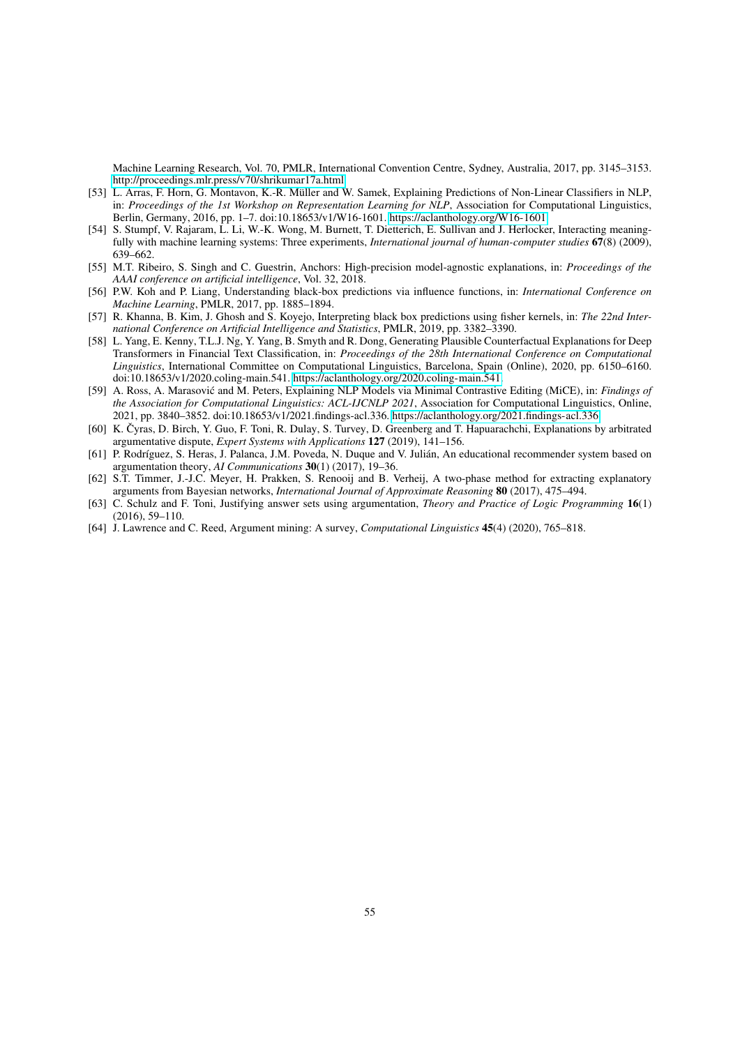Machine Learning Research, Vol. 70, PMLR, International Convention Centre, Sydney, Australia, 2017, pp. 3145–3153. http://proceedings.mlr.press/v70/shrikumar17a.html.

[53] L. Arras, F. Horn, G. Montavon, K.-R. Müller and W. Samek, Explaining Predictions of Non-Linear Classifiers in NLP, in: *Proceedings of the 1st Workshop on Representation Learning for NLP*, Association for Computational Linguistics, Berlin, Germany, 2016, pp. 1–7. doi:10.18653/v1/W16-1601. https://aclanthology.org/W16-1601.

[54] S. Stumpf, V. Rajaram, L. Li, W.-K. Wong, M. Burnett, T. Dietterich, E. Sullivan and J. Herlocker, Interacting meaningfully with machine learning systems: Three experiments, *International journal of human-computer studies* **67**(8) (2009), 639–662.

[55] M.T. Ribeiro, S. Singh and C. Guestrin, Anchors: High-precision model-agnostic explanations, in: *Proceedings of the AAAI conference on artificial intelligence*, Vol. 32, 2018.

[56] P.W. Koh and P. Liang, Understanding black-box predictions via influence functions, in: *International Conference on Machine Learning*, PMLR, 2017, pp. 1885–1894.

[57] R. Khanna, B. Kim, J. Ghosh and S. Koyejo, Interpreting black box predictions using fisher kernels, in: *The 22nd International Conference on Artificial Intelligence and Statistics*, PMLR, 2019, pp. 3382–3390.

[58] L. Yang, E. Kenny, T.L.J. Ng, Y. Yang, B. Smyth and R. Dong, Generating Plausible Counterfactual Explanations for Deep Transformers in Financial Text Classification, in: *Proceedings of the 28th International Conference on Computational Linguistics*, International Committee on Computational Linguistics, Barcelona, Spain (Online), 2020, pp. 6150–6160. doi:10.18653/v1/2020.coling-main.541. https://aclanthology.org/2020.coling-main.541.

[59] A. Ross, A. Marasović and M. Peters, Explaining NLP Models via Minimal Contrastive Editing (MiCE), in: *Findings of the Association for Computational Linguistics: ACL-IJCNLP 2021*, Association for Computational Linguistics, Online, 2021, pp. 3840–3852. doi:10.18653/v1/2021.findings-acl.336. https://aclanthology.org/2021.findings-acl.336.

[60] K. Čyras, D. Birch, Y. Guo, F. Toni, R. Dulay, S. Turvey, D. Greenberg and T. Hapuarachchi, Explanations by arbitrated argumentative dispute, *Expert Systems with Applications* **127** (2019), 141–156.

[61] P. Rodríguez, S. Heras, J. Palanca, J.M. Poveda, N. Duque and V. Julián, An educational recommender system based on argumentation theory, *AI Communications* **30**(1) (2017), 19–36.

[62] S.T. Timmer, J.-J.C. Meyer, H. Prakken, S. Renooij and B. Verheij, A two-phase method for extracting explanatory arguments from Bayesian networks, *International Journal of Approximate Reasoning* **80** (2017), 475–494.

[63] C. Schulz and F. Toni, Justifying answer sets using argumentation, *Theory and Practice of Logic Programming* **16**(1) (2016), 59–110.

[64] J. Lawrence and C. Reed, Argument mining: A survey, *Computational Linguistics* **45**(4) (2020), 765–818.